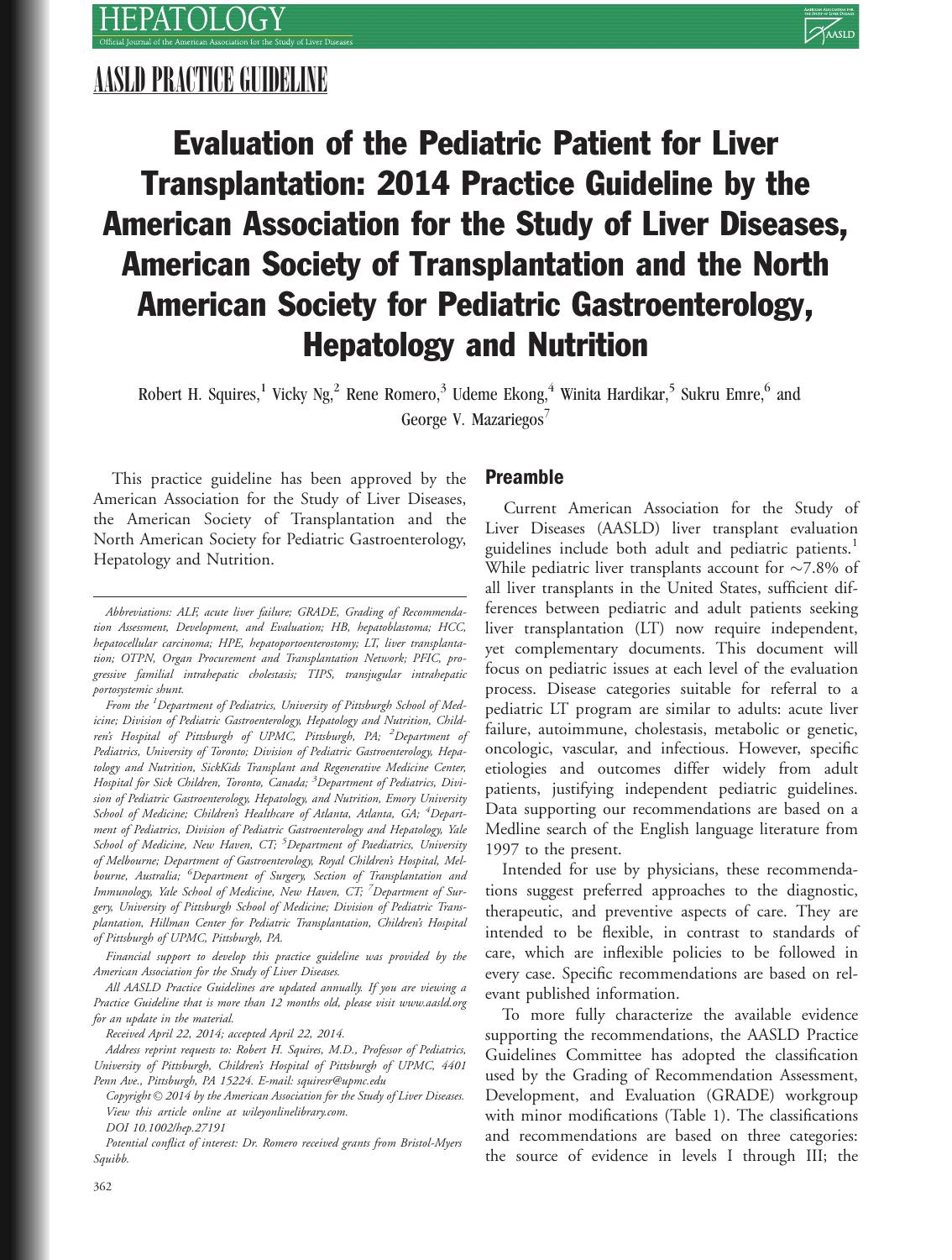## AASLD PRACTICE GUIDELINE

# Evaluation of the Pediatric Patient for Liver Transplantation: 2014 Practice Guideline by the American Association for the Study of Liver Diseases, American Society of Transplantation and the North American Society for Pediatric Gastroenterology, Hepatology and Nutrition

Robert H. Squires,[1] Vicky Ng,[2] Rene Romero,[3] Udeme Ekong,[4] Winita Hardikar,[5] Sukru Emre,[6] and George V. Mazariegos[7]

This practice guideline has been approved by the American Association for the Study of Liver Diseases, the American Society of Transplantation and the North American Society for Pediatric Gastroenterology, Hepatology and Nutrition.

*Abbreviations: ALF, acute liver failure; GRADE, Grading of Recommendation Assessment, Development, and Evaluation; HB, hepatoblastoma; HCC, hepatocellular carcinoma; HPE, hepatoportoenterostomy; LT, liver transplantation; OTPN, Organ Procurement and Transplantation Network; PFIC, progressive familial intrahepatic cholestasis; TIPS, transjugular intrahepatic portosystemic shunt.*

*From the [1]Department of Pediatrics, University of Pittsburgh School of Medicine; Division of Pediatric Gastroenterology, Hepatology and Nutrition, Children's Hospital of Pittsburgh of UPMC, Pittsburgh, PA; [2]Department of Pediatrics, University of Toronto; Division of Pediatric Gastroenterology, Hepatology and Nutrition, SickKids Transplant and Regenerative Medicine Center, Hospital for Sick Children, Toronto, Canada; [3]Department of Pediatrics, Division of Pediatric Gastroenterology, Hepatology, and Nutrition, Emory University School of Medicine; Children's Healthcare of Atlanta, Atlanta, GA; [4]Department of Pediatrics, Division of Pediatric Gastroenterology and Hepatology, Yale School of Medicine, New Haven, CT; [5]Department of Paediatrics, University of Melbourne; Department of Gastroenterology, Royal Children's Hospital, Melbourne, Australia; [6]Department of Surgery, Section of Transplantation and Immunology, Yale School of Medicine, New Haven, CT; [7]Department of Surgery, University of Pittsburgh School of Medicine; Division of Pediatric Transplantation, Hillman Center for Pediatric Transplantation, Children's Hospital of Pittsburgh of UPMC, Pittsburgh, PA.*

*Financial support to develop this practice guideline was provided by the American Association for the Study of Liver Diseases.*

*All AASLD Practice Guidelines are updated annually. If you are viewing a Practice Guideline that is more than 12 months old, please visit www.aasld.org for an update in the material.*

*Received April 22, 2014; accepted April 22, 2014.*

*Address reprint requests to: Robert H. Squires, M.D., Professor of Pediatrics, University of Pittsburgh, Children's Hospital of Pittsburgh of UPMC, 4401 Penn Ave., Pittsburgh, PA 15224. E-mail: squiresr@upmc.edu*

*Copyright © 2014 by the American Association for the Study of Liver Diseases. View this article online at wileyonlinelibrary.com.*

*DOI 10.1002/hep.27191*

*Potential conflict of interest: Dr. Romero received grants from Bristol-Myers Squibb.*

## Preamble

Current American Association for the Study of Liver Diseases (AASLD) liver transplant evaluation guidelines include both adult and pediatric patients.[1] While pediatric liver transplants account for ~7.8% of all liver transplants in the United States, sufficient differences between pediatric and adult patients seeking liver transplantation (LT) now require independent, yet complementary documents. This document will focus on pediatric issues at each level of the evaluation process. Disease categories suitable for referral to a pediatric LT program are similar to adults: acute liver failure, autoimmune, cholestasis, metabolic or genetic, oncologic, vascular, and infectious. However, specific etiologies and outcomes differ widely from adult patients, justifying independent pediatric guidelines. Data supporting our recommendations are based on a Medline search of the English language literature from 1997 to the present.

Intended for use by physicians, these recommendations suggest preferred approaches to the diagnostic, therapeutic, and preventive aspects of care. They are intended to be flexible, in contrast to standards of care, which are inflexible policies to be followed in every case. Specific recommendations are based on relevant published information.

To more fully characterize the available evidence supporting the recommendations, the AASLD Practice Guidelines Committee has adopted the classification used by the Grading of Recommendation Assessment, Development, and Evaluation (GRADE) workgroup with minor modifications (Table 1). The classifications and recommendations are based on three categories: the source of evidence in levels I through III; the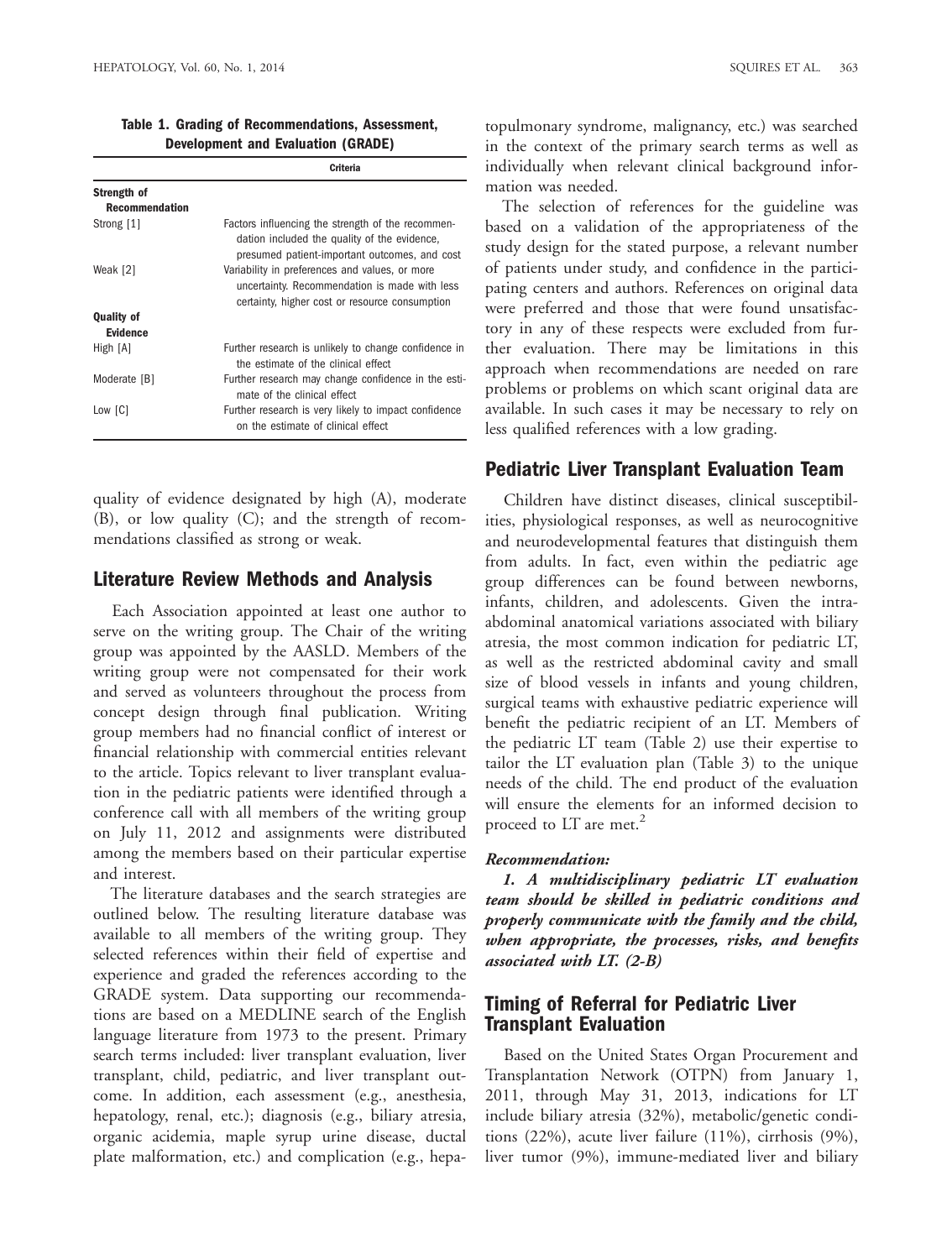Table 1. Grading of Recommendations, Assessment, Development and Evaluation (GRADE)

| | Criteria |
|---|---|
| **Strength of Recommendation** | |
| Strong [1] | Factors influencing the strength of the recommendation included the quality of the evidence, presumed patient-important outcomes, and cost |
| Weak [2] | Variability in preferences and values, or more uncertainty. Recommendation is made with less certainty, higher cost or resource consumption |
| **Quality of Evidence** | |
| High [A] | Further research is unlikely to change confidence in the estimate of the clinical effect |
| Moderate [B] | Further research may change confidence in the estimate of the clinical effect |
| Low [C] | Further research is very likely to impact confidence on the estimate of clinical effect |

quality of evidence designated by high (A), moderate (B), or low quality (C); and the strength of recommendations classified as strong or weak.

## Literature Review Methods and Analysis

Each Association appointed at least one author to serve on the writing group. The Chair of the writing group was appointed by the AASLD. Members of the writing group were not compensated for their work and served as volunteers throughout the process from concept design through final publication. Writing group members had no financial conflict of interest or financial relationship with commercial entities relevant to the article. Topics relevant to liver transplant evaluation in the pediatric patients were identified through a conference call with all members of the writing group on July 11, 2012 and assignments were distributed among the members based on their particular expertise and interest.

The literature databases and the search strategies are outlined below. The resulting literature database was available to all members of the writing group. They selected references within their field of expertise and experience and graded the references according to the GRADE system. Data supporting our recommendations are based on a MEDLINE search of the English language literature from 1973 to the present. Primary search terms included: liver transplant evaluation, liver transplant, child, pediatric, and liver transplant outcome. In addition, each assessment (e.g., anesthesia, hepatology, renal, etc.); diagnosis (e.g., biliary atresia, organic acidemia, maple syrup urine disease, ductal plate malformation, etc.) and complication (e.g., hepatopulmonary syndrome, malignancy, etc.) was searched in the context of the primary search terms as well as individually when relevant clinical background information was needed.

The selection of references for the guideline was based on a validation of the appropriateness of the study design for the stated purpose, a relevant number of patients under study, and confidence in the participating centers and authors. References on original data were preferred and those that were found unsatisfactory in any of these respects were excluded from further evaluation. There may be limitations in this approach when recommendations are needed on rare problems or problems on which scant original data are available. In such cases it may be necessary to rely on less qualified references with a low grading.

## Pediatric Liver Transplant Evaluation Team

Children have distinct diseases, clinical susceptibilities, physiological responses, as well as neurocognitive and neurodevelopmental features that distinguish them from adults. In fact, even within the pediatric age group differences can be found between newborns, infants, children, and adolescents. Given the intra-abdominal anatomical variations associated with biliary atresia, the most common indication for pediatric LT, as well as the restricted abdominal cavity and small size of blood vessels in infants and young children, surgical teams with exhaustive pediatric experience will benefit the pediatric recipient of an LT. Members of the pediatric LT team (Table 2) use their expertise to tailor the LT evaluation plan (Table 3) to the unique needs of the child. The end product of the evaluation will ensure the elements for an informed decision to proceed to LT are met.[2]

***Recommendation:***

***1. A multidisciplinary pediatric LT evaluation team should be skilled in pediatric conditions and properly communicate with the family and the child, when appropriate, the processes, risks, and benefits associated with LT. (2-B)***

## Timing of Referral for Pediatric Liver Transplant Evaluation

Based on the United States Organ Procurement and Transplantation Network (OTPN) from January 1, 2011, through May 31, 2013, indications for LT include biliary atresia (32%), metabolic/genetic conditions (22%), acute liver failure (11%), cirrhosis (9%), liver tumor (9%), immune-mediated liver and biliary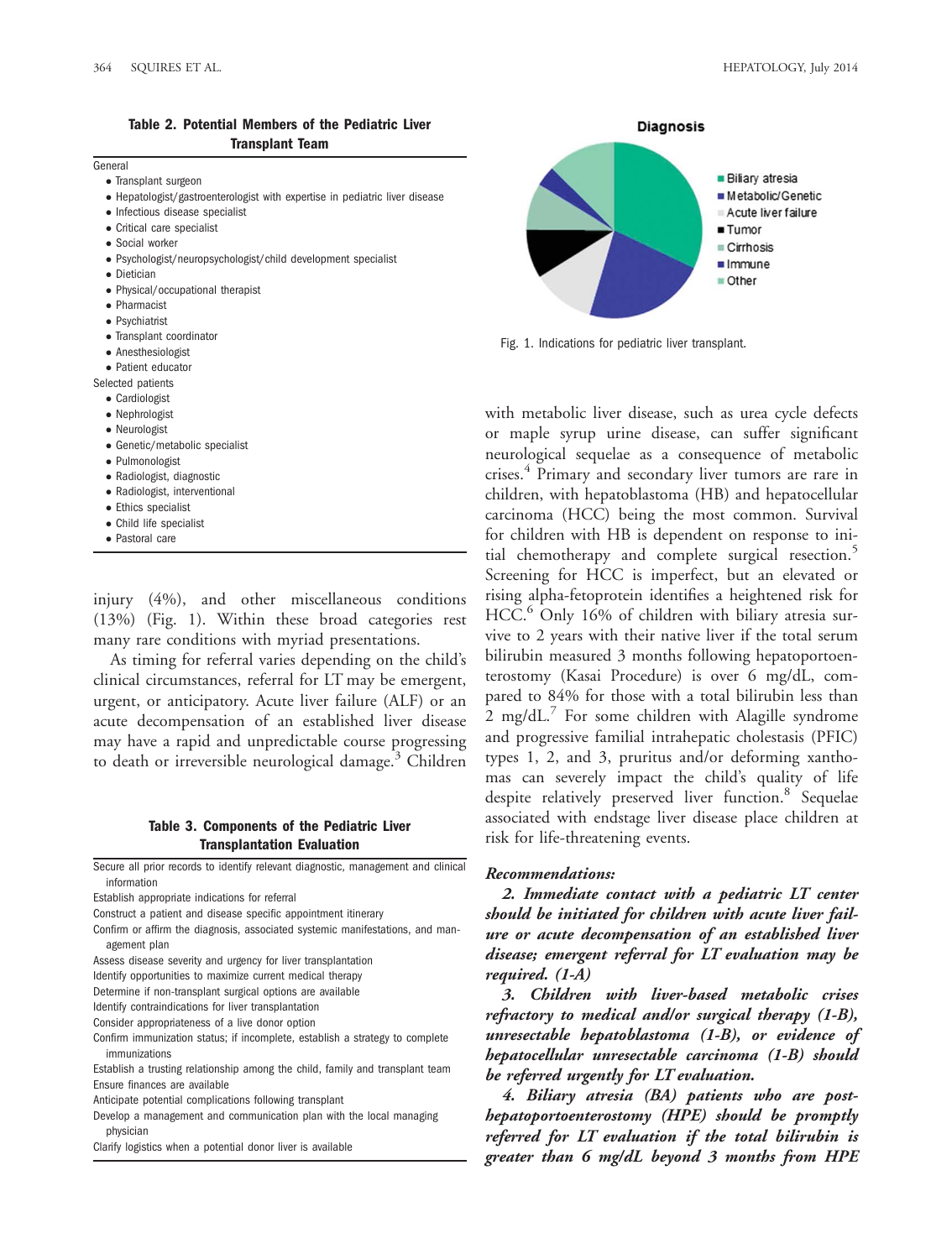**Table 2. Potential Members of the Pediatric Liver Transplant Team**

General
- Transplant surgeon
- Hepatologist/gastroenterologist with expertise in pediatric liver disease
- Infectious disease specialist
- Critical care specialist
- Social worker
- Psychologist/neuropsychologist/child development specialist
- Dietician
- Physical/occupational therapist
- Pharmacist
- Psychiatrist
- Transplant coordinator
- Anesthesiologist
- Patient educator

Selected patients
- Cardiologist
- Nephrologist
- Neurologist
- Genetic/metabolic specialist
- Pulmonologist
- Radiologist, diagnostic
- Radiologist, interventional
- Ethics specialist
- Child life specialist
- Pastoral care

injury (4%), and other miscellaneous conditions (13%) (Fig. 1). Within these broad categories rest many rare conditions with myriad presentations.

As timing for referral varies depending on the child's clinical circumstances, referral for LT may be emergent, urgent, or anticipatory. Acute liver failure (ALF) or an acute decompensation of an established liver disease may have a rapid and unpredictable course progressing to death or irreversible neurological damage.[3] Children with metabolic liver disease, such as urea cycle defects or maple syrup urine disease, can suffer significant neurological sequelae as a consequence of metabolic crises.[4] Primary and secondary liver tumors are rare in children, with hepatoblastoma (HB) and hepatocellular carcinoma (HCC) being the most common. Survival for children with HB is dependent on response to initial chemotherapy and complete surgical resection.[5] Screening for HCC is imperfect, but an elevated or rising alpha-fetoprotein identifies a heightened risk for HCC.[6] Only 16% of children with biliary atresia survive to 2 years with their native liver if the total serum bilirubin measured 3 months following hepatoportoenterostomy (Kasai Procedure) is over 6 mg/dL, compared to 84% for those with a total bilirubin less than 2 mg/dL.[7] For some children with Alagille syndrome and progressive familial intrahepatic cholestasis (PFIC) types 1, 2, and 3, pruritus and/or deforming xanthomas can severely impact the child's quality of life despite relatively preserved liver function.[8] Sequelae associated with endstage liver disease place children at risk for life-threatening events.

**Table 3. Components of the Pediatric Liver Transplantation Evaluation**

- Secure all prior records to identify relevant diagnostic, management and clinical information
- Establish appropriate indications for referral
- Construct a patient and disease specific appointment itinerary
- Confirm or affirm the diagnosis, associated systemic manifestations, and management plan
- Assess disease severity and urgency for liver transplantation
- Identify opportunities to maximize current medical therapy
- Determine if non-transplant surgical options are available
- Identify contraindications for liver transplantation
- Consider appropriateness of a live donor option
- Confirm immunization status; if incomplete, establish a strategy to complete immunizations
- Establish a trusting relationship among the child, family and transplant team
- Ensure finances are available
- Anticipate potential complications following transplant
- Develop a management and communication plan with the local managing physician
- Clarify logistics when a potential donor liver is available

Fig. 1. Indications for pediatric liver transplant.

***Recommendations:***

***2. Immediate contact with a pediatric LT center should be initiated for children with acute liver failure or acute decompensation of an established liver disease; emergent referral for LT evaluation may be required. (1-A)***

***3. Children with liver-based metabolic crises refractory to medical and/or surgical therapy (1-B), unresectable hepatoblastoma (1-B), or evidence of hepatocellular unresectable carcinoma (1-B) should be referred urgently for LT evaluation.***

***4. Biliary atresia (BA) patients who are post-hepatoportoenterostomy (HPE) should be promptly referred for LT evaluation if the total bilirubin is greater than 6 mg/dL beyond 3 months from HPE***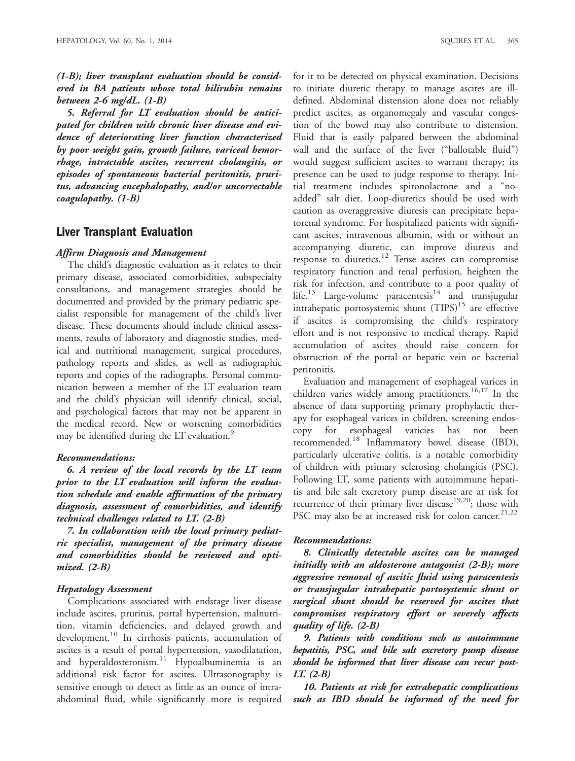*(1-B); liver transplant evaluation should be considered in BA patients whose total bilirubin remains between 2-6 mg/dL. (1-B)*

*5. Referral for LT evaluation should be anticipated for children with chronic liver disease and evidence of deteriorating liver function characterized by poor weight gain, growth failure, variceal hemorrhage, intractable ascites, recurrent cholangitis, or episodes of spontaneous bacterial peritonitis, pruritus, advancing encephalopathy, and/or uncorrectable coagulopathy. (1-B)*

## Liver Transplant Evaluation

### *Affirm Diagnosis and Management*

The child's diagnostic evaluation as it relates to their primary disease, associated comorbidities, subspecialty consultations, and management strategies should be documented and provided by the primary pediatric specialist responsible for management of the child's liver disease. These documents should include clinical assessments, results of laboratory and diagnostic studies, medical and nutritional management, surgical procedures, pathology reports and slides, as well as radiographic reports and copies of the radiographs. Personal communication between a member of the LT evaluation team and the child's physician will identify clinical, social, and psychological factors that may not be apparent in the medical record. New or worsening comorbidities may be identified during the LT evaluation.[9]

#### *Recommendations:*

*6. A review of the local records by the LT team prior to the LT evaluation will inform the evaluation schedule and enable affirmation of the primary diagnosis, assessment of comorbidities, and identify technical challenges related to LT. (2-B)*

*7. In collaboration with the local primary pediatric specialist, management of the primary disease and comorbidities should be reviewed and optimized. (2-B)*

### *Hepatology Assessment*

Complications associated with endstage liver disease include ascites, pruritus, portal hypertension, malnutrition, vitamin deficiencies, and delayed growth and development.[10] In cirrhosis patients, accumulation of ascites is a result of portal hypertension, vasodilatation, and hyperaldosteronism.[11] Hypoalbuminemia is an additional risk factor for ascites. Ultrasonography is sensitive enough to detect as little as an ounce of intra-abdominal fluid, while significantly more is required for it to be detected on physical examination. Decisions to initiate diuretic therapy to manage ascites are ill-defined. Abdominal distension alone does not reliably predict ascites, as organomegaly and vascular congestion of the bowel may also contribute to distension. Fluid that is easily palpated between the abdominal wall and the surface of the liver ("ballotable fluid") would suggest sufficient ascites to warrant therapy; its presence can be used to judge response to therapy. Initial treatment includes spironolactone and a "no-added" salt diet. Loop-diuretics should be used with caution as overaggressive diuresis can precipitate hepatorenal syndrome. For hospitalized patients with significant ascites, intravenous albumin, with or without an accompanying diuretic, can improve diuresis and response to diuretics.[12] Tense ascites can compromise respiratory function and renal perfusion, heighten the risk for infection, and contribute to a poor quality of life.[13] Large-volume paracentesis[14] and transjugular intrahepatic portosystemic shunt (TIPS)[15] are effective if ascites is compromising the child's respiratory effort and is not responsive to medical therapy. Rapid accumulation of ascites should raise concern for obstruction of the portal or hepatic vein or bacterial peritonitis.

Evaluation and management of esophageal varices in children varies widely among practitioners.[16,17] In the absence of data supporting primary prophylactic therapy for esophageal varices in children, screening endoscopy for esophageal varices has not been recommended.[18] Inflammatory bowel disease (IBD), particularly ulcerative colitis, is a notable comorbidity of children with primary sclerosing cholangitis (PSC). Following LT, some patients with autoimmune hepatitis and bile salt excretory pump disease are at risk for recurrence of their primary liver disease[19,20]; those with PSC may also be at increased risk for colon cancer.[21,22]

#### *Recommendations:*

*8. Clinically detectable ascites can be managed initially with an aldosterone antagonist (2-B); more aggressive removal of ascitic fluid using paracentesis or transjugular intrahepatic portosystemic shunt or surgical shunt should be reserved for ascites that compromises respiratory effort or severely affects quality of life. (2-B)*

*9. Patients with conditions such as autoimmune hepatitis, PSC, and bile salt excretory pump disease should be informed that liver disease can recur post-LT. (2-B)*

*10. Patients at risk for extrahepatic complications such as IBD should be informed of the need for*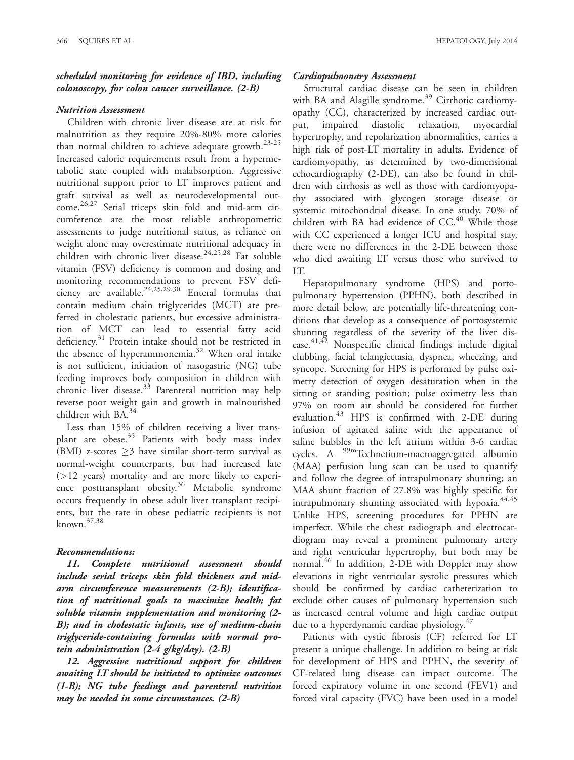***scheduled monitoring for evidence of IBD, including colonoscopy, for colon cancer surveillance. (2-B)***

### *Nutrition Assessment*

Children with chronic liver disease are at risk for malnutrition as they require 20%-80% more calories than normal children to achieve adequate growth.[23-25] Increased caloric requirements result from a hypermetabolic state coupled with malabsorption. Aggressive nutritional support prior to LT improves patient and graft survival as well as neurodevelopmental outcome.[26,27] Serial triceps skin fold and mid-arm circumference are the most reliable anthropometric assessments to judge nutritional status, as reliance on weight alone may overestimate nutritional adequacy in children with chronic liver disease.[24,25,28] Fat soluble vitamin (FSV) deficiency is common and dosing and monitoring recommendations to prevent FSV deficiency are available.[24,25,29,30] Enteral formulas that contain medium chain triglycerides (MCT) are preferred in cholestatic patients, but excessive administration of MCT can lead to essential fatty acid deficiency.[31] Protein intake should not be restricted in the absence of hyperammonemia.[32] When oral intake is not sufficient, initiation of nasogastric (NG) tube feeding improves body composition in children with chronic liver disease.[33] Parenteral nutrition may help reverse poor weight gain and growth in malnourished children with BA.[34]

Less than 15% of children receiving a liver transplant are obese.[35] Patients with body mass index (BMI) z-scores $\geq 3$ have similar short-term survival as normal-weight counterparts, but had increased late (>12 years) mortality and are more likely to experience posttransplant obesity.[36] Metabolic syndrome occurs frequently in obese adult liver transplant recipients, but the rate in obese pediatric recipients is not known.[37,38]

### *Recommendations:*

***11. Complete nutritional assessment should include serial triceps skin fold thickness and mid-arm circumference measurements (2-B); identification of nutritional goals to maximize health; fat soluble vitamin supplementation and monitoring (2-B); and in cholestatic infants, use of medium-chain triglyceride-containing formulas with normal protein administration (2-4 g/kg/day). (2-B)***

***12. Aggressive nutritional support for children awaiting LT should be initiated to optimize outcomes (1-B); NG tube feedings and parenteral nutrition may be needed in some circumstances. (2-B)***

### *Cardiopulmonary Assessment*

Structural cardiac disease can be seen in children with BA and Alagille syndrome.[39] Cirrhotic cardiomyopathy (CC), characterized by increased cardiac output, impaired diastolic relaxation, myocardial hypertrophy, and repolarization abnormalities, carries a high risk of post-LT mortality in adults. Evidence of cardiomyopathy, as determined by two-dimensional echocardiography (2-DE), can also be found in children with cirrhosis as well as those with cardiomyopathy associated with glycogen storage disease or systemic mitochondrial disease. In one study, 70% of children with BA had evidence of CC.[40] While those with CC experienced a longer ICU and hospital stay, there were no differences in the 2-DE between those who died awaiting LT versus those who survived to LT.

Hepatopulmonary syndrome (HPS) and portopulmonary hypertension (PPHN), both described in more detail below, are potentially life-threatening conditions that develop as a consequence of portosystemic shunting regardless of the severity of the liver disease.[41,42] Nonspecific clinical findings include digital clubbing, facial telangiectasia, dyspnea, wheezing, and syncope. Screening for HPS is performed by pulse oximetry detection of oxygen desaturation when in the sitting or standing position; pulse oximetry less than 97% on room air should be considered for further evaluation.[43] HPS is confirmed with 2-DE during infusion of agitated saline with the appearance of saline bubbles in the left atrium within 3-6 cardiac cycles. A $^{99m}$Technetium-macroaggregated albumin (MAA) perfusion lung scan can be used to quantify and follow the degree of intrapulmonary shunting; an MAA shunt fraction of 27.8% was highly specific for intrapulmonary shunting associated with hypoxia.[44,45] Unlike HPS, screening procedures for PPHN are imperfect. While the chest radiograph and electrocardiogram may reveal a prominent pulmonary artery and right ventricular hypertrophy, but both may be normal.[46] In addition, 2-DE with Doppler may show elevations in right ventricular systolic pressures which should be confirmed by cardiac catheterization to exclude other causes of pulmonary hypertension such as increased central volume and high cardiac output due to a hyperdynamic cardiac physiology.[47]

Patients with cystic fibrosis (CF) referred for LT present a unique challenge. In addition to being at risk for development of HPS and PPHN, the severity of CF-related lung disease can impact outcome. The forced expiratory volume in one second (FEV1) and forced vital capacity (FVC) have been used in a model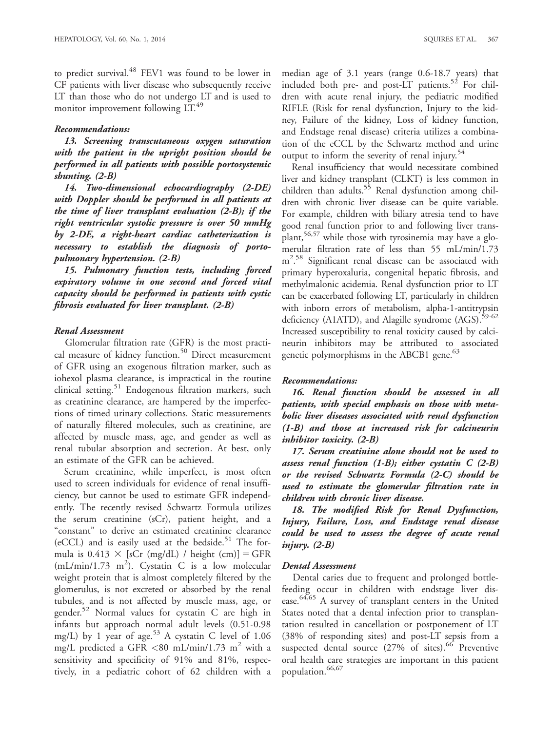to predict survival.[48] FEV1 was found to be lower in CF patients with liver disease who subsequently receive LT than those who do not undergo LT and is used to monitor improvement following LT.[49]

### *Recommendations:*

***13. Screening transcutaneous oxygen saturation with the patient in the upright position should be performed in all patients with possible portosystemic shunting. (2-B)***

***14. Two-dimensional echocardiography (2-DE) with Doppler should be performed in all patients at the time of liver transplant evaluation (2-B); if the right ventricular systolic pressure is over 50 mmHg by 2-DE, a right-heart cardiac catheterization is necessary to establish the diagnosis of portopulmonary hypertension. (2-B)***

***15. Pulmonary function tests, including forced expiratory volume in one second and forced vital capacity should be performed in patients with cystic fibrosis evaluated for liver transplant. (2-B)***

### *Renal Assessment*

Glomerular filtration rate (GFR) is the most practical measure of kidney function.[50] Direct measurement of GFR using an exogenous filtration marker, such as iohexol plasma clearance, is impractical in the routine clinical setting.[51] Endogenous filtration markers, such as creatinine clearance, are hampered by the imperfections of timed urinary collections. Static measurements of naturally filtered molecules, such as creatinine, are affected by muscle mass, age, and gender as well as renal tubular absorption and secretion. At best, only an estimate of the GFR can be achieved.

Serum creatinine, while imperfect, is most often used to screen individuals for evidence of renal insufficiency, but cannot be used to estimate GFR independently. The recently revised Schwartz Formula utilizes the serum creatinine (sCr), patient height, and a "constant" to derive an estimated creatinine clearance (eCCL) and is easily used at the bedside.[51] The formula is $0.413 \times$ [sCr (mg/dL) / height (cm)] = GFR (mL/min/1.73 $m^2$). Cystatin C is a low molecular weight protein that is almost completely filtered by the glomerulus, is not excreted or absorbed by the renal tubules, and is not affected by muscle mass, age, or gender.[52] Normal values for cystatin C are high in infants but approach normal adult levels (0.51-0.98 mg/L) by 1 year of age.[53] A cystatin C level of 1.06 mg/L predicted a GFR $<80$ mL/min/1.73 $m^2$ with a sensitivity and specificity of 91% and 81%, respectively, in a pediatric cohort of 62 children with a median age of 3.1 years (range 0.6-18.7 years) that included both pre- and post-LT patients.[52] For children with acute renal injury, the pediatric modified RIFLE (Risk for renal dysfunction, Injury to the kidney, Failure of the kidney, Loss of kidney function, and Endstage renal disease) criteria utilizes a combination of the eCCL by the Schwartz method and urine output to inform the severity of renal injury.[54]

Renal insufficiency that would necessitate combined liver and kidney transplant (CLKT) is less common in children than adults.[55] Renal dysfunction among children with chronic liver disease can be quite variable. For example, children with biliary atresia tend to have good renal function prior to and following liver transplant,[56,57] while those with tyrosinemia may have a glomerular filtration rate of less than 55 mL/min/1.73 $m^2$.[58] Significant renal disease can be associated with primary hyperoxaluria, congenital hepatic fibrosis, and methylmalonic acidemia. Renal dysfunction prior to LT can be exacerbated following LT, particularly in children with inborn errors of metabolism, alpha-1-antitrypsin deficiency (A1ATD), and Alagille syndrome (AGS).[59-62] Increased susceptibility to renal toxicity caused by calcineurin inhibitors may be attributed to associated genetic polymorphisms in the ABCB1 gene.[63]

### *Recommendations:*

***16. Renal function should be assessed in all patients, with special emphasis on those with metabolic liver diseases associated with renal dysfunction (1-B) and those at increased risk for calcineurin inhibitor toxicity. (2-B)***

***17. Serum creatinine alone should not be used to assess renal function (1-B); either cystatin C (2-B) or the revised Schwartz Formula (2-C) should be used to estimate the glomerular filtration rate in children with chronic liver disease.***

***18. The modified Risk for Renal Dysfunction, Injury, Failure, Loss, and Endstage renal disease could be used to assess the degree of acute renal injury. (2-B)***

### *Dental Assessment*

Dental caries due to frequent and prolonged bottle-feeding occur in children with endstage liver disease.[64,65] A survey of transplant centers in the United States noted that a dental infection prior to transplantation resulted in cancellation or postponement of LT (38% of responding sites) and post-LT sepsis from a suspected dental source (27% of sites).[66] Preventive oral health care strategies are important in this patient population.[66,67]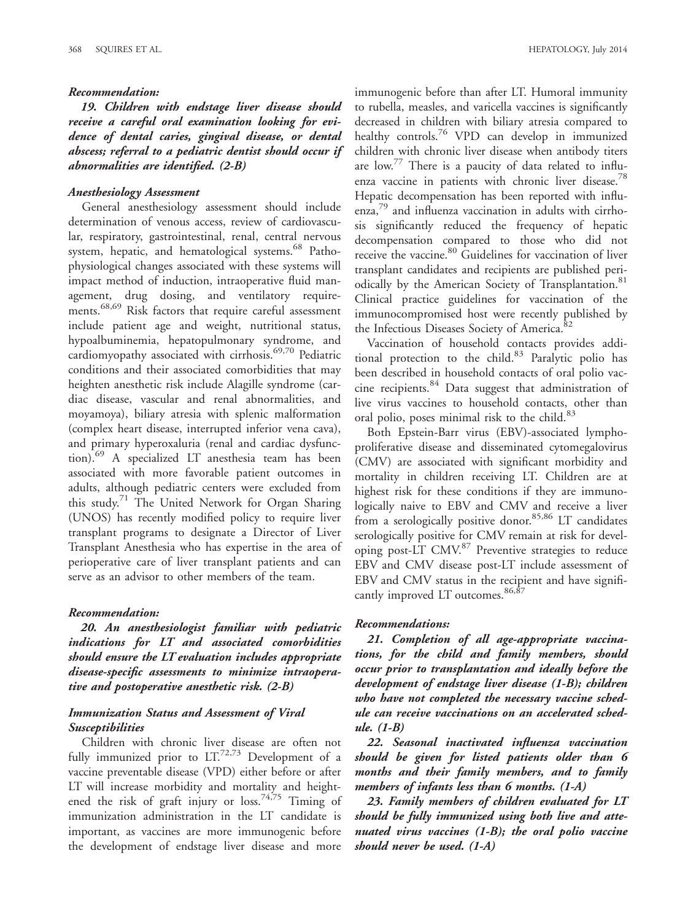*Recommendation:*

***19. Children with endstage liver disease should receive a careful oral examination looking for evidence of dental caries, gingival disease, or dental abscess; referral to a pediatric dentist should occur if abnormalities are identified. (2-B)***

### *Anesthesiology Assessment*

General anesthesiology assessment should include determination of venous access, review of cardiovascular, respiratory, gastrointestinal, renal, central nervous system, hepatic, and hematological systems.[68] Pathophysiological changes associated with these systems will impact method of induction, intraoperative fluid management, drug dosing, and ventilatory requirements.[68,69] Risk factors that require careful assessment include patient age and weight, nutritional status, hypoalbuminemia, hepatopulmonary syndrome, and cardiomyopathy associated with cirrhosis.[69,70] Pediatric conditions and their associated comorbidities that may heighten anesthetic risk include Alagille syndrome (cardiac disease, vascular and renal abnormalities, and moyamoya), biliary atresia with splenic malformation (complex heart disease, interrupted inferior vena cava), and primary hyperoxaluria (renal and cardiac dysfunction).[69] A specialized LT anesthesia team has been associated with more favorable patient outcomes in adults, although pediatric centers were excluded from this study.[71] The United Network for Organ Sharing (UNOS) has recently modified policy to require liver transplant programs to designate a Director of Liver Transplant Anesthesia who has expertise in the area of perioperative care of liver transplant patients and can serve as an advisor to other members of the team.

*Recommendation:*

***20. An anesthesiologist familiar with pediatric indications for LT and associated comorbidities should ensure the LT evaluation includes appropriate disease-specific assessments to minimize intraoperative and postoperative anesthetic risk. (2-B)***

### *Immunization Status and Assessment of Viral Susceptibilities*

Children with chronic liver disease are often not fully immunized prior to LT.[72,73] Development of a vaccine preventable disease (VPD) either before or after LT will increase morbidity and mortality and heightened the risk of graft injury or loss.[74,75] Timing of immunization administration in the LT candidate is important, as vaccines are more immunogenic before the development of endstage liver disease and more immunogenic before than after LT. Humoral immunity to rubella, measles, and varicella vaccines is significantly decreased in children with biliary atresia compared to healthy controls.[76] VPD can develop in immunized children with chronic liver disease when antibody titers are low.[77] There is a paucity of data related to influenza vaccine in patients with chronic liver disease.[78] Hepatic decompensation has been reported with influenza,[79] and influenza vaccination in adults with cirrhosis significantly reduced the frequency of hepatic decompensation compared to those who did not receive the vaccine.[80] Guidelines for vaccination of liver transplant candidates and recipients are published periodically by the American Society of Transplantation.[81] Clinical practice guidelines for vaccination of the immunocompromised host were recently published by the Infectious Diseases Society of America.[82]

Vaccination of household contacts provides additional protection to the child.[83] Paralytic polio has been described in household contacts of oral polio vaccine recipients.[84] Data suggest that administration of live virus vaccines to household contacts, other than oral polio, poses minimal risk to the child.[83]

Both Epstein-Barr virus (EBV)-associated lymphoproliferative disease and disseminated cytomegalovirus (CMV) are associated with significant morbidity and mortality in children receiving LT. Children are at highest risk for these conditions if they are immunologically naive to EBV and CMV and receive a liver from a serologically positive donor.[85,86] LT candidates serologically positive for CMV remain at risk for developing post-LT CMV.[87] Preventive strategies to reduce EBV and CMV disease post-LT include assessment of EBV and CMV status in the recipient and have significantly improved LT outcomes.[86,87]

*Recommendations:*

***21. Completion of all age-appropriate vaccinations, for the child and family members, should occur prior to transplantation and ideally before the development of endstage liver disease (1-B); children who have not completed the necessary vaccine schedule can receive vaccinations on an accelerated schedule. (1-B)***

***22. Seasonal inactivated influenza vaccination should be given for listed patients older than 6 months and their family members, and to family members of infants less than 6 months. (1-A)***

***23. Family members of children evaluated for LT should be fully immunized using both live and attenuated virus vaccines (1-B); the oral polio vaccine should never be used. (1-A)***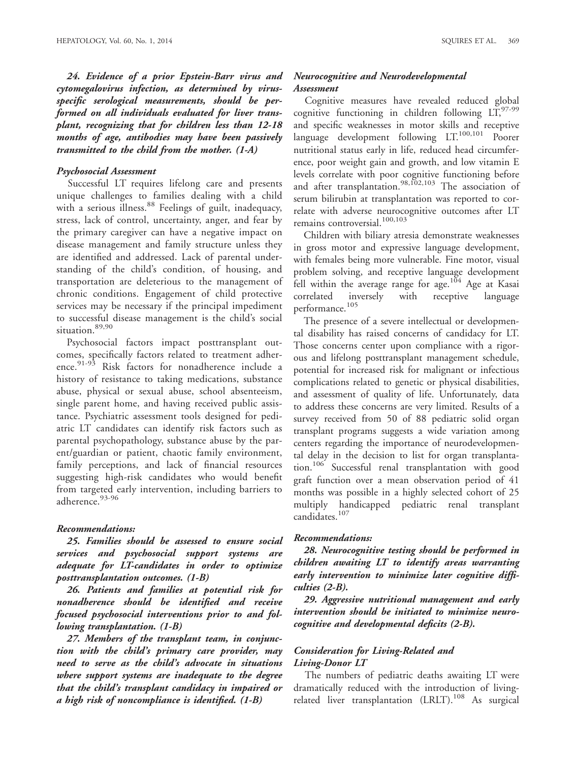***24. Evidence of a prior Epstein-Barr virus and cytomegalovirus infection, as determined by virus-specific serological measurements, should be performed on all individuals evaluated for liver transplant, recognizing that for children less than 12-18 months of age, antibodies may have been passively transmitted to the child from the mother. (1-A)***

### *Psychosocial Assessment*

Successful LT requires lifelong care and presents unique challenges to families dealing with a child with a serious illness.[88] Feelings of guilt, inadequacy, stress, lack of control, uncertainty, anger, and fear by the primary caregiver can have a negative impact on disease management and family structure unless they are identified and addressed. Lack of parental understanding of the child's condition, of housing, and transportation are deleterious to the management of chronic conditions. Engagement of child protective services may be necessary if the principal impediment to successful disease management is the child's social situation.[89,90]

Psychosocial factors impact posttransplant outcomes, specifically factors related to treatment adherence.[91-93] Risk factors for nonadherence include a history of resistance to taking medications, substance abuse, physical or sexual abuse, school absenteeism, single parent home, and having received public assistance. Psychiatric assessment tools designed for pediatric LT candidates can identify risk factors such as parental psychopathology, substance abuse by the parent/guardian or patient, chaotic family environment, family perceptions, and lack of financial resources suggesting high-risk candidates who would benefit from targeted early intervention, including barriers to adherence.[93-96]

#### *Recommendations:*

***25. Families should be assessed to ensure social services and psychosocial support systems are adequate for LT-candidates in order to optimize posttransplantation outcomes. (1-B)***

***26. Patients and families at potential risk for nonadherence should be identified and receive focused psychosocial interventions prior to and following transplantation. (1-B)***

***27. Members of the transplant team, in conjunction with the child's primary care provider, may need to serve as the child's advocate in situations where support systems are inadequate to the degree that the child's transplant candidacy in impaired or a high risk of noncompliance is identified. (1-B)***

### *Neurocognitive and Neurodevelopmental Assessment*

Cognitive measures have revealed reduced global cognitive functioning in children following LT,[97-99] and specific weaknesses in motor skills and receptive language development following LT.[100,101] Poorer nutritional status early in life, reduced head circumference, poor weight gain and growth, and low vitamin E levels correlate with poor cognitive functioning before and after transplantation.[98,102,103] The association of serum bilirubin at transplantation was reported to correlate with adverse neurocognitive outcomes after LT remains controversial.[100,103]

Children with biliary atresia demonstrate weaknesses in gross motor and expressive language development, with females being more vulnerable. Fine motor, visual problem solving, and receptive language development fell within the average range for age.[104] Age at Kasai correlated inversely with receptive language performance.[105]

The presence of a severe intellectual or developmental disability has raised concerns of candidacy for LT. Those concerns center upon compliance with a rigorous and lifelong posttransplant management schedule, potential for increased risk for malignant or infectious complications related to genetic or physical disabilities, and assessment of quality of life. Unfortunately, data to address these concerns are very limited. Results of a survey received from 50 of 88 pediatric solid organ transplant programs suggests a wide variation among centers regarding the importance of neurodevelopmental delay in the decision to list for organ transplantation.[106] Successful renal transplantation with good graft function over a mean observation period of 41 months was possible in a highly selected cohort of 25 multiply handicapped pediatric renal transplant candidates.[107]

#### *Recommendations:*

***28. Neurocognitive testing should be performed in children awaiting LT to identify areas warranting early intervention to minimize later cognitive difficulties (2-B).***

***29. Aggressive nutritional management and early intervention should be initiated to minimize neurocognitive and developmental deficits (2-B).***

### *Consideration for Living-Related and Living-Donor LT*

The numbers of pediatric deaths awaiting LT were dramatically reduced with the introduction of living-related liver transplantation (LRLT).[108] As surgical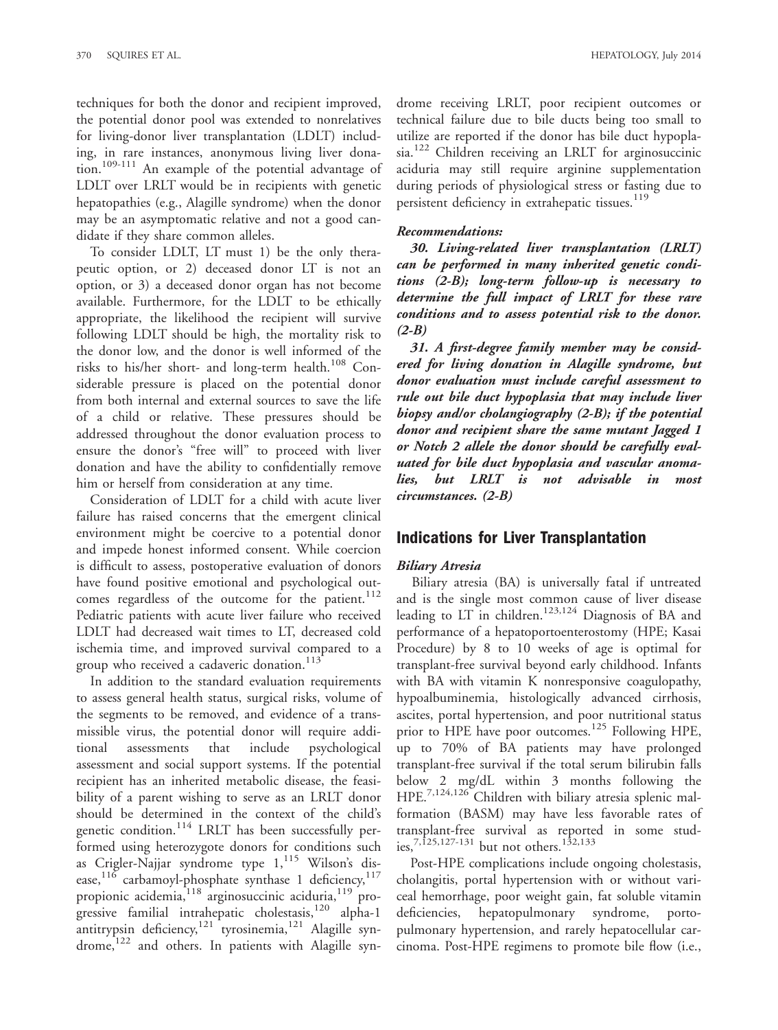techniques for both the donor and recipient improved, the potential donor pool was extended to nonrelatives for living-donor liver transplantation (LDLT) including, in rare instances, anonymous living liver donation.[109-111] An example of the potential advantage of LDLT over LRLT would be in recipients with genetic hepatopathies (e.g., Alagille syndrome) when the donor may be an asymptomatic relative and not a good candidate if they share common alleles.

To consider LDLT, LT must 1) be the only therapeutic option, or 2) deceased donor LT is not an option, or 3) a deceased donor organ has not become available. Furthermore, for the LDLT to be ethically appropriate, the likelihood the recipient will survive following LDLT should be high, the mortality risk to the donor low, and the donor is well informed of the risks to his/her short- and long-term health.[108] Considerable pressure is placed on the potential donor from both internal and external sources to save the life of a child or relative. These pressures should be addressed throughout the donor evaluation process to ensure the donor's "free will" to proceed with liver donation and have the ability to confidentially remove him or herself from consideration at any time.

Consideration of LDLT for a child with acute liver failure has raised concerns that the emergent clinical environment might be coercive to a potential donor and impede honest informed consent. While coercion is difficult to assess, postoperative evaluation of donors have found positive emotional and psychological outcomes regardless of the outcome for the patient.[112] Pediatric patients with acute liver failure who received LDLT had decreased wait times to LT, decreased cold ischemia time, and improved survival compared to a group who received a cadaveric donation.[113]

In addition to the standard evaluation requirements to assess general health status, surgical risks, volume of the segments to be removed, and evidence of a transmissible virus, the potential donor will require additional assessments that include psychological assessment and social support systems. If the potential recipient has an inherited metabolic disease, the feasibility of a parent wishing to serve as an LRLT donor should be determined in the context of the child's genetic condition.[114] LRLT has been successfully performed using heterozygote donors for conditions such as Crigler-Najjar syndrome type 1,[115] Wilson's disease,[116] carbamoyl-phosphate synthase 1 deficiency,[117] propionic acidemia,[118] arginosuccinic aciduria,[119] progressive familial intrahepatic cholestasis,[120] alpha-1 antitrypsin deficiency,[121] tyrosinemia,[121] Alagille syndrome,[122] and others. In patients with Alagille syndrome receiving LRLT, poor recipient outcomes or technical failure due to bile ducts being too small to utilize are reported if the donor has bile duct hypoplasia.[122] Children receiving an LRLT for arginosuccinic aciduria may still require arginine supplementation during periods of physiological stress or fasting due to persistent deficiency in extrahepatic tissues.[119]

***Recommendations:***

***30. Living-related liver transplantation (LRLT) can be performed in many inherited genetic conditions (2-B); long-term follow-up is necessary to determine the full impact of LRLT for these rare conditions and to assess potential risk to the donor. (2-B)***

***31. A first-degree family member may be considered for living donation in Alagille syndrome, but donor evaluation must include careful assessment to rule out bile duct hypoplasia that may include liver biopsy and/or cholangiography (2-B); if the potential donor and recipient share the same mutant Jagged 1 or Notch 2 allele the donor should be carefully evaluated for bile duct hypoplasia and vascular anomalies, but LRLT is not advisable in most circumstances. (2-B)***

## Indications for Liver Transplantation

### *Biliary Atresia*

Biliary atresia (BA) is universally fatal if untreated and is the single most common cause of liver disease leading to LT in children.[123,124] Diagnosis of BA and performance of a hepatoportoenterostomy (HPE; Kasai Procedure) by 8 to 10 weeks of age is optimal for transplant-free survival beyond early childhood. Infants with BA with vitamin K nonresponsive coagulopathy, hypoalbuminemia, histologically advanced cirrhosis, ascites, portal hypertension, and poor nutritional status prior to HPE have poor outcomes.[125] Following HPE, up to 70% of BA patients may have prolonged transplant-free survival if the total serum bilirubin falls below 2 mg/dL within 3 months following the HPE.[7,124,126] Children with biliary atresia splenic malformation (BASM) may have less favorable rates of transplant-free survival as reported in some studies,[7,125,127-131] but not others.[132,133]

Post-HPE complications include ongoing cholestasis, cholangitis, portal hypertension with or without variceal hemorrhage, poor weight gain, fat soluble vitamin deficiencies, hepatopulmonary syndrome, portopulmonary hypertension, and rarely hepatocellular carcinoma. Post-HPE regimens to promote bile flow (i.e.,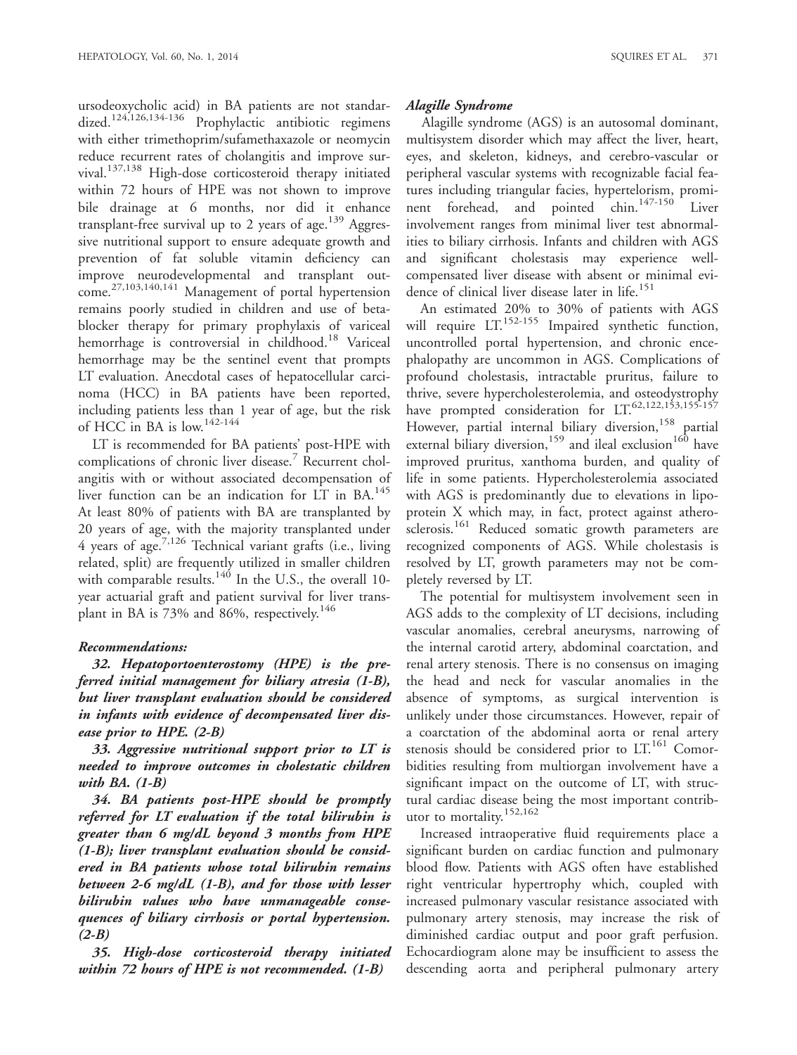ursodeoxycholic acid) in BA patients are not standardized.[124,126,134-136] Prophylactic antibiotic regimens with either trimethoprim/sufamethaxazole or neomycin reduce recurrent rates of cholangitis and improve survival.[137,138] High-dose corticosteroid therapy initiated within 72 hours of HPE was not shown to improve bile drainage at 6 months, nor did it enhance transplant-free survival up to 2 years of age.[139] Aggressive nutritional support to ensure adequate growth and prevention of fat soluble vitamin deficiency can improve neurodevelopmental and transplant outcome.[27,103,140,141] Management of portal hypertension remains poorly studied in children and use of beta-blocker therapy for primary prophylaxis of variceal hemorrhage is controversial in childhood.[18] Variceal hemorrhage may be the sentinel event that prompts LT evaluation. Anecdotal cases of hepatocellular carcinoma (HCC) in BA patients have been reported, including patients less than 1 year of age, but the risk of HCC in BA is low.[142-144]

LT is recommended for BA patients' post-HPE with complications of chronic liver disease.[7] Recurrent cholangitis with or without associated decompensation of liver function can be an indication for LT in BA.[145] At least 80% of patients with BA are transplanted by 20 years of age, with the majority transplanted under 4 years of age.[7,126] Technical variant grafts (i.e., living related, split) are frequently utilized in smaller children with comparable results.[140] In the U.S., the overall 10-year actuarial graft and patient survival for liver transplant in BA is 73% and 86%, respectively.[146]

***Recommendations:***

***32. Hepatoportoenterostomy (HPE) is the preferred initial management for biliary atresia (1-B), but liver transplant evaluation should be considered in infants with evidence of decompensated liver disease prior to HPE. (2-B)***

***33. Aggressive nutritional support prior to LT is needed to improve outcomes in cholestatic children with BA. (1-B)***

***34. BA patients post-HPE should be promptly referred for LT evaluation if the total bilirubin is greater than 6 mg/dL beyond 3 months from HPE (1-B); liver transplant evaluation should be considered in BA patients whose total bilirubin remains between 2-6 mg/dL (1-B), and for those with lesser bilirubin values who have unmanageable consequences of biliary cirrhosis or portal hypertension. (2-B)***

***35. High-dose corticosteroid therapy initiated within 72 hours of HPE is not recommended. (1-B)***

### *Alagille Syndrome*

Alagille syndrome (AGS) is an autosomal dominant, multisystem disorder which may affect the liver, heart, eyes, and skeleton, kidneys, and cerebro-vascular or peripheral vascular systems with recognizable facial features including triangular facies, hypertelorism, prominent forehead, and pointed chin.[147-150] Liver involvement ranges from minimal liver test abnormalities to biliary cirrhosis. Infants and children with AGS and significant cholestasis may experience well-compensated liver disease with absent or minimal evidence of clinical liver disease later in life.[151]

An estimated 20% to 30% of patients with AGS will require LT.[152-155] Impaired synthetic function, uncontrolled portal hypertension, and chronic encephalopathy are uncommon in AGS. Complications of profound cholestasis, intractable pruritus, failure to thrive, severe hypercholesterolemia, and osteodystrophy have prompted consideration for LT.[62,122,153,155-157] However, partial internal biliary diversion,[158] partial external biliary diversion,[159] and ileal exclusion[160] have improved pruritus, xanthoma burden, and quality of life in some patients. Hypercholesterolemia associated with AGS is predominantly due to elevations in lipoprotein X which may, in fact, protect against atherosclerosis.[161] Reduced somatic growth parameters are recognized components of AGS. While cholestasis is resolved by LT, growth parameters may not be completely reversed by LT.

The potential for multisystem involvement seen in AGS adds to the complexity of LT decisions, including vascular anomalies, cerebral aneurysms, narrowing of the internal carotid artery, abdominal coarctation, and renal artery stenosis. There is no consensus on imaging the head and neck for vascular anomalies in the absence of symptoms, as surgical intervention is unlikely under those circumstances. However, repair of a coarctation of the abdominal aorta or renal artery stenosis should be considered prior to LT.[161] Comorbidities resulting from multiorgan involvement have a significant impact on the outcome of LT, with structural cardiac disease being the most important contributor to mortality.[152,162]

Increased intraoperative fluid requirements place a significant burden on cardiac function and pulmonary blood flow. Patients with AGS often have established right ventricular hypertrophy which, coupled with increased pulmonary vascular resistance associated with pulmonary artery stenosis, may increase the risk of diminished cardiac output and poor graft perfusion. Echocardiogram alone may be insufficient to assess the descending aorta and peripheral pulmonary artery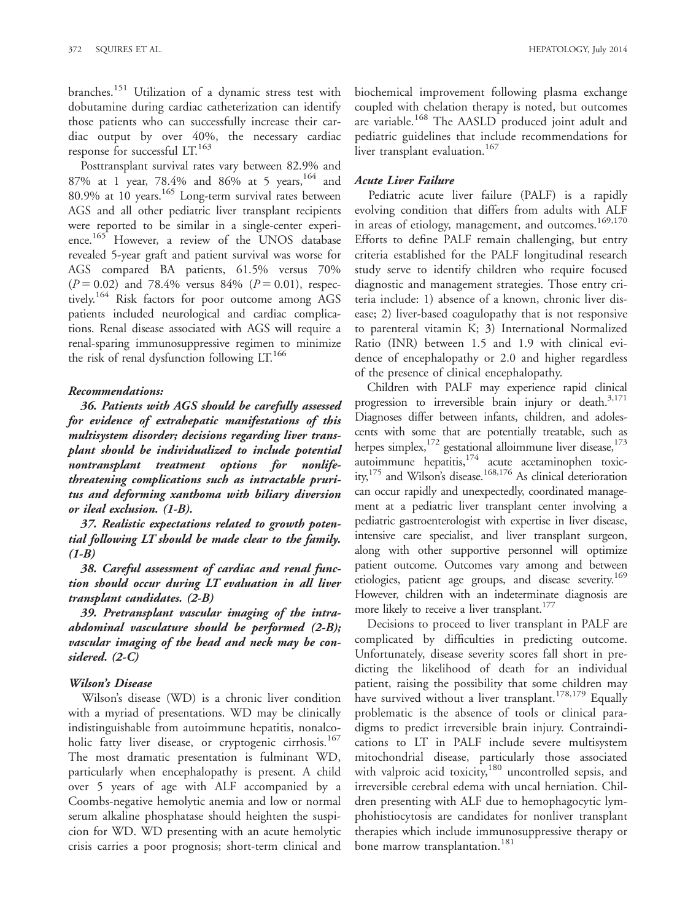branches.[151] Utilization of a dynamic stress test with dobutamine during cardiac catheterization can identify those patients who can successfully increase their cardiac output by over 40%, the necessary cardiac response for successful LT.[163]

Posttransplant survival rates vary between 82.9% and 87% at 1 year, 78.4% and 86% at 5 years,[164] and 80.9% at 10 years.[165] Long-term survival rates between AGS and all other pediatric liver transplant recipients were reported to be similar in a single-center experience.[165] However, a review of the UNOS database revealed 5-year graft and patient survival was worse for AGS compared BA patients, 61.5% versus 70% ($P = 0.02$) and 78.4% versus 84% ($P = 0.01$), respectively.[164] Risk factors for poor outcome among AGS patients included neurological and cardiac complications. Renal disease associated with AGS will require a renal-sparing immunosuppressive regimen to minimize the risk of renal dysfunction following LT.[166]

#### Recommendations:

***36. Patients with AGS should be carefully assessed for evidence of extrahepatic manifestations of this multisystem disorder; decisions regarding liver transplant should be individualized to include potential nontransplant treatment options for nonlife-threatening complications such as intractable pruritus and deforming xanthoma with biliary diversion or ileal exclusion. (1-B).***

***37. Realistic expectations related to growth potential following LT should be made clear to the family. (1-B)***

***38. Careful assessment of cardiac and renal function should occur during LT evaluation in all liver transplant candidates. (2-B)***

***39. Pretransplant vascular imaging of the intra-abdominal vasculature should be performed (2-B); vascular imaging of the head and neck may be considered. (2-C)***

### Wilson's Disease

Wilson's disease (WD) is a chronic liver condition with a myriad of presentations. WD may be clinically indistinguishable from autoimmune hepatitis, nonalcoholic fatty liver disease, or cryptogenic cirrhosis.[167] The most dramatic presentation is fulminant WD, particularly when encephalopathy is present. A child over 5 years of age with ALF accompanied by a Coombs-negative hemolytic anemia and low or normal serum alkaline phosphatase should heighten the suspicion for WD. WD presenting with an acute hemolytic crisis carries a poor prognosis; short-term clinical and biochemical improvement following plasma exchange coupled with chelation therapy is noted, but outcomes are variable.[168] The AASLD produced joint adult and pediatric guidelines that include recommendations for liver transplant evaluation.[167]

### Acute Liver Failure

Pediatric acute liver failure (PALF) is a rapidly evolving condition that differs from adults with ALF in areas of etiology, management, and outcomes.[169,170] Efforts to define PALF remain challenging, but entry criteria established for the PALF longitudinal research study serve to identify children who require focused diagnostic and management strategies. Those entry criteria include: 1) absence of a known, chronic liver disease; 2) liver-based coagulopathy that is not responsive to parenteral vitamin K; 3) International Normalized Ratio (INR) between 1.5 and 1.9 with clinical evidence of encephalopathy or 2.0 and higher regardless of the presence of clinical encephalopathy.

Children with PALF may experience rapid clinical progression to irreversible brain injury or death.[3,171] Diagnoses differ between infants, children, and adolescents with some that are potentially treatable, such as herpes simplex,[172] gestational alloimmune liver disease,[173] autoimmune hepatitis,[174] acute acetaminophen toxicity,[175] and Wilson's disease.[168,176] As clinical deterioration can occur rapidly and unexpectedly, coordinated management at a pediatric liver transplant center involving a pediatric gastroenterologist with expertise in liver disease, intensive care specialist, and liver transplant surgeon, along with other supportive personnel will optimize patient outcome. Outcomes vary among and between etiologies, patient age groups, and disease severity.[169] However, children with an indeterminate diagnosis are more likely to receive a liver transplant.[177]

Decisions to proceed to liver transplant in PALF are complicated by difficulties in predicting outcome. Unfortunately, disease severity scores fall short in predicting the likelihood of death for an individual patient, raising the possibility that some children may have survived without a liver transplant.[178,179] Equally problematic is the absence of tools or clinical paradigms to predict irreversible brain injury. Contraindications to LT in PALF include severe multisystem mitochondrial disease, particularly those associated with valproic acid toxicity,[180] uncontrolled sepsis, and irreversible cerebral edema with uncal herniation. Children presenting with ALF due to hemophagocytic lymphohistiocytosis are candidates for nonliver transplant therapies which include immunosuppressive therapy or bone marrow transplantation.[181]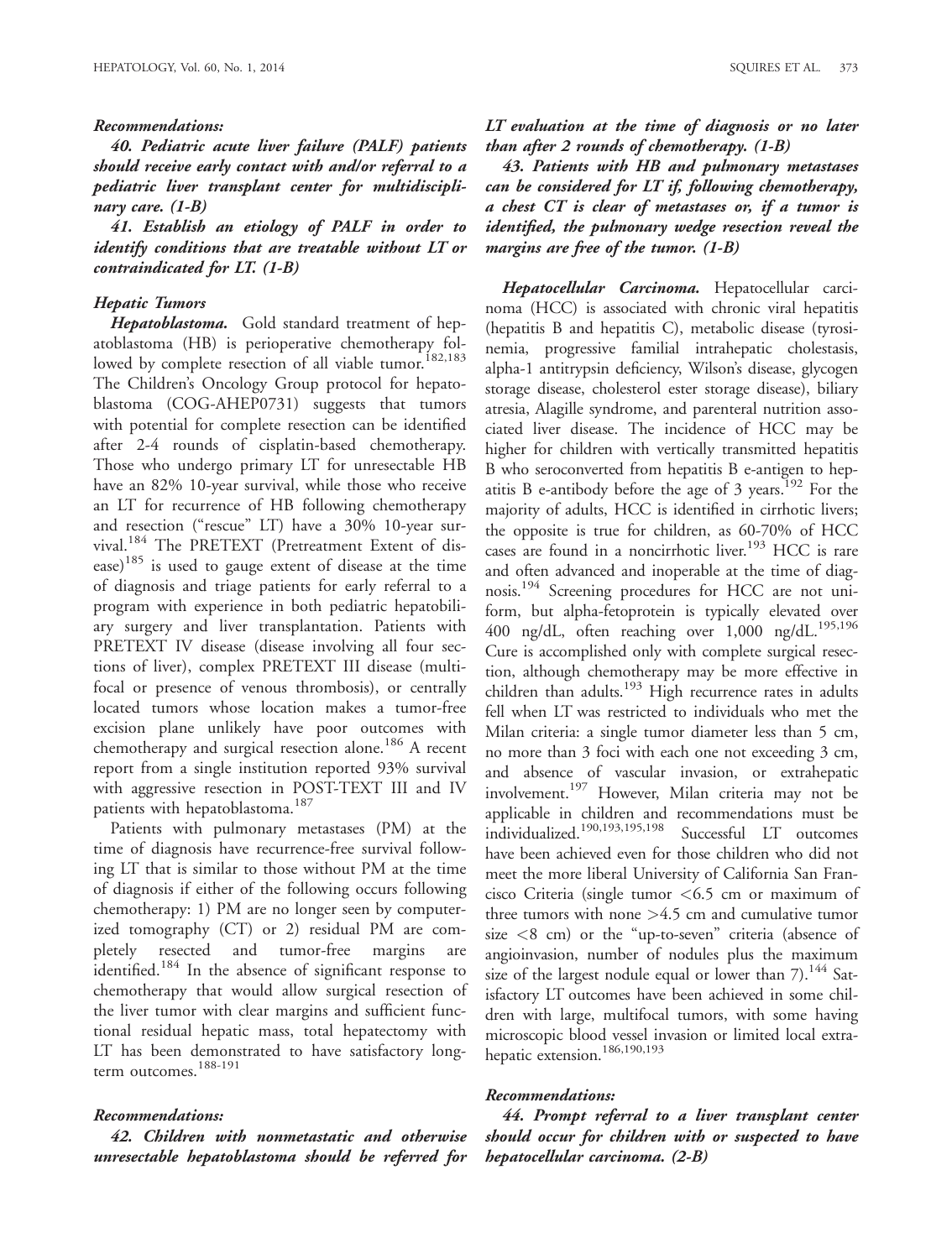***Recommendations:***

***40. Pediatric acute liver failure (PALF) patients should receive early contact with and/or referral to a pediatric liver transplant center for multidisciplinary care. (1-B)***

***41. Establish an etiology of PALF in order to identify conditions that are treatable without LT or contraindicated for LT. (1-B)***

### *Hepatic Tumors*

***Hepatoblastoma.*** Gold standard treatment of hepatoblastoma (HB) is perioperative chemotherapy followed by complete resection of all viable tumor.[182,183] The Children's Oncology Group protocol for hepatoblastoma (COG-AHEP0731) suggests that tumors with potential for complete resection can be identified after 2-4 rounds of cisplatin-based chemotherapy. Those who undergo primary LT for unresectable HB have an 82% 10-year survival, while those who receive an LT for recurrence of HB following chemotherapy and resection ("rescue" LT) have a 30% 10-year survival.[184] The PRETEXT (Pretreatment Extent of disease)[185] is used to gauge extent of disease at the time of diagnosis and triage patients for early referral to a program with experience in both pediatric hepatobiliary surgery and liver transplantation. Patients with PRETEXT IV disease (disease involving all four sections of liver), complex PRETEXT III disease (multifocal or presence of venous thrombosis), or centrally located tumors whose location makes a tumor-free excision plane unlikely have poor outcomes with chemotherapy and surgical resection alone.[186] A recent report from a single institution reported 93% survival with aggressive resection in POST-TEXT III and IV patients with hepatoblastoma.[187]

Patients with pulmonary metastases (PM) at the time of diagnosis have recurrence-free survival following LT that is similar to those without PM at the time of diagnosis if either of the following occurs following chemotherapy: 1) PM are no longer seen by computerized tomography (CT) or 2) residual PM are completely resected and tumor-free margins are identified.[184] In the absence of significant response to chemotherapy that would allow surgical resection of the liver tumor with clear margins and sufficient functional residual hepatic mass, total hepatectomy with LT has been demonstrated to have satisfactory long-term outcomes.[188-191]

***Recommendations:***

***42. Children with nonmetastatic and otherwise unresectable hepatoblastoma should be referred for LT evaluation at the time of diagnosis or no later than after 2 rounds of chemotherapy. (1-B)***

***43. Patients with HB and pulmonary metastases can be considered for LT if, following chemotherapy, a chest CT is clear of metastases or, if a tumor is identified, the pulmonary wedge resection reveal the margins are free of the tumor. (1-B)***

***Hepatocellular Carcinoma.*** Hepatocellular carcinoma (HCC) is associated with chronic viral hepatitis (hepatitis B and hepatitis C), metabolic disease (tyrosinemia, progressive familial intrahepatic cholestasis, alpha-1 antitrypsin deficiency, Wilson's disease, glycogen storage disease, cholesterol ester storage disease), biliary atresia, Alagille syndrome, and parenteral nutrition associated liver disease. The incidence of HCC may be higher for children with vertically transmitted hepatitis B who seroconverted from hepatitis B e-antigen to hepatitis B e-antibody before the age of 3 years.[192] For the majority of adults, HCC is identified in cirrhotic livers; the opposite is true for children, as 60-70% of HCC cases are found in a noncirrhotic liver.[193] HCC is rare and often advanced and inoperable at the time of diagnosis.[194] Screening procedures for HCC are not uniform, but alpha-fetoprotein is typically elevated over 400 ng/dL, often reaching over 1,000 ng/dL.[195,196] Cure is accomplished only with complete surgical resection, although chemotherapy may be more effective in children than adults.[193] High recurrence rates in adults fell when LT was restricted to individuals who met the Milan criteria: a single tumor diameter less than 5 cm, no more than 3 foci with each one not exceeding 3 cm, and absence of vascular invasion, or extrahepatic involvement.[197] However, Milan criteria may not be applicable in children and recommendations must be individualized.[190,193,195,198] Successful LT outcomes have been achieved even for those children who did not meet the more liberal University of California San Francisco Criteria (single tumor <6.5 cm or maximum of three tumors with none >4.5 cm and cumulative tumor size <8 cm) or the "up-to-seven" criteria (absence of angioinvasion, number of nodules plus the maximum size of the largest nodule equal or lower than 7).[144] Satisfactory LT outcomes have been achieved in some children with large, multifocal tumors, with some having microscopic blood vessel invasion or limited local extrahepatic extension.[186,190,193]

***Recommendations:***

***44. Prompt referral to a liver transplant center should occur for children with or suspected to have hepatocellular carcinoma. (2-B)***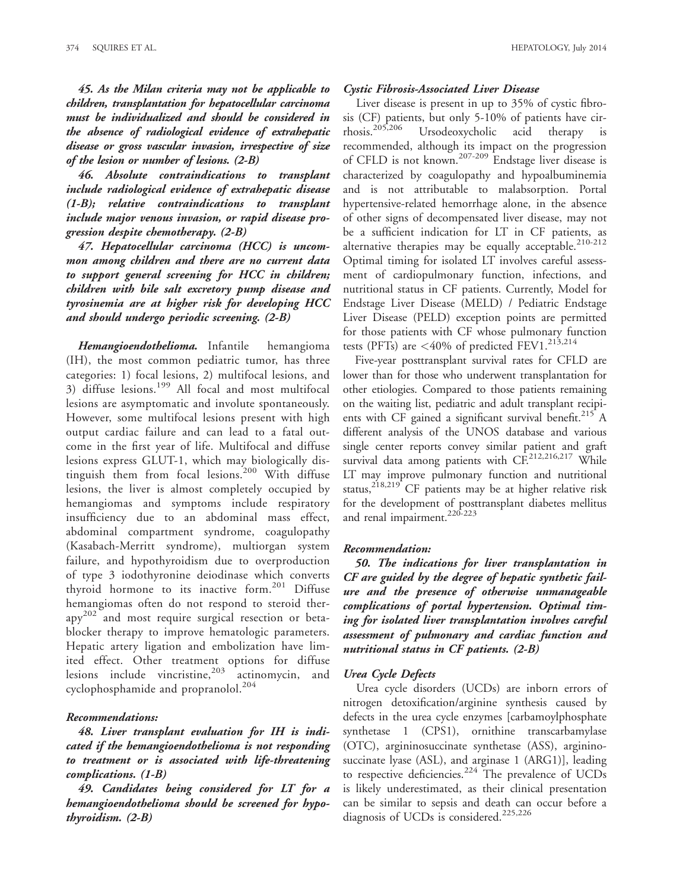***45. As the Milan criteria may not be applicable to children, transplantation for hepatocellular carcinoma must be individualized and should be considered in the absence of radiological evidence of extrahepatic disease or gross vascular invasion, irrespective of size of the lesion or number of lesions. (2-B)***

***46. Absolute contraindications to transplant include radiological evidence of extrahepatic disease (1-B); relative contraindications to transplant include major venous invasion, or rapid disease progression despite chemotherapy. (2-B)***

***47. Hepatocellular carcinoma (HCC) is uncommon among children and there are no current data to support general screening for HCC in children; children with bile salt excretory pump disease and tyrosinemia are at higher risk for developing HCC and should undergo periodic screening. (2-B)***

***Hemangioendothelioma.*** Infantile hemangioma (IH), the most common pediatric tumor, has three categories: 1) focal lesions, 2) multifocal lesions, and 3) diffuse lesions.[199] All focal and most multifocal lesions are asymptomatic and involute spontaneously. However, some multifocal lesions present with high output cardiac failure and can lead to a fatal outcome in the first year of life. Multifocal and diffuse lesions express GLUT-1, which may biologically distinguish them from focal lesions.[200] With diffuse lesions, the liver is almost completely occupied by hemangiomas and symptoms include respiratory insufficiency due to an abdominal mass effect, abdominal compartment syndrome, coagulopathy (Kasabach-Merritt syndrome), multiorgan system failure, and hypothyroidism due to overproduction of type 3 iodothyronine deiodinase which converts thyroid hormone to its inactive form.[201] Diffuse hemangiomas often do not respond to steroid therapy[202] and most require surgical resection or beta-blocker therapy to improve hematologic parameters. Hepatic artery ligation and embolization have limited effect. Other treatment options for diffuse lesions include vincristine,[203] actinomycin, and cyclophosphamide and propranolol.[204]

***Recommendations:***

***48. Liver transplant evaluation for IH is indicated if the hemangioendothelioma is not responding to treatment or is associated with life-threatening complications. (1-B)***

***49. Candidates being considered for LT for a hemangioendothelioma should be screened for hypothyroidism. (2-B)***

***Cystic Fibrosis-Associated Liver Disease***

Liver disease is present in up to 35% of cystic fibrosis (CF) patients, but only 5-10% of patients have cirrhosis.[205,206] Ursodeoxycholic acid therapy is recommended, although its impact on the progression of CFLD is not known.[207-209] Endstage liver disease is characterized by coagulopathy and hypoalbuminemia and is not attributable to malabsorption. Portal hypertensive-related hemorrhage alone, in the absence of other signs of decompensated liver disease, may not be a sufficient indication for LT in CF patients, as alternative therapies may be equally acceptable.[210-212] Optimal timing for isolated LT involves careful assessment of cardiopulmonary function, infections, and nutritional status in CF patients. Currently, Model for Endstage Liver Disease (MELD) / Pediatric Endstage Liver Disease (PELD) exception points are permitted for those patients with CF whose pulmonary function tests (PFTs) are <40% of predicted FEV1.[213,214]

Five-year posttransplant survival rates for CFLD are lower than for those who underwent transplantation for other etiologies. Compared to those patients remaining on the waiting list, pediatric and adult transplant recipients with CF gained a significant survival benefit.[215] A different analysis of the UNOS database and various single center reports convey similar patient and graft survival data among patients with CF.[212,216,217] While LT may improve pulmonary function and nutritional status,[218,219] CF patients may be at higher relative risk for the development of posttransplant diabetes mellitus and renal impairment.[220-223]

***Recommendation:***

***50. The indications for liver transplantation in CF are guided by the degree of hepatic synthetic failure and the presence of otherwise unmanageable complications of portal hypertension. Optimal timing for isolated liver transplantation involves careful assessment of pulmonary and cardiac function and nutritional status in CF patients. (2-B)***

***Urea Cycle Defects***

Urea cycle disorders (UCDs) are inborn errors of nitrogen detoxification/arginine synthesis caused by defects in the urea cycle enzymes [carbamoylphosphate synthetase 1 (CPS1), ornithine transcarbamylase (OTC), argininosuccinate synthetase (ASS), argininosuccinate lyase (ASL), and arginase 1 (ARG1)], leading to respective deficiencies.[224] The prevalence of UCDs is likely underestimated, as their clinical presentation can be similar to sepsis and death can occur before a diagnosis of UCDs is considered.[225,226]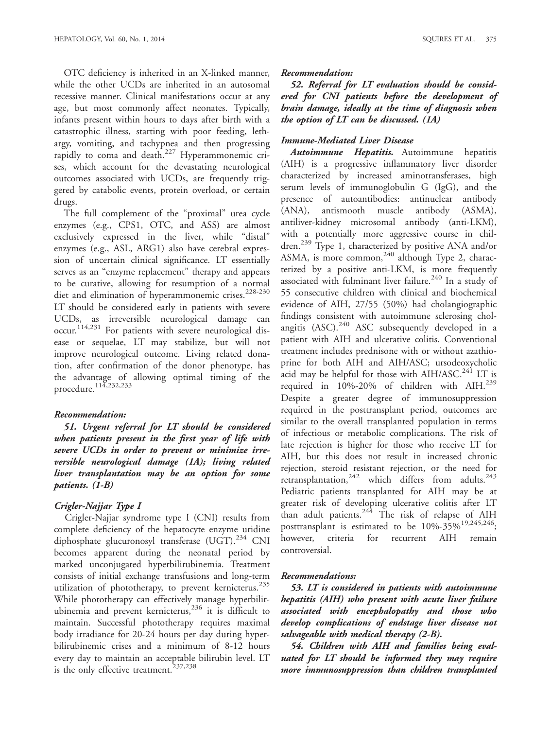OTC deficiency is inherited in an X-linked manner, while the other UCDs are inherited in an autosomal recessive manner. Clinical manifestations occur at any age, but most commonly affect neonates. Typically, infants present within hours to days after birth with a catastrophic illness, starting with poor feeding, lethargy, vomiting, and tachypnea and then progressing rapidly to coma and death.[227] Hyperammonemic crises, which account for the devastating neurological outcomes associated with UCDs, are frequently triggered by catabolic events, protein overload, or certain drugs.

The full complement of the "proximal" urea cycle enzymes (e.g., CPS1, OTC, and ASS) are almost exclusively expressed in the liver, while "distal" enzymes (e.g., ASL, ARG1) also have cerebral expression of uncertain clinical significance. LT essentially serves as an "enzyme replacement" therapy and appears to be curative, allowing for resumption of a normal diet and elimination of hyperammonemic crises.[228-230] LT should be considered early in patients with severe UCDs, as irreversible neurological damage can occur.[114,231] For patients with severe neurological disease or sequelae, LT may stabilize, but will not improve neurological outcome. Living related donation, after confirmation of the donor phenotype, has the advantage of allowing optimal timing of the procedure.[114,232,233]

***Recommendation:***

***51. Urgent referral for LT should be considered when patients present in the first year of life with severe UCDs in order to prevent or minimize irreversible neurological damage (1A); living related liver transplantation may be an option for some patients. (1-B)***

### *Crigler-Najjar Type I*

Crigler-Najjar syndrome type I (CNI) results from complete deficiency of the hepatocyte enzyme uridine diphosphate glucuronosyl transferase (UGT).[234] CNI becomes apparent during the neonatal period by marked unconjugated hyperbilirubinemia. Treatment consists of initial exchange transfusions and long-term utilization of phototherapy, to prevent kernicterus.[235] While phototherapy can effectively manage hyperbilirubinemia and prevent kernicterus,[236] it is difficult to maintain. Successful phototherapy requires maximal body irradiance for 20-24 hours per day during hyperbilirubinemic crises and a minimum of 8-12 hours every day to maintain an acceptable bilirubin level. LT is the only effective treatment.[237,238]

***Recommendation:***

***52. Referral for LT evaluation should be considered for CNI patients before the development of brain damage, ideally at the time of diagnosis when the option of LT can be discussed. (1A)***

### *Immune-Mediated Liver Disease*

***Autoimmune Hepatitis.*** Autoimmune hepatitis (AIH) is a progressive inflammatory liver disorder characterized by increased aminotransferases, high serum levels of immunoglobulin G (IgG), and the presence of autoantibodies: antinuclear antibody (ANA), antismooth muscle antibody (ASMA), antiliver-kidney microsomal antibody (anti-LKM), with a potentially more aggressive course in children.[239] Type 1, characterized by positive ANA and/or ASMA, is more common,[240] although Type 2, characterized by a positive anti-LKM, is more frequently associated with fulminant liver failure.[240] In a study of 55 consecutive children with clinical and biochemical evidence of AIH, 27/55 (50%) had cholangiographic findings consistent with autoimmune sclerosing cholangitis (ASC).[240] ASC subsequently developed in a patient with AIH and ulcerative colitis. Conventional treatment includes prednisone with or without azathioprine for both AIH and AIH/ASC; ursodeoxycholic acid may be helpful for those with AIH/ASC.[241] LT is required in 10%-20% of children with AIH.[239] Despite a greater degree of immunosuppression required in the posttransplant period, outcomes are similar to the overall transplanted population in terms of infectious or metabolic complications. The risk of late rejection is higher for those who receive LT for AIH, but this does not result in increased chronic rejection, steroid resistant rejection, or the need for retransplantation,[242] which differs from adults.[243] Pediatric patients transplanted for AIH may be at greater risk of developing ulcerative colitis after LT than adult patients.[244] The risk of relapse of AIH posttransplant is estimated to be 10%-35%[19,245,246]; however, criteria for recurrent AIH remain controversial.

***Recommendations:***

***53. LT is considered in patients with autoimmune hepatitis (AIH) who present with acute liver failure associated with encephalopathy and those who develop complications of endstage liver disease not salvageable with medical therapy (2-B).***

***54. Children with AIH and families being evaluated for LT should be informed they may require more immunosuppression than children transplanted***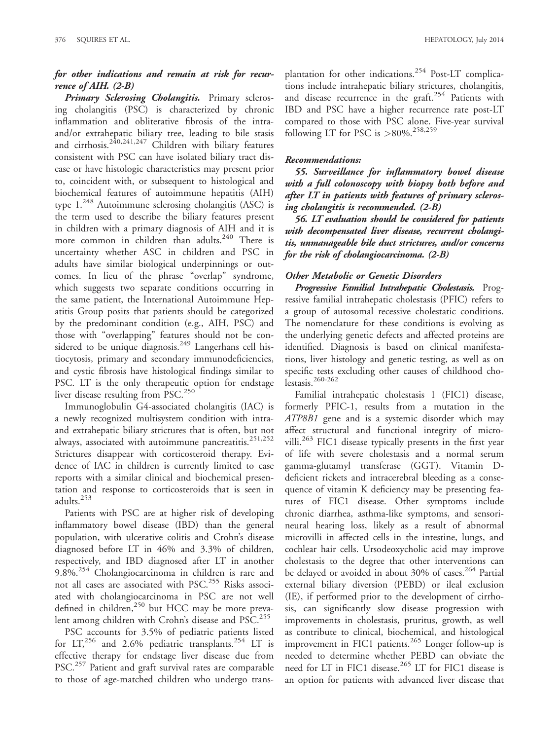***for other indications and remain at risk for recurrence of AIH. (2-B)***

***Primary Sclerosing Cholangitis.*** Primary sclerosing cholangitis (PSC) is characterized by chronic inflammation and obliterative fibrosis of the intra- and/or extrahepatic biliary tree, leading to bile stasis and cirrhosis.[240,241,247] Children with biliary features consistent with PSC can have isolated biliary tract disease or have histologic characteristics may present prior to, coincident with, or subsequent to histological and biochemical features of autoimmune hepatitis (AIH) type 1.[248] Autoimmune sclerosing cholangitis (ASC) is the term used to describe the biliary features present in children with a primary diagnosis of AIH and it is more common in children than adults.[240] There is uncertainty whether ASC in children and PSC in adults have similar biological underpinnings or outcomes. In lieu of the phrase "overlap" syndrome, which suggests two separate conditions occurring in the same patient, the International Autoimmune Hepatitis Group posits that patients should be categorized by the predominant condition (e.g., AIH, PSC) and those with "overlapping" features should not be considered to be unique diagnosis.[249] Langerhans cell histiocytosis, primary and secondary immunodeficiencies, and cystic fibrosis have histological findings similar to PSC. LT is the only therapeutic option for endstage liver disease resulting from PSC.[250]

Immunoglobulin G4-associated cholangitis (IAC) is a newly recognized multisystem condition with intra- and extrahepatic biliary strictures that is often, but not always, associated with autoimmune pancreatitis.[251,252] Strictures disappear with corticosteroid therapy. Evidence of IAC in children is currently limited to case reports with a similar clinical and biochemical presentation and response to corticosteroids that is seen in adults.[253]

Patients with PSC are at higher risk of developing inflammatory bowel disease (IBD) than the general population, with ulcerative colitis and Crohn's disease diagnosed before LT in 46% and 3.3% of children, respectively, and IBD diagnosed after LT in another 9.8%.[254] Cholangiocarcinoma in children is rare and not all cases are associated with PSC.[255] Risks associated with cholangiocarcinoma in PSC are not well defined in children,[250] but HCC may be more prevalent among children with Crohn's disease and PSC.[255]

PSC accounts for 3.5% of pediatric patients listed for LT,[256] and 2.6% pediatric transplants.[254] LT is effective therapy for endstage liver disease due from PSC.[257] Patient and graft survival rates are comparable to those of age-matched children who undergo transplantation for other indications.[254] Post-LT complications include intrahepatic biliary strictures, cholangitis, and disease recurrence in the graft.[254] Patients with IBD and PSC have a higher recurrence rate post-LT compared to those with PSC alone. Five-year survival following LT for PSC is >80%.[258,259]

***Recommendations:***

***55. Surveillance for inflammatory bowel disease with a full colonoscopy with biopsy both before and after LT in patients with features of primary sclerosing cholangitis is recommended. (2-B)***

***56. LT evaluation should be considered for patients with decompensated liver disease, recurrent cholangitis, unmanageable bile duct strictures, and/or concerns for the risk of cholangiocarcinoma. (2-B)***

***Other Metabolic or Genetic Disorders***

***Progressive Familial Intrahepatic Cholestasis.*** Progressive familial intrahepatic cholestasis (PFIC) refers to a group of autosomal recessive cholestatic conditions. The nomenclature for these conditions is evolving as the underlying genetic defects and affected proteins are identified. Diagnosis is based on clinical manifestations, liver histology and genetic testing, as well as on specific tests excluding other causes of childhood cholestasis.[260-262]

Familial intrahepatic cholestasis 1 (FIC1) disease, formerly PFIC-1, results from a mutation in the *ATP8B1* gene and is a systemic disorder which may affect structural and functional integrity of microvilli.[263] FIC1 disease typically presents in the first year of life with severe cholestasis and a normal serum gamma-glutamyl transferase (GGT). Vitamin D-deficient rickets and intracerebral bleeding as a consequence of vitamin K deficiency may be presenting features of FIC1 disease. Other symptoms include chronic diarrhea, asthma-like symptoms, and sensorineural hearing loss, likely as a result of abnormal microvilli in affected cells in the intestine, lungs, and cochlear hair cells. Ursodeoxycholic acid may improve cholestasis to the degree that other interventions can be delayed or avoided in about 30% of cases.[264] Partial external biliary diversion (PEBD) or ileal exclusion (IE), if performed prior to the development of cirrhosis, can significantly slow disease progression with improvements in cholestasis, pruritus, growth, as well as contribute to clinical, biochemical, and histological improvement in FIC1 patients.[265] Longer follow-up is needed to determine whether PEBD can obviate the need for LT in FIC1 disease.[265] LT for FIC1 disease is an option for patients with advanced liver disease that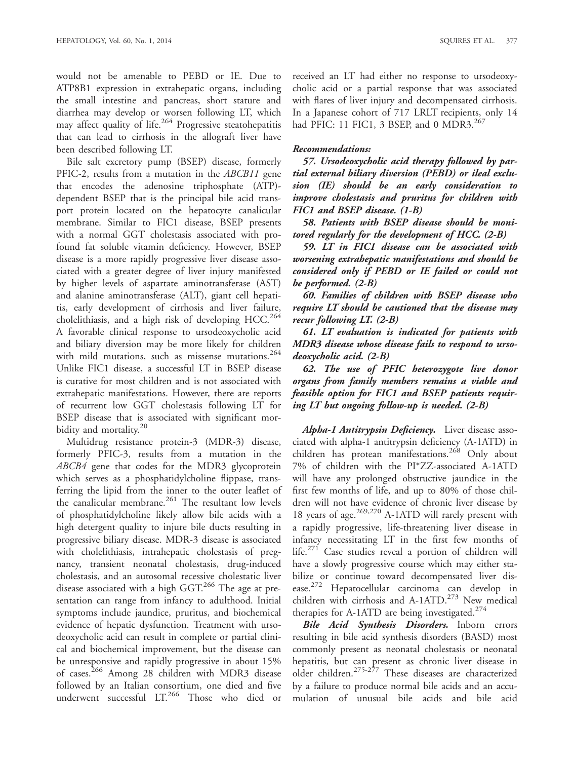would not be amenable to PEBD or IE. Due to ATP8B1 expression in extrahepatic organs, including the small intestine and pancreas, short stature and diarrhea may develop or worsen following LT, which may affect quality of life.[264] Progressive steatohepatitis that can lead to cirrhosis in the allograft liver have been described following LT.

Bile salt excretory pump (BSEP) disease, formerly PFIC-2, results from a mutation in the *ABCB11* gene that encodes the adenosine triphosphate (ATP)-dependent BSEP that is the principal bile acid transport protein located on the hepatocyte canalicular membrane. Similar to FIC1 disease, BSEP presents with a normal GGT cholestasis associated with profound fat soluble vitamin deficiency. However, BSEP disease is a more rapidly progressive liver disease associated with a greater degree of liver injury manifested by higher levels of aspartate aminotransferase (AST) and alanine aminotransferase (ALT), giant cell hepatitis, early development of cirrhosis and liver failure, cholelithiasis, and a high risk of developing HCC.[264] A favorable clinical response to ursodeoxycholic acid and biliary diversion may be more likely for children with mild mutations, such as missense mutations.[264] Unlike FIC1 disease, a successful LT in BSEP disease is curative for most children and is not associated with extrahepatic manifestations. However, there are reports of recurrent low GGT cholestasis following LT for BSEP disease that is associated with significant morbidity and mortality.[20]

Multidrug resistance protein-3 (MDR-3) disease, formerly PFIC-3, results from a mutation in the *ABCB4* gene that codes for the MDR3 glycoprotein which serves as a phosphatidylcholine flippase, transferring the lipid from the inner to the outer leaflet of the canalicular membrane.[261] The resultant low levels of phosphatidylcholine likely allow bile acids with a high detergent quality to injure bile ducts resulting in progressive biliary disease. MDR-3 disease is associated with cholelithiasis, intrahepatic cholestasis of pregnancy, transient neonatal cholestasis, drug-induced cholestasis, and an autosomal recessive cholestatic liver disease associated with a high GGT.[266] The age at presentation can range from infancy to adulthood. Initial symptoms include jaundice, pruritus, and biochemical evidence of hepatic dysfunction. Treatment with ursodeoxycholic acid can result in complete or partial clinical and biochemical improvement, but the disease can be unresponsive and rapidly progressive in about 15% of cases.[266] Among 28 children with MDR3 disease followed by an Italian consortium, one died and five underwent successful LT.[266] Those who died or received an LT had either no response to ursodeoxycholic acid or a partial response that was associated with flares of liver injury and decompensated cirrhosis. In a Japanese cohort of 717 LRLT recipients, only 14 had PFIC: 11 FIC1, 3 BSEP, and 0 MDR3.[267]

***Recommendations:***

***57. Ursodeoxycholic acid therapy followed by partial external biliary diversion (PEBD) or ileal exclusion (IE) should be an early consideration to improve cholestasis and pruritus for children with FIC1 and BSEP disease. (1-B)***

***58. Patients with BSEP disease should be monitored regularly for the development of HCC. (2-B)***

***59. LT in FIC1 disease can be associated with worsening extrahepatic manifestations and should be considered only if PEBD or IE failed or could not be performed. (2-B)***

***60. Families of children with BSEP disease who require LT should be cautioned that the disease may recur following LT. (2-B)***

***61. LT evaluation is indicated for patients with MDR3 disease whose disease fails to respond to ursodeoxycholic acid. (2-B)***

***62. The use of PFIC heterozygote live donor organs from family members remains a viable and feasible option for FIC1 and BSEP patients requiring LT but ongoing follow-up is needed. (2-B)***

***Alpha-1 Antitrypsin Deficiency.*** Liver disease associated with alpha-1 antitrypsin deficiency (A-1ATD) in children has protean manifestations.[268] Only about 7% of children with the PI*ZZ-associated A-1ATD will have any prolonged obstructive jaundice in the first few months of life, and up to 80% of those children will not have evidence of chronic liver disease by 18 years of age.[269,270] A-1ATD will rarely present with a rapidly progressive, life-threatening liver disease in infancy necessitating LT in the first few months of life.[271] Case studies reveal a portion of children will have a slowly progressive course which may either stabilize or continue toward decompensated liver disease.[272] Hepatocellular carcinoma can develop in children with cirrhosis and A-1ATD.[273] New medical therapies for A-1ATD are being investigated.[274]

***Bile Acid Synthesis Disorders.*** Inborn errors resulting in bile acid synthesis disorders (BASD) most commonly present as neonatal cholestasis or neonatal hepatitis, but can present as chronic liver disease in older children.[275-277] These diseases are characterized by a failure to produce normal bile acids and an accumulation of unusual bile acids and bile acid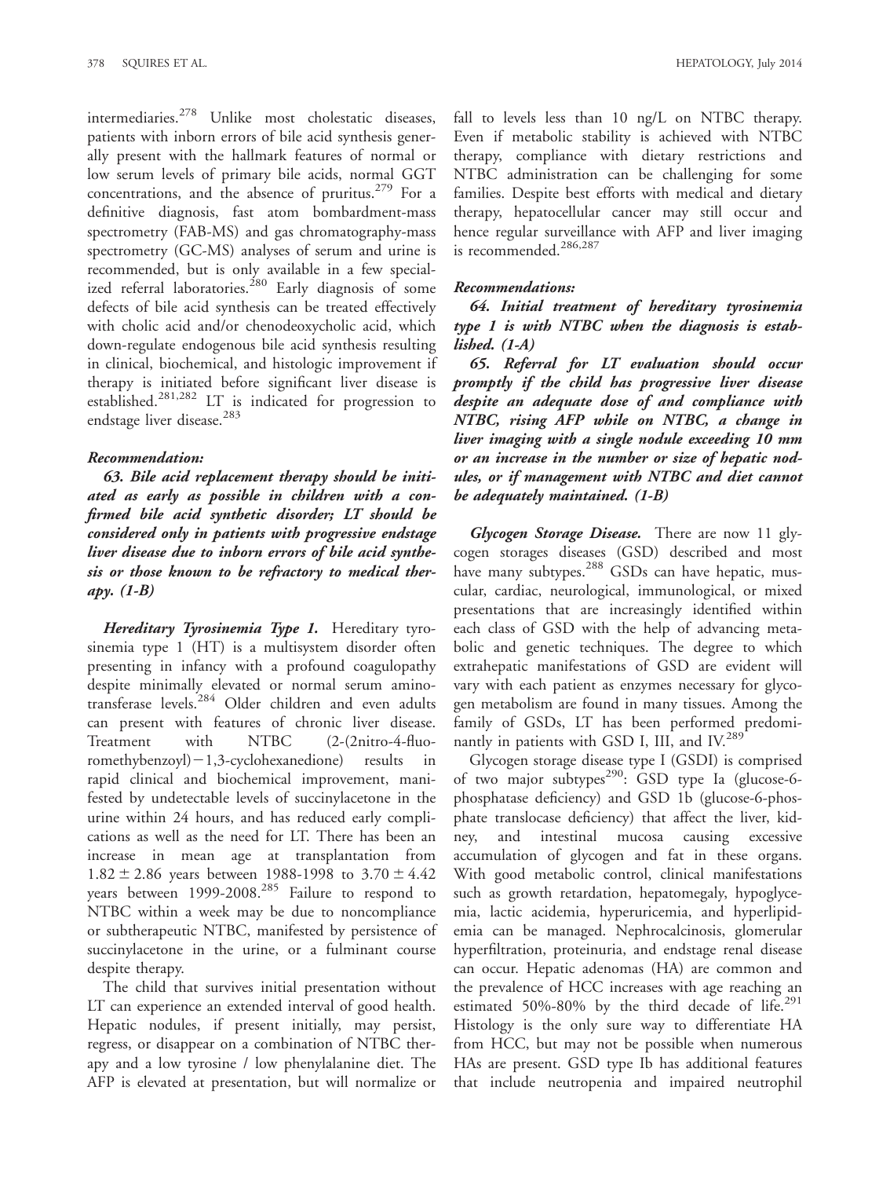intermediaries.[278] Unlike most cholestatic diseases, patients with inborn errors of bile acid synthesis generally present with the hallmark features of normal or low serum levels of primary bile acids, normal GGT concentrations, and the absence of pruritus.[279] For a definitive diagnosis, fast atom bombardment-mass spectrometry (FAB-MS) and gas chromatography-mass spectrometry (GC-MS) analyses of serum and urine is recommended, but is only available in a few specialized referral laboratories.[280] Early diagnosis of some defects of bile acid synthesis can be treated effectively with cholic acid and/or chenodeoxycholic acid, which down-regulate endogenous bile acid synthesis resulting in clinical, biochemical, and histologic improvement if therapy is initiated before significant liver disease is established.[281,282] LT is indicated for progression to endstage liver disease.[283]

***Recommendation:***

***63. Bile acid replacement therapy should be initiated as early as possible in children with a confirmed bile acid synthetic disorder; LT should be considered only in patients with progressive endstage liver disease due to inborn errors of bile acid synthesis or those known to be refractory to medical therapy. (1-B)***

***Hereditary Tyrosinemia Type 1.*** Hereditary tyrosinemia type 1 (HT) is a multisystem disorder often presenting in infancy with a profound coagulopathy despite minimally elevated or normal serum aminotransferase levels.[284] Older children and even adults can present with features of chronic liver disease. Treatment with NTBC (2-(2nitro-4-fluoromethybenzoyl)−1,3-cyclohexanedione) results in rapid clinical and biochemical improvement, manifested by undetectable levels of succinylacetone in the urine within 24 hours, and has reduced early complications as well as the need for LT. There has been an increase in mean age at transplantation from $1.82 \pm 2.86$ years between 1988-1998 to $3.70 \pm 4.42$ years between 1999-2008.[285] Failure to respond to NTBC within a week may be due to noncompliance or subtherapeutic NTBC, manifested by persistence of succinylacetone in the urine, or a fulminant course despite therapy.

The child that survives initial presentation without LT can experience an extended interval of good health. Hepatic nodules, if present initially, may persist, regress, or disappear on a combination of NTBC therapy and a low tyrosine / low phenylalanine diet. The AFP is elevated at presentation, but will normalize or fall to levels less than 10 ng/L on NTBC therapy. Even if metabolic stability is achieved with NTBC therapy, compliance with dietary restrictions and NTBC administration can be challenging for some families. Despite best efforts with medical and dietary therapy, hepatocellular cancer may still occur and hence regular surveillance with AFP and liver imaging is recommended.[286,287]

***Recommendations:***

***64. Initial treatment of hereditary tyrosinemia type 1 is with NTBC when the diagnosis is established. (1-A)***

***65. Referral for LT evaluation should occur promptly if the child has progressive liver disease despite an adequate dose of and compliance with NTBC, rising AFP while on NTBC, a change in liver imaging with a single nodule exceeding 10 mm or an increase in the number or size of hepatic nodules, or if management with NTBC and diet cannot be adequately maintained. (1-B)***

***Glycogen Storage Disease.*** There are now 11 glycogen storages diseases (GSD) described and most have many subtypes.[288] GSDs can have hepatic, muscular, cardiac, neurological, immunological, or mixed presentations that are increasingly identified within each class of GSD with the help of advancing metabolic and genetic techniques. The degree to which extrahepatic manifestations of GSD are evident will vary with each patient as enzymes necessary for glycogen metabolism are found in many tissues. Among the family of GSDs, LT has been performed predominantly in patients with GSD I, III, and IV.[289]

Glycogen storage disease type I (GSDI) is comprised of two major subtypes[290]: GSD type Ia (glucose-6-phosphatase deficiency) and GSD 1b (glucose-6-phosphate translocase deficiency) that affect the liver, kidney, and intestinal mucosa causing excessive accumulation of glycogen and fat in these organs. With good metabolic control, clinical manifestations such as growth retardation, hepatomegaly, hypoglycemia, lactic acidemia, hyperuricemia, and hyperlipidemia can be managed. Nephrocalcinosis, glomerular hyperfiltration, proteinuria, and endstage renal disease can occur. Hepatic adenomas (HA) are common and the prevalence of HCC increases with age reaching an estimated 50%-80% by the third decade of life.[291] Histology is the only sure way to differentiate HA from HCC, but may not be possible when numerous HAs are present. GSD type Ib has additional features that include neutropenia and impaired neutrophil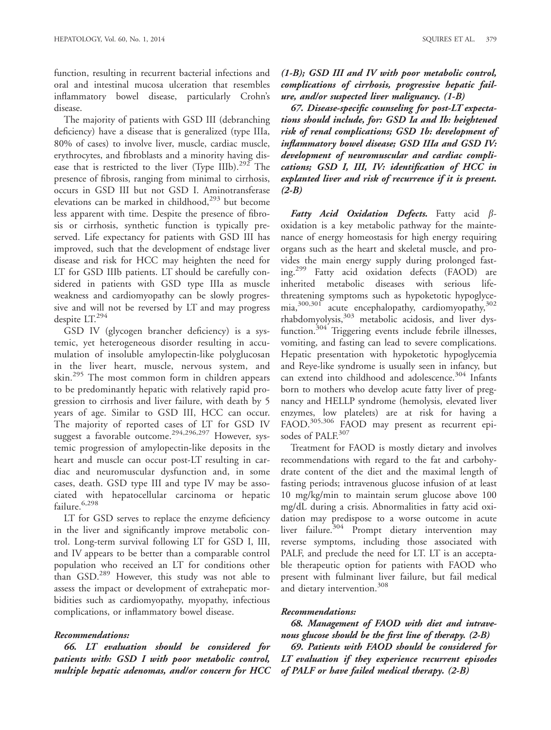function, resulting in recurrent bacterial infections and oral and intestinal mucosa ulceration that resembles inflammatory bowel disease, particularly Crohn's disease.

The majority of patients with GSD III (debranching deficiency) have a disease that is generalized (type IIIa, 80% of cases) to involve liver, muscle, cardiac muscle, erythrocytes, and fibroblasts and a minority having disease that is restricted to the liver (Type IIIb).[292] The presence of fibrosis, ranging from minimal to cirrhosis, occurs in GSD III but not GSD I. Aminotransferase elevations can be marked in childhood,[293] but become less apparent with time. Despite the presence of fibrosis or cirrhosis, synthetic function is typically preserved. Life expectancy for patients with GSD III has improved, such that the development of endstage liver disease and risk for HCC may heighten the need for LT for GSD IIIb patients. LT should be carefully considered in patients with GSD type IIIa as muscle weakness and cardiomyopathy can be slowly progressive and will not be reversed by LT and may progress despite LT.[294]

GSD IV (glycogen brancher deficiency) is a systemic, yet heterogeneous disorder resulting in accumulation of insoluble amylopectin-like polyglucosan in the liver heart, muscle, nervous system, and skin.[295] The most common form in children appears to be predominantly hepatic with relatively rapid progression to cirrhosis and liver failure, with death by 5 years of age. Similar to GSD III, HCC can occur. The majority of reported cases of LT for GSD IV suggest a favorable outcome.[294,296,297] However, systemic progression of amylopectin-like deposits in the heart and muscle can occur post-LT resulting in cardiac and neuromuscular dysfunction and, in some cases, death. GSD type III and type IV may be associated with hepatocellular carcinoma or hepatic failure.[6,298]

LT for GSD serves to replace the enzyme deficiency in the liver and significantly improve metabolic control. Long-term survival following LT for GSD I, III, and IV appears to be better than a comparable control population who received an LT for conditions other than GSD.[289] However, this study was not able to assess the impact or development of extrahepatic morbidities such as cardiomyopathy, myopathy, infectious complications, or inflammatory bowel disease.

***Recommendations:***

***66. LT evaluation should be considered for patients with: GSD I with poor metabolic control, multiple hepatic adenomas, and/or concern for HCC (1-B); GSD III and IV with poor metabolic control, complications of cirrhosis, progressive hepatic failure, and/or suspected liver malignancy. (1-B)***

***67. Disease-specific counseling for post-LT expectations should include, for: GSD Ia and Ib: heightened risk of renal complications; GSD 1b: development of inflammatory bowel disease; GSD IIIa and GSD IV: development of neuromuscular and cardiac complications; GSD I, III, IV: identification of HCC in explanted liver and risk of recurrence if it is present. (2-B)***

***Fatty Acid Oxidation Defects.*** Fatty acid $\beta$-oxidation is a key metabolic pathway for the maintenance of energy homeostasis for high energy requiring organs such as the heart and skeletal muscle, and provides the main energy supply during prolonged fasting.[299] Fatty acid oxidation defects (FAOD) are inherited metabolic diseases with serious life-threatening symptoms such as hypoketotic hypoglycemia,[300,301] acute encephalopathy, cardiomyopathy,[302] rhabdomyolysis,[303] metabolic acidosis, and liver dysfunction.[304] Triggering events include febrile illnesses, vomiting, and fasting can lead to severe complications. Hepatic presentation with hypoketotic hypoglycemia and Reye-like syndrome is usually seen in infancy, but can extend into childhood and adolescence.[304] Infants born to mothers who develop acute fatty liver of pregnancy and HELLP syndrome (hemolysis, elevated liver enzymes, low platelets) are at risk for having a FAOD.[305,306] FAOD may present as recurrent episodes of PALF.[307]

Treatment for FAOD is mostly dietary and involves recommendations with regard to the fat and carbohydrate content of the diet and the maximal length of fasting periods; intravenous glucose infusion of at least 10 mg/kg/min to maintain serum glucose above 100 mg/dL during a crisis. Abnormalities in fatty acid oxidation may predispose to a worse outcome in acute liver failure.[304] Prompt dietary intervention may reverse symptoms, including those associated with PALF, and preclude the need for LT. LT is an acceptable therapeutic option for patients with FAOD who present with fulminant liver failure, but fail medical and dietary intervention.[308]

***Recommendations:***

***68. Management of FAOD with diet and intravenous glucose should be the first line of therapy. (2-B)***

***69. Patients with FAOD should be considered for LT evaluation if they experience recurrent episodes of PALF or have failed medical therapy. (2-B)***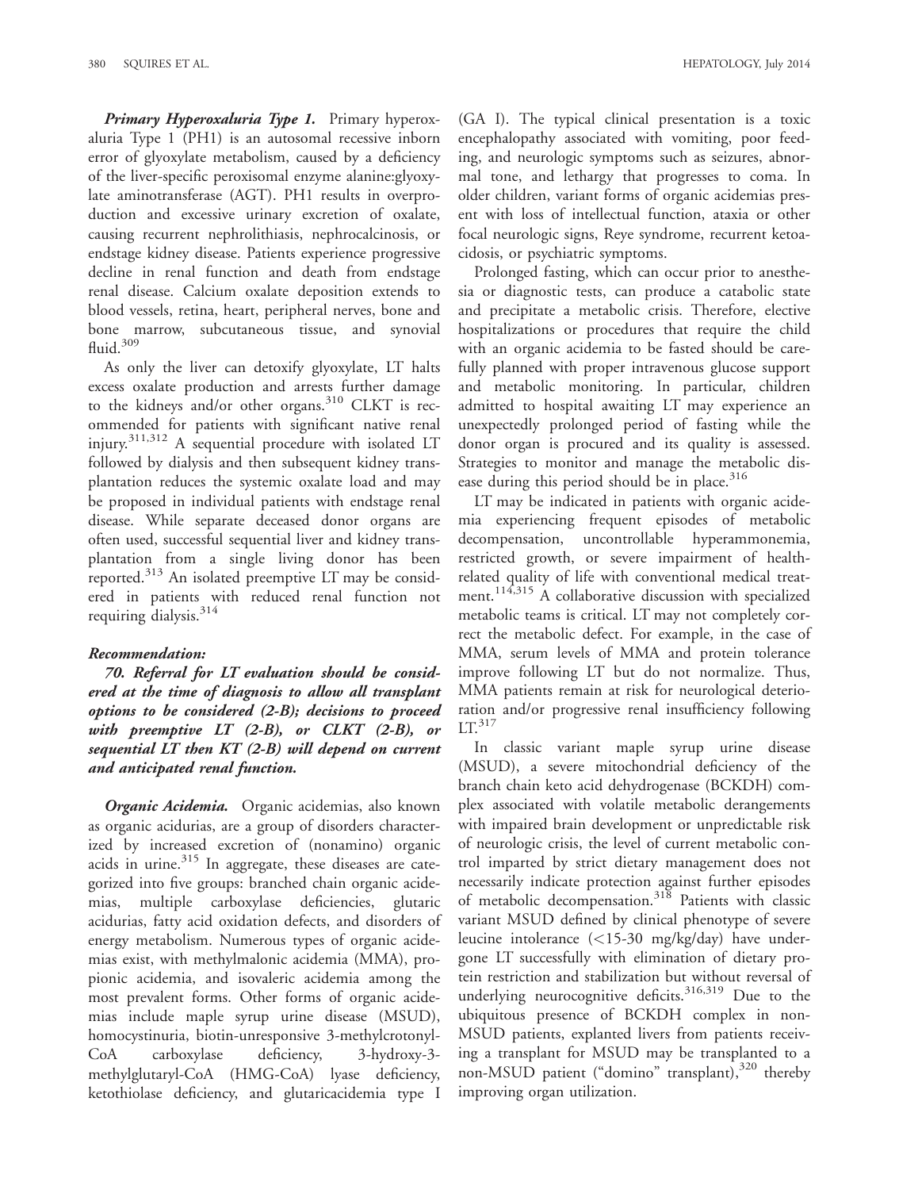***Primary Hyperoxaluria Type 1.*** Primary hyperoxaluria Type 1 (PH1) is an autosomal recessive inborn error of glyoxylate metabolism, caused by a deficiency of the liver-specific peroxisomal enzyme alanine:glyoxylate aminotransferase (AGT). PH1 results in overproduction and excessive urinary excretion of oxalate, causing recurrent nephrolithiasis, nephrocalcinosis, or endstage kidney disease. Patients experience progressive decline in renal function and death from endstage renal disease. Calcium oxalate deposition extends to blood vessels, retina, heart, peripheral nerves, bone and bone marrow, subcutaneous tissue, and synovial fluid.[309]

As only the liver can detoxify glyoxylate, LT halts excess oxalate production and arrests further damage to the kidneys and/or other organs.[310] CLKT is recommended for patients with significant native renal injury.[311,312] A sequential procedure with isolated LT followed by dialysis and then subsequent kidney transplantation reduces the systemic oxalate load and may be proposed in individual patients with endstage renal disease. While separate deceased donor organs are often used, successful sequential liver and kidney transplantation from a single living donor has been reported.[313] An isolated preemptive LT may be considered in patients with reduced renal function not requiring dialysis.[314]

***Recommendation:***

***70. Referral for LT evaluation should be considered at the time of diagnosis to allow all transplant options to be considered (2-B); decisions to proceed with preemptive LT (2-B), or CLKT (2-B), or sequential LT then KT (2-B) will depend on current and anticipated renal function.***

***Organic Acidemia.*** Organic acidemias, also known as organic acidurias, are a group of disorders characterized by increased excretion of (nonamino) organic acids in urine.[315] In aggregate, these diseases are categorized into five groups: branched chain organic acidemias, multiple carboxylase deficiencies, glutaric acidurias, fatty acid oxidation defects, and disorders of energy metabolism. Numerous types of organic acidemias exist, with methylmalonic acidemia (MMA), propionic acidemia, and isovaleric acidemia among the most prevalent forms. Other forms of organic acidemias include maple syrup urine disease (MSUD), homocystinuria, biotin-unresponsive 3-methylcrotonyl-CoA carboxylase deficiency, 3-hydroxy-3-methylglutaryl-CoA (HMG-CoA) lyase deficiency, ketothiolase deficiency, and glutaricacidemia type I (GA I). The typical clinical presentation is a toxic encephalopathy associated with vomiting, poor feeding, and neurologic symptoms such as seizures, abnormal tone, and lethargy that progresses to coma. In older children, variant forms of organic acidemias present with loss of intellectual function, ataxia or other focal neurologic signs, Reye syndrome, recurrent ketoacidosis, or psychiatric symptoms.

Prolonged fasting, which can occur prior to anesthesia or diagnostic tests, can produce a catabolic state and precipitate a metabolic crisis. Therefore, elective hospitalizations or procedures that require the child with an organic acidemia to be fasted should be carefully planned with proper intravenous glucose support and metabolic monitoring. In particular, children admitted to hospital awaiting LT may experience an unexpectedly prolonged period of fasting while the donor organ is procured and its quality is assessed. Strategies to monitor and manage the metabolic disease during this period should be in place.[316]

LT may be indicated in patients with organic acidemia experiencing frequent episodes of metabolic decompensation, uncontrollable hyperammonemia, restricted growth, or severe impairment of health-related quality of life with conventional medical treatment.[114,315] A collaborative discussion with specialized metabolic teams is critical. LT may not completely correct the metabolic defect. For example, in the case of MMA, serum levels of MMA and protein tolerance improve following LT but do not normalize. Thus, MMA patients remain at risk for neurological deterioration and/or progressive renal insufficiency following LT.[317]

In classic variant maple syrup urine disease (MSUD), a severe mitochondrial deficiency of the branch chain keto acid dehydrogenase (BCKDH) complex associated with volatile metabolic derangements with impaired brain development or unpredictable risk of neurologic crisis, the level of current metabolic control imparted by strict dietary management does not necessarily indicate protection against further episodes of metabolic decompensation.[318] Patients with classic variant MSUD defined by clinical phenotype of severe leucine intolerance (<15-30 mg/kg/day) have undergone LT successfully with elimination of dietary protein restriction and stabilization but without reversal of underlying neurocognitive deficits.[316,319] Due to the ubiquitous presence of BCKDH complex in non-MSUD patients, explanted livers from patients receiving a transplant for MSUD may be transplanted to a non-MSUD patient ("domino" transplant),[320] thereby improving organ utilization.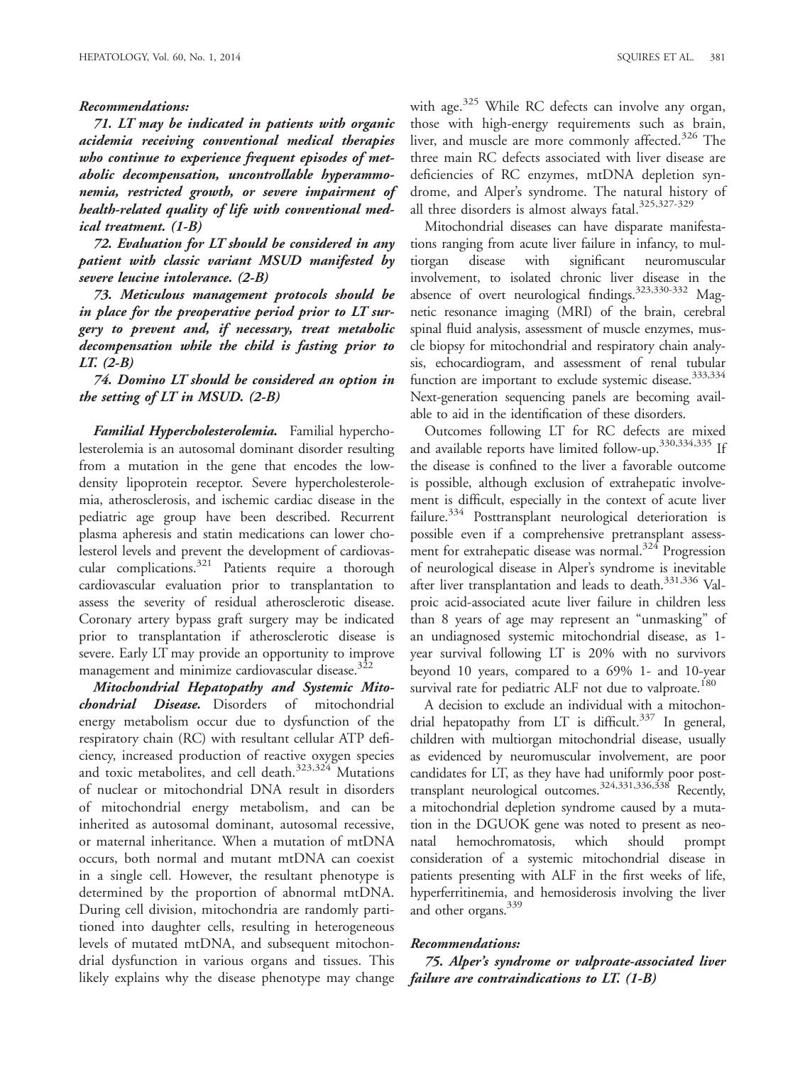***Recommendations:***

***71. LT may be indicated in patients with organic acidemia receiving conventional medical therapies who continue to experience frequent episodes of metabolic decompensation, uncontrollable hyperammonemia, restricted growth, or severe impairment of health-related quality of life with conventional medical treatment. (1-B)***

***72. Evaluation for LT should be considered in any patient with classic variant MSUD manifested by severe leucine intolerance. (2-B)***

***73. Meticulous management protocols should be in place for the preoperative period prior to LT surgery to prevent and, if necessary, treat metabolic decompensation while the child is fasting prior to LT. (2-B)***

***74. Domino LT should be considered an option in the setting of LT in MSUD. (2-B)***

***Familial Hypercholesterolemia.*** Familial hypercholesterolemia is an autosomal dominant disorder resulting from a mutation in the gene that encodes the low-density lipoprotein receptor. Severe hypercholesterolemia, atherosclerosis, and ischemic cardiac disease in the pediatric age group have been described. Recurrent plasma apheresis and statin medications can lower cholesterol levels and prevent the development of cardiovascular complications.[321] Patients require a thorough cardiovascular evaluation prior to transplantation to assess the severity of residual atherosclerotic disease. Coronary artery bypass graft surgery may be indicated prior to transplantation if atherosclerotic disease is severe. Early LT may provide an opportunity to improve management and minimize cardiovascular disease.[322]

***Mitochondrial Hepatopathy and Systemic Mitochondrial Disease.*** Disorders of mitochondrial energy metabolism occur due to dysfunction of the respiratory chain (RC) with resultant cellular ATP deficiency, increased production of reactive oxygen species and toxic metabolites, and cell death.[323,324] Mutations of nuclear or mitochondrial DNA result in disorders of mitochondrial energy metabolism, and can be inherited as autosomal dominant, autosomal recessive, or maternal inheritance. When a mutation of mtDNA occurs, both normal and mutant mtDNA can coexist in a single cell. However, the resultant phenotype is determined by the proportion of abnormal mtDNA. During cell division, mitochondria are randomly partitioned into daughter cells, resulting in heterogeneous levels of mutated mtDNA, and subsequent mitochondrial dysfunction in various organs and tissues. This likely explains why the disease phenotype may change with age.[325] While RC defects can involve any organ, those with high-energy requirements such as brain, liver, and muscle are more commonly affected.[326] The three main RC defects associated with liver disease are deficiencies of RC enzymes, mtDNA depletion syndrome, and Alper's syndrome. The natural history of all three disorders is almost always fatal.[325,327-329]

Mitochondrial diseases can have disparate manifestations ranging from acute liver failure in infancy, to multiorgan disease with significant neuromuscular involvement, to isolated chronic liver disease in the absence of overt neurological findings.[323,330-332] Magnetic resonance imaging (MRI) of the brain, cerebral spinal fluid analysis, assessment of muscle enzymes, muscle biopsy for mitochondrial and respiratory chain analysis, echocardiogram, and assessment of renal tubular function are important to exclude systemic disease.[333,334] Next-generation sequencing panels are becoming available to aid in the identification of these disorders.

Outcomes following LT for RC defects are mixed and available reports have limited follow-up.[330,334,335] If the disease is confined to the liver a favorable outcome is possible, although exclusion of extrahepatic involvement is difficult, especially in the context of acute liver failure.[334] Posttransplant neurological deterioration is possible even if a comprehensive pretransplant assessment for extrahepatic disease was normal.[324] Progression of neurological disease in Alper's syndrome is inevitable after liver transplantation and leads to death.[331,336] Valproic acid-associated acute liver failure in children less than 8 years of age may represent an "unmasking" of an undiagnosed systemic mitochondrial disease, as 1-year survival following LT is 20% with no survivors beyond 10 years, compared to a 69% 1- and 10-year survival rate for pediatric ALF not due to valproate.[180]

A decision to exclude an individual with a mitochondrial hepatopathy from LT is difficult.[337] In general, children with multiorgan mitochondrial disease, usually as evidenced by neuromuscular involvement, are poor candidates for LT, as they have had uniformly poor posttransplant neurological outcomes.[324,331,336,338] Recently, a mitochondrial depletion syndrome caused by a mutation in the DGUOK gene was noted to present as neonatal hemochromatosis, which should prompt consideration of a systemic mitochondrial disease in patients presenting with ALF in the first weeks of life, hyperferritinemia, and hemosiderosis involving the liver and other organs.[339]

***Recommendations:***

***75. Alper's syndrome or valproate-associated liver failure are contraindications to LT. (1-B)***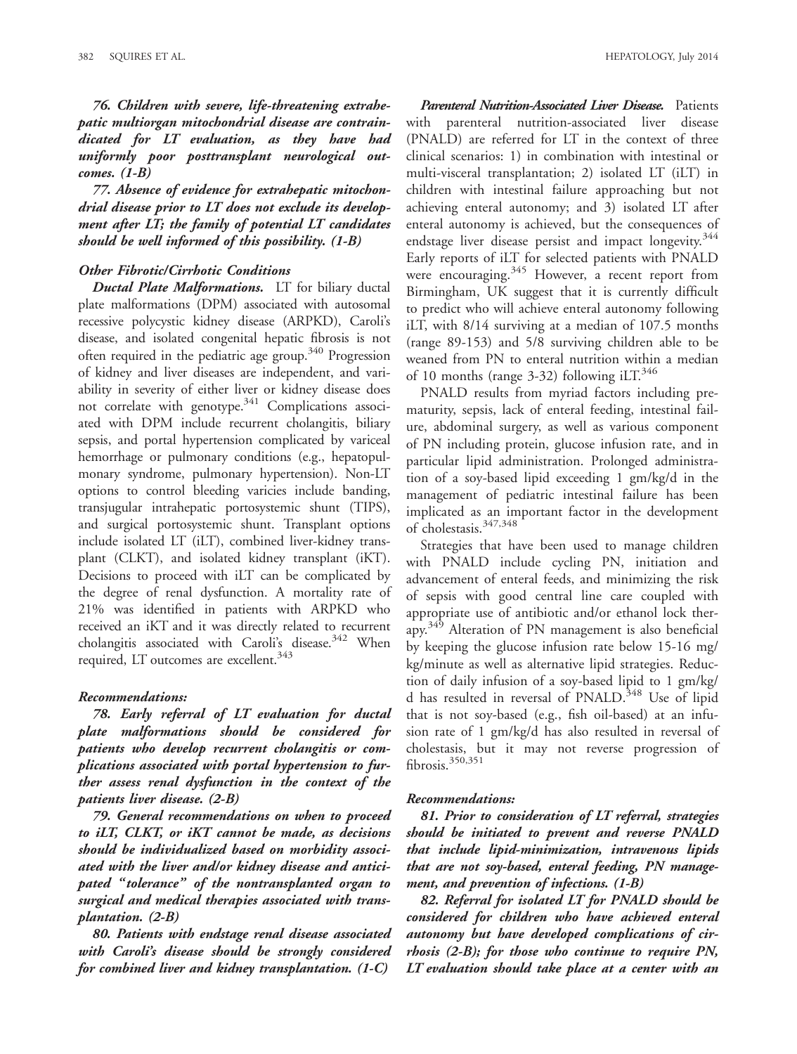***76. Children with severe, life-threatening extrahepatic multiorgan mitochondrial disease are contraindicated for LT evaluation, as they have had uniformly poor posttransplant neurological outcomes. (1-B)***

***77. Absence of evidence for extrahepatic mitochondrial disease prior to LT does not exclude its development after LT; the family of potential LT candidates should be well informed of this possibility. (1-B)***

### Other Fibrotic/Cirrhotic Conditions

***Ductal Plate Malformations.*** LT for biliary ductal plate malformations (DPM) associated with autosomal recessive polycystic kidney disease (ARPKD), Caroli's disease, and isolated congenital hepatic fibrosis is not often required in the pediatric age group.[340] Progression of kidney and liver diseases are independent, and variability in severity of either liver or kidney disease does not correlate with genotype.[341] Complications associated with DPM include recurrent cholangitis, biliary sepsis, and portal hypertension complicated by variceal hemorrhage or pulmonary conditions (e.g., hepatopulmonary syndrome, pulmonary hypertension). Non-LT options to control bleeding varicies include banding, transjugular intrahepatic portosystemic shunt (TIPS), and surgical portosystemic shunt. Transplant options include isolated LT (iLT), combined liver-kidney transplant (CLKT), and isolated kidney transplant (iKT). Decisions to proceed with iLT can be complicated by the degree of renal dysfunction. A mortality rate of 21% was identified in patients with ARPKD who received an iKT and it was directly related to recurrent cholangitis associated with Caroli's disease.[342] When required, LT outcomes are excellent.[343]

#### *Recommendations:*

***78. Early referral of LT evaluation for ductal plate malformations should be considered for patients who develop recurrent cholangitis or complications associated with portal hypertension to further assess renal dysfunction in the context of the patients liver disease. (2-B)***

***79. General recommendations on when to proceed to iLT, CLKT, or iKT cannot be made, as decisions should be individualized based on morbidity associated with the liver and/or kidney disease and anticipated "tolerance" of the nontransplanted organ to surgical and medical therapies associated with transplantation. (2-B)***

***80. Patients with endstage renal disease associated with Caroli's disease should be strongly considered for combined liver and kidney transplantation. (1-C)***

***Parenteral Nutrition-Associated Liver Disease.*** Patients with parenteral nutrition-associated liver disease (PNALD) are referred for LT in the context of three clinical scenarios: 1) in combination with intestinal or multi-visceral transplantation; 2) isolated LT (iLT) in children with intestinal failure approaching but not achieving enteral autonomy; and 3) isolated LT after enteral autonomy is achieved, but the consequences of endstage liver disease persist and impact longevity.[344] Early reports of iLT for selected patients with PNALD were encouraging.[345] However, a recent report from Birmingham, UK suggest that it is currently difficult to predict who will achieve enteral autonomy following iLT, with 8/14 surviving at a median of 107.5 months (range 89-153) and 5/8 surviving children able to be weaned from PN to enteral nutrition within a median of 10 months (range 3-32) following iLT.[346]

PNALD results from myriad factors including prematurity, sepsis, lack of enteral feeding, intestinal failure, abdominal surgery, as well as various component of PN including protein, glucose infusion rate, and in particular lipid administration. Prolonged administration of a soy-based lipid exceeding 1 gm/kg/d in the management of pediatric intestinal failure has been implicated as an important factor in the development of cholestasis.[347,348]

Strategies that have been used to manage children with PNALD include cycling PN, initiation and advancement of enteral feeds, and minimizing the risk of sepsis with good central line care coupled with appropriate use of antibiotic and/or ethanol lock therapy.[349] Alteration of PN management is also beneficial by keeping the glucose infusion rate below 15-16 mg/kg/minute as well as alternative lipid strategies. Reduction of daily infusion of a soy-based lipid to 1 gm/kg/d has resulted in reversal of PNALD.[348] Use of lipid that is not soy-based (e.g., fish oil-based) at an infusion rate of 1 gm/kg/d has also resulted in reversal of cholestasis, but it may not reverse progression of fibrosis.[350,351]

#### *Recommendations:*

***81. Prior to consideration of LT referral, strategies should be initiated to prevent and reverse PNALD that include lipid-minimization, intravenous lipids that are not soy-based, enteral feeding, PN management, and prevention of infections. (1-B)***

***82. Referral for isolated LT for PNALD should be considered for children who have achieved enteral autonomy but have developed complications of cirrhosis (2-B); for those who continue to require PN, LT evaluation should take place at a center with an***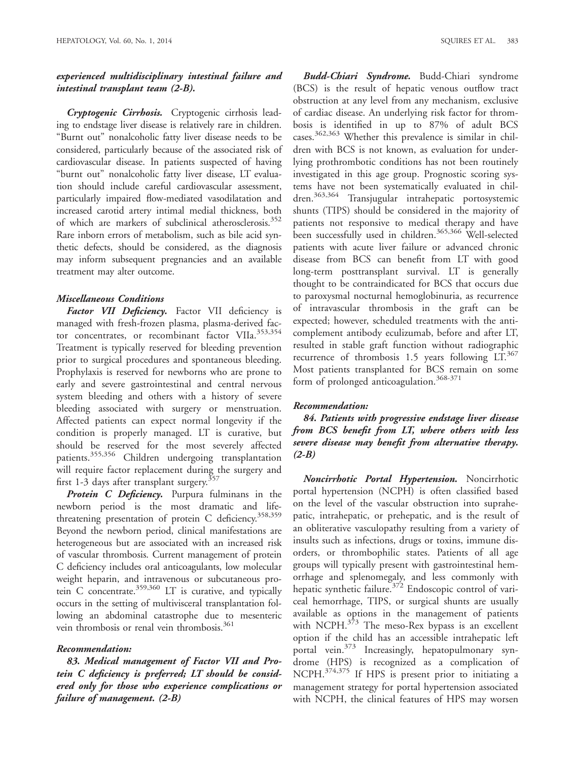***experienced multidisciplinary intestinal failure and intestinal transplant team (2-B).***

***Cryptogenic Cirrhosis.*** Cryptogenic cirrhosis leading to endstage liver disease is relatively rare in children. "Burnt out" nonalcoholic fatty liver disease needs to be considered, particularly because of the associated risk of cardiovascular disease. In patients suspected of having "burnt out" nonalcoholic fatty liver disease, LT evaluation should include careful cardiovascular assessment, particularly impaired flow-mediated vasodilatation and increased carotid artery intimal medial thickness, both of which are markers of subclinical atherosclerosis.[352] Rare inborn errors of metabolism, such as bile acid synthetic defects, should be considered, as the diagnosis may inform subsequent pregnancies and an available treatment may alter outcome.

### *Miscellaneous Conditions*

***Factor VII Deficiency.*** Factor VII deficiency is managed with fresh-frozen plasma, plasma-derived factor concentrates, or recombinant factor VIIa.[353,354] Treatment is typically reserved for bleeding prevention prior to surgical procedures and spontaneous bleeding. Prophylaxis is reserved for newborns who are prone to early and severe gastrointestinal and central nervous system bleeding and others with a history of severe bleeding associated with surgery or menstruation. Affected patients can expect normal longevity if the condition is properly managed. LT is curative, but should be reserved for the most severely affected patients.[355,356] Children undergoing transplantation will require factor replacement during the surgery and first 1-3 days after transplant surgery.[357]

***Protein C Deficiency.*** Purpura fulminans in the newborn period is the most dramatic and life-threatening presentation of protein C deficiency.[358,359] Beyond the newborn period, clinical manifestations are heterogeneous but are associated with an increased risk of vascular thrombosis. Current management of protein C deficiency includes oral anticoagulants, low molecular weight heparin, and intravenous or subcutaneous protein C concentrate.[359,360] LT is curative, and typically occurs in the setting of multivisceral transplantation following an abdominal catastrophe due to mesenteric vein thrombosis or renal vein thrombosis.[361]

### *Recommendation:*

***83. Medical management of Factor VII and Protein C deficiency is preferred; LT should be considered only for those who experience complications or failure of management. (2-B)***

***Budd-Chiari Syndrome.*** Budd-Chiari syndrome (BCS) is the result of hepatic venous outflow tract obstruction at any level from any mechanism, exclusive of cardiac disease. An underlying risk factor for thrombosis is identified in up to 87% of adult BCS cases.[362,363] Whether this prevalence is similar in children with BCS is not known, as evaluation for underlying prothrombotic conditions has not been routinely investigated in this age group. Prognostic scoring systems have not been systematically evaluated in children.[363,364] Transjugular intrahepatic portosystemic shunts (TIPS) should be considered in the majority of patients not responsive to medical therapy and have been successfully used in children.[365,366] Well-selected patients with acute liver failure or advanced chronic disease from BCS can benefit from LT with good long-term posttransplant survival. LT is generally thought to be contraindicated for BCS that occurs due to paroxysmal nocturnal hemoglobinuria, as recurrence of intravascular thrombosis in the graft can be expected; however, scheduled treatments with the anti-complement antibody eculizumab, before and after LT, resulted in stable graft function without radiographic recurrence of thrombosis 1.5 years following LT.[367] Most patients transplanted for BCS remain on some form of prolonged anticoagulation.[368-371]

### *Recommendation:*

***84. Patients with progressive endstage liver disease from BCS benefit from LT, where others with less severe disease may benefit from alternative therapy. (2-B)***

***Noncirrhotic Portal Hypertension.*** Noncirrhotic portal hypertension (NCPH) is often classified based on the level of the vascular obstruction into suprahepatic, intrahepatic, or prehepatic, and is the result of an obliterative vasculopathy resulting from a variety of insults such as infections, drugs or toxins, immune disorders, or thrombophilic states. Patients of all age groups will typically present with gastrointestinal hemorrhage and splenomegaly, and less commonly with hepatic synthetic failure.[372] Endoscopic control of variceal hemorrhage, TIPS, or surgical shunts are usually available as options in the management of patients with NCPH.[373] The meso-Rex bypass is an excellent option if the child has an accessible intrahepatic left portal vein.[373] Increasingly, hepatopulmonary syndrome (HPS) is recognized as a complication of NCPH.[374,375] If HPS is present prior to initiating a management strategy for portal hypertension associated with NCPH, the clinical features of HPS may worsen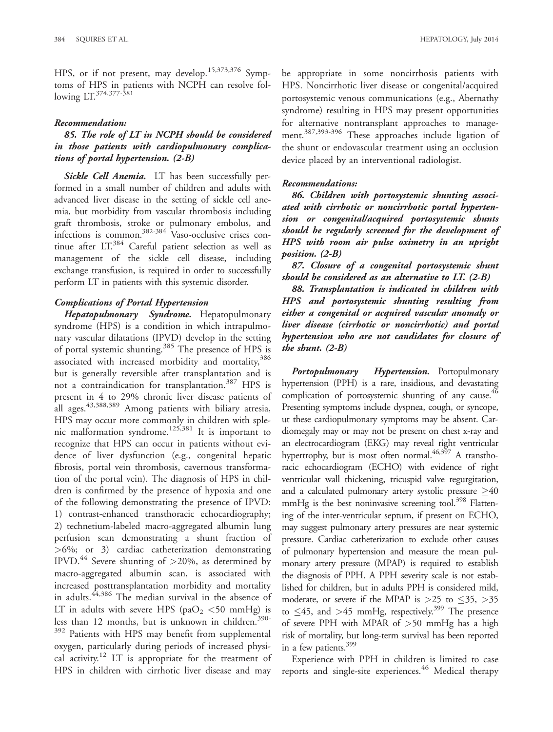HPS, or if not present, may develop.[15,373,376] Symptoms of HPS in patients with NCPH can resolve following LT.[374,377-381]

***Recommendation:***

***85. The role of LT in NCPH should be considered in those patients with cardiopulmonary complications of portal hypertension. (2-B)***

***Sickle Cell Anemia.*** LT has been successfully performed in a small number of children and adults with advanced liver disease in the setting of sickle cell anemia, but morbidity from vascular thrombosis including graft thrombosis, stroke or pulmonary embolus, and infections is common.[382-384] Vaso-occlusive crises continue after LT.[384] Careful patient selection as well as management of the sickle cell disease, including exchange transfusion, is required in order to successfully perform LT in patients with this systemic disorder.

### *Complications of Portal Hypertension*

***Hepatopulmonary Syndrome.*** Hepatopulmonary syndrome (HPS) is a condition in which intrapulmonary vascular dilatations (IPVD) develop in the setting of portal systemic shunting.[385] The presence of HPS is associated with increased morbidity and mortality,[386] but is generally reversible after transplantation and is not a contraindication for transplantation.[387] HPS is present in 4 to 29% chronic liver disease patients of all ages.[43,388,389] Among patients with biliary atresia, HPS may occur more commonly in children with splenic malformation syndrome.[125,381] It is important to recognize that HPS can occur in patients without evidence of liver dysfunction (e.g., congenital hepatic fibrosis, portal vein thrombosis, cavernous transformation of the portal vein). The diagnosis of HPS in children is confirmed by the presence of hypoxia and one of the following demonstrating the presence of IPVD: 1) contrast-enhanced transthoracic echocardiography; 2) technetium-labeled macro-aggregated albumin lung perfusion scan demonstrating a shunt fraction of >6%; or 3) cardiac catheterization demonstrating IPVD.[44] Severe shunting of >20%, as determined by macro-aggregated albumin scan, is associated with increased posttransplantation morbidity and mortality in adults.[44,386] The median survival in the absence of LT in adults with severe HPS ($paO_2$ <50 mmHg) is less than 12 months, but is unknown in children.[390-392] Patients with HPS may benefit from supplemental oxygen, particularly during periods of increased physical activity.[12] LT is appropriate for the treatment of HPS in children with cirrhotic liver disease and may be appropriate in some noncirrhosis patients with HPS. Noncirrhotic liver disease or congenital/acquired portosystemic venous communications (e.g., Abernathy syndrome) resulting in HPS may present opportunities for alternative nontransplant approaches to management.[387,393-396] These approaches include ligation of the shunt or endovascular treatment using an occlusion device placed by an interventional radiologist.

***Recommendations:***

***86. Children with portosystemic shunting associated with cirrhotic or noncirrhotic portal hypertension or congenital/acquired portosystemic shunts should be regularly screened for the development of HPS with room air pulse oximetry in an upright position. (2-B)***

***87. Closure of a congenital portosystemic shunt should be considered as an alternative to LT. (2-B)***

***88. Transplantation is indicated in children with HPS and portosystemic shunting resulting from either a congenital or acquired vascular anomaly or liver disease (cirrhotic or noncirrhotic) and portal hypertension who are not candidates for closure of the shunt. (2-B)***

***Portopulmonary Hypertension.*** Portopulmonary hypertension (PPH) is a rare, insidious, and devastating complication of portosystemic shunting of any cause.[46] Presenting symptoms include dyspnea, cough, or syncope, ut these cardiopulmonary symptoms may be absent. Cardiomegaly may or may not be present on chest x-ray and an electrocardiogram (EKG) may reveal right ventricular hypertrophy, but is most often normal.[46,397] A transthoracic echocardiogram (ECHO) with evidence of right ventricular wall thickening, tricuspid valve regurgitation, and a calculated pulmonary artery systolic pressure ≥40 mmHg is the best noninvasive screening tool.[398] Flattening of the inter-ventricular septum, if present on ECHO, may suggest pulmonary artery pressures are near systemic pressure. Cardiac catheterization to exclude other causes of pulmonary hypertension and measure the mean pulmonary artery pressure (MPAP) is required to establish the diagnosis of PPH. A PPH severity scale is not established for children, but in adults PPH is considered mild, moderate, or severe if the MPAP is >25 to ≤35, >35 to ≤45, and >45 mmHg, respectively.[399] The presence of severe PPH with MPAR of >50 mmHg has a high risk of mortality, but long-term survival has been reported in a few patients.[399]

Experience with PPH in children is limited to case reports and single-site experiences.[46] Medical therapy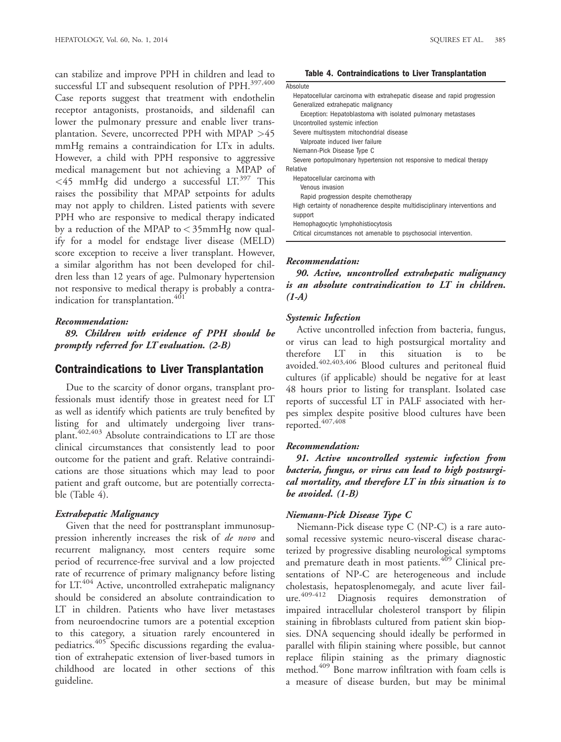can stabilize and improve PPH in children and lead to successful LT and subsequent resolution of PPH.[397,400] Case reports suggest that treatment with endothelin receptor antagonists, prostanoids, and sildenafil can lower the pulmonary pressure and enable liver transplantation. Severe, uncorrected PPH with MPAP >45 mmHg remains a contraindication for LTx in adults. However, a child with PPH responsive to aggressive medical management but not achieving a MPAP of <45 mmHg did undergo a successful LT.[397] This raises the possibility that MPAP setpoints for adults may not apply to children. Listed patients with severe PPH who are responsive to medical therapy indicated by a reduction of the MPAP to < 35mmHg now qualify for a model for endstage liver disease (MELD) score exception to receive a liver transplant. However, a similar algorithm has not been developed for children less than 12 years of age. Pulmonary hypertension not responsive to medical therapy is probably a contraindication for transplantation.[401]

***Recommendation:***

***89. Children with evidence of PPH should be promptly referred for LT evaluation. (2-B)***

## Contraindications to Liver Transplantation

Due to the scarcity of donor organs, transplant professionals must identify those in greatest need for LT as well as identify which patients are truly benefited by listing for and ultimately undergoing liver transplant.[402,403] Absolute contraindications to LT are those clinical circumstances that consistently lead to poor outcome for the patient and graft. Relative contraindications are those situations which may lead to poor patient and graft outcome, but are potentially correctable (Table 4).

### *Extrahepatic Malignancy*

Given that the need for posttransplant immunosuppression inherently increases the risk of *de novo* and recurrent malignancy, most centers require some period of recurrence-free survival and a low projected rate of recurrence of primary malignancy before listing for LT.[404] Active, uncontrolled extrahepatic malignancy should be considered an absolute contraindication to LT in children. Patients who have liver metastases from neuroendocrine tumors are a potential exception to this category, a situation rarely encountered in pediatrics.[405] Specific discussions regarding the evaluation of extrahepatic extension of liver-based tumors in childhood are located in other sections of this guideline.

**Table 4. Contraindications to Liver Transplantation**

| |
|---|
| Absolute |
| Hepatocellular carcinoma with extrahepatic disease and rapid progression |
| Generalized extrahepatic malignancy |
| Exception: Hepatoblastoma with isolated pulmonary metastases |
| Uncontrolled systemic infection |
| Severe multisystem mitochondrial disease |
| Valproate induced liver failure |
| Niemann-Pick Disease Type C |
| Severe portopulmonary hypertension not responsive to medical therapy |
| Relative |
| Hepatocellular carcinoma with |
| Venous invasion |
| Rapid progression despite chemotherapy |
| High certainty of nonadherence despite multidisciplinary interventions and support |
| Hemophagocytic lymphohistiocytosis |
| Critical circumstances not amenable to psychosocial intervention. |

***Recommendation:***

***90. Active, uncontrolled extrahepatic malignancy is an absolute contraindication to LT in children. (1-A)***

### *Systemic Infection*

Active uncontrolled infection from bacteria, fungus, or virus can lead to high postsurgical mortality and therefore LT in this situation is to be avoided.[402,403,406] Blood cultures and peritoneal fluid cultures (if applicable) should be negative for at least 48 hours prior to listing for transplant. Isolated case reports of successful LT in PALF associated with herpes simplex despite positive blood cultures have been reported.[407,408]

***Recommendation:***

***91. Active uncontrolled systemic infection from bacteria, fungus, or virus can lead to high postsurgical mortality, and therefore LT in this situation is to be avoided. (1-B)***

### *Niemann-Pick Disease Type C*

Niemann-Pick disease type C (NP-C) is a rare autosomal recessive systemic neuro-visceral disease characterized by progressive disabling neurological symptoms and premature death in most patients.[409] Clinical presentations of NP-C are heterogeneous and include cholestasis, hepatosplenomegaly, and acute liver failure.[409-412] Diagnosis requires demonstration of impaired intracellular cholesterol transport by filipin staining in fibroblasts cultured from patient skin biopsies. DNA sequencing should ideally be performed in parallel with filipin staining where possible, but cannot replace filipin staining as the primary diagnostic method.[409] Bone marrow infiltration with foam cells is a measure of disease burden, but may be minimal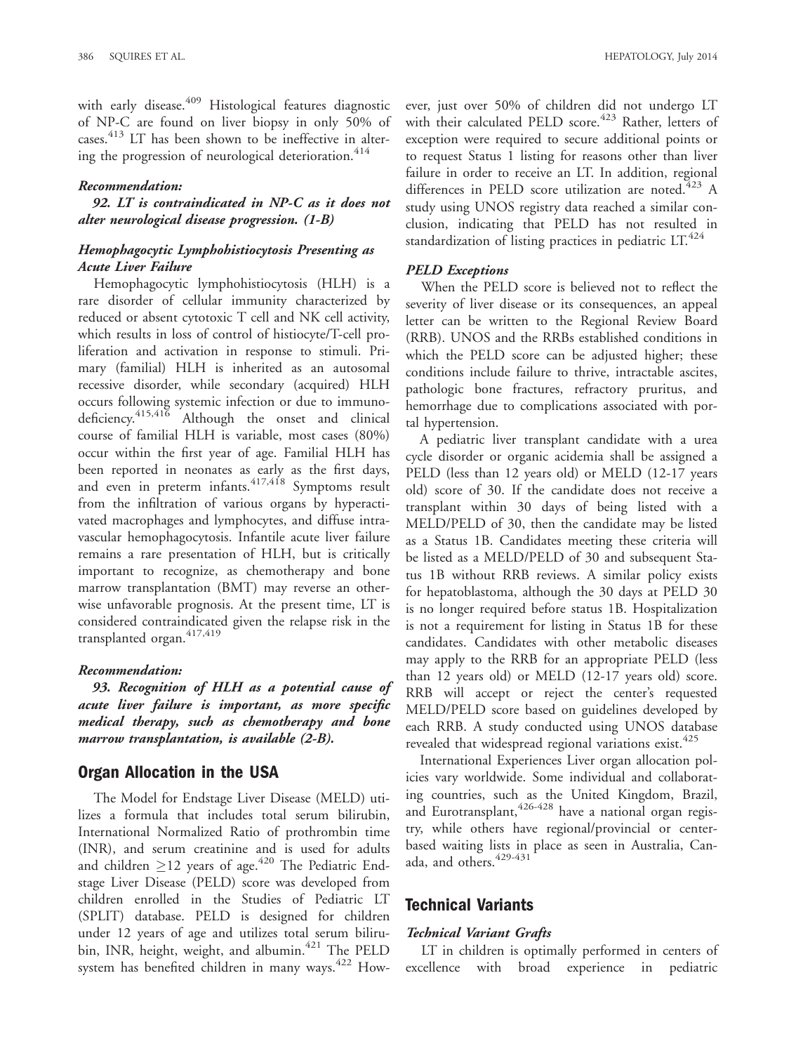with early disease.[409] Histological features diagnostic of NP-C are found on liver biopsy in only 50% of cases.[413] LT has been shown to be ineffective in altering the progression of neurological deterioration.[414]

#### Recommendation:

***92. LT is contraindicated in NP-C as it does not alter neurological disease progression. (1-B)***

### Hemophagocytic Lymphohistiocytosis Presenting as Acute Liver Failure

Hemophagocytic lymphohistiocytosis (HLH) is a rare disorder of cellular immunity characterized by reduced or absent cytotoxic T cell and NK cell activity, which results in loss of control of histiocyte/T-cell proliferation and activation in response to stimuli. Primary (familial) HLH is inherited as an autosomal recessive disorder, while secondary (acquired) HLH occurs following systemic infection or due to immunodeficiency.[415,416] Although the onset and clinical course of familial HLH is variable, most cases (80%) occur within the first year of age. Familial HLH has been reported in neonates as early as the first days, and even in preterm infants.[417,418] Symptoms result from the infiltration of various organs by hyperactivated macrophages and lymphocytes, and diffuse intravascular hemophagocytosis. Infantile acute liver failure remains a rare presentation of HLH, but is critically important to recognize, as chemotherapy and bone marrow transplantation (BMT) may reverse an otherwise unfavorable prognosis. At the present time, LT is considered contraindicated given the relapse risk in the transplanted organ.[417,419]

#### Recommendation:

***93. Recognition of HLH as a potential cause of acute liver failure is important, as more specific medical therapy, such as chemotherapy and bone marrow transplantation, is available (2-B).***

## Organ Allocation in the USA

The Model for Endstage Liver Disease (MELD) utilizes a formula that includes total serum bilirubin, International Normalized Ratio of prothrombin time (INR), and serum creatinine and is used for adults and children $\geq$12 years of age.[420] The Pediatric Endstage Liver Disease (PELD) score was developed from children enrolled in the Studies of Pediatric LT (SPLIT) database. PELD is designed for children under 12 years of age and utilizes total serum bilirubin, INR, height, weight, and albumin.[421] The PELD system has benefited children in many ways.[422] However, just over 50% of children did not undergo LT with their calculated PELD score.[423] Rather, letters of exception were required to secure additional points or to request Status 1 listing for reasons other than liver failure in order to receive an LT. In addition, regional differences in PELD score utilization are noted.[423] A study using UNOS registry data reached a similar conclusion, indicating that PELD has not resulted in standardization of listing practices in pediatric LT.[424]

### PELD Exceptions

When the PELD score is believed not to reflect the severity of liver disease or its consequences, an appeal letter can be written to the Regional Review Board (RRB). UNOS and the RRBs established conditions in which the PELD score can be adjusted higher; these conditions include failure to thrive, intractable ascites, pathologic bone fractures, refractory pruritus, and hemorrhage due to complications associated with portal hypertension.

A pediatric liver transplant candidate with a urea cycle disorder or organic acidemia shall be assigned a PELD (less than 12 years old) or MELD (12-17 years old) score of 30. If the candidate does not receive a transplant within 30 days of being listed with a MELD/PELD of 30, then the candidate may be listed as a Status 1B. Candidates meeting these criteria will be listed as a MELD/PELD of 30 and subsequent Status 1B without RRB reviews. A similar policy exists for hepatoblastoma, although the 30 days at PELD 30 is no longer required before status 1B. Hospitalization is not a requirement for listing in Status 1B for these candidates. Candidates with other metabolic diseases may apply to the RRB for an appropriate PELD (less than 12 years old) or MELD (12-17 years old) score. RRB will accept or reject the center's requested MELD/PELD score based on guidelines developed by each RRB. A study conducted using UNOS database revealed that widespread regional variations exist.[425]

International Experiences Liver organ allocation policies vary worldwide. Some individual and collaborating countries, such as the United Kingdom, Brazil, and Eurotransplant,[426-428] have a national organ registry, while others have regional/provincial or center-based waiting lists in place as seen in Australia, Canada, and others.[429-431]

## Technical Variants

### Technical Variant Grafts

LT in children is optimally performed in centers of excellence with broad experience in pediatric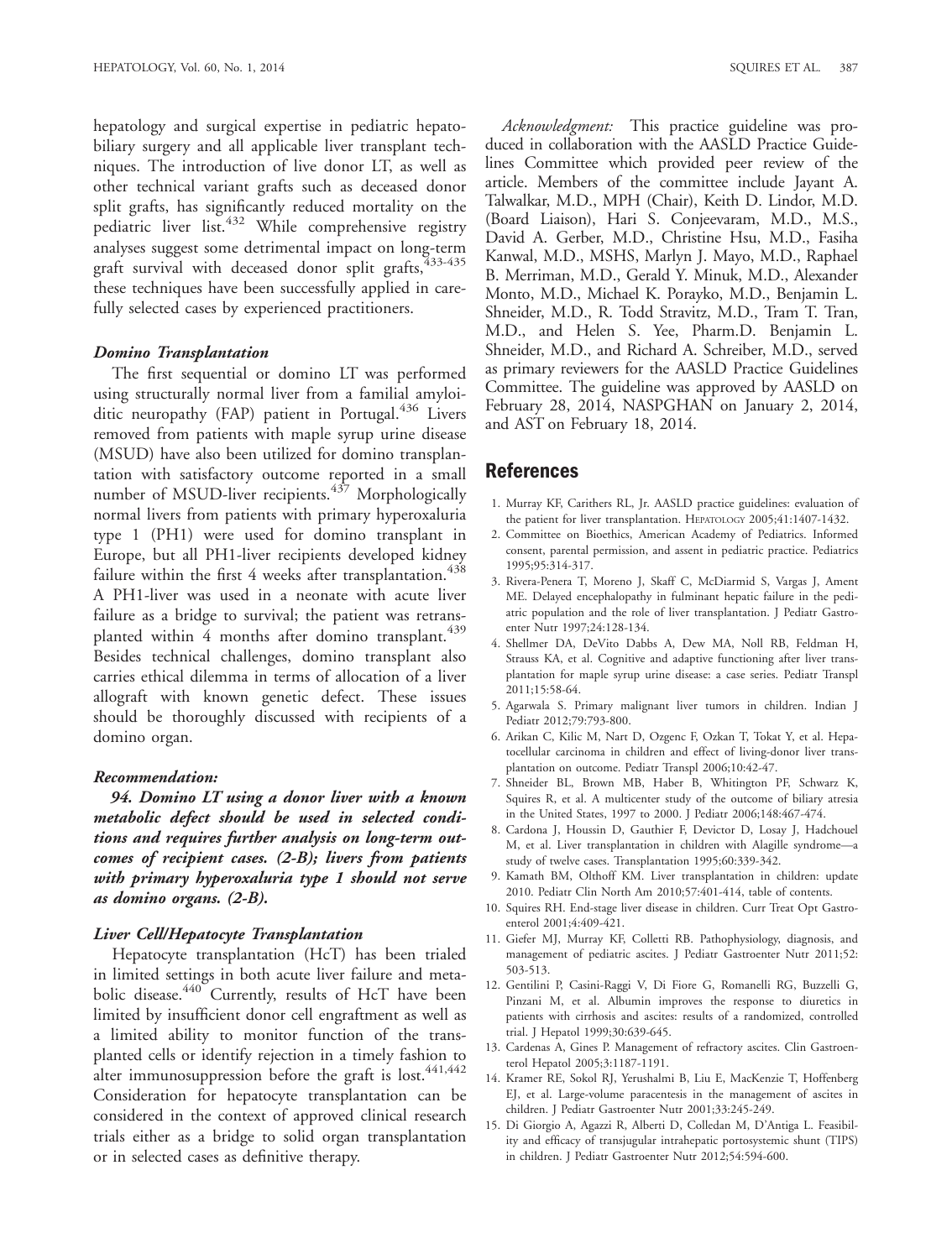hepatology and surgical expertise in pediatric hepatobiliary surgery and all applicable liver transplant techniques. The introduction of live donor LT, as well as other technical variant grafts such as deceased donor split grafts, has significantly reduced mortality on the pediatric liver list.[432] While comprehensive registry analyses suggest some detrimental impact on long-term graft survival with deceased donor split grafts,[433-435] these techniques have been successfully applied in carefully selected cases by experienced practitioners.

### Domino Transplantation

The first sequential or domino LT was performed using structurally normal liver from a familial amyloiditic neuropathy (FAP) patient in Portugal.[436] Livers removed from patients with maple syrup urine disease (MSUD) have also been utilized for domino transplantation with satisfactory outcome reported in a small number of MSUD-liver recipients.[437] Morphologically normal livers from patients with primary hyperoxaluria type 1 (PH1) were used for domino transplant in Europe, but all PH1-liver recipients developed kidney failure within the first 4 weeks after transplantation.[438] A PH1-liver was used in a neonate with acute liver failure as a bridge to survival; the patient was retransplanted within 4 months after domino transplant.[439] Besides technical challenges, domino transplant also carries ethical dilemma in terms of allocation of a liver allograft with known genetic defect. These issues should be thoroughly discussed with recipients of a domino organ.

### Recommendation:

***94. Domino LT using a donor liver with a known metabolic defect should be used in selected conditions and requires further analysis on long-term outcomes of recipient cases. (2-B); livers from patients with primary hyperoxaluria type 1 should not serve as domino organs. (2-B).***

### Liver Cell/Hepatocyte Transplantation

Hepatocyte transplantation (HcT) has been trialed in limited settings in both acute liver failure and metabolic disease.[440] Currently, results of HcT have been limited by insufficient donor cell engraftment as well as a limited ability to monitor function of the transplanted cells or identify rejection in a timely fashion to alter immunosuppression before the graft is lost.[441,442] Consideration for hepatocyte transplantation can be considered in the context of approved clinical research trials either as a bridge to solid organ transplantation or in selected cases as definitive therapy.

*Acknowledgment:* This practice guideline was produced in collaboration with the AASLD Practice Guidelines Committee which provided peer review of the article. Members of the committee include Jayant A. Talwalkar, M.D., MPH (Chair), Keith D. Lindor, M.D. (Board Liaison), Hari S. Conjeevaram, M.D., M.S., David A. Gerber, M.D., Christine Hsu, M.D., Fasiha Kanwal, M.D., MSHS, Marlyn J. Mayo, M.D., Raphael B. Merriman, M.D., Gerald Y. Minuk, M.D., Alexander Monto, M.D., Michael K. Porayko, M.D., Benjamin L. Shneider, M.D., R. Todd Stravitz, M.D., Tram T. Tran, M.D., and Helen S. Yee, Pharm.D. Benjamin L. Shneider, M.D., and Richard A. Schreiber, M.D., served as primary reviewers for the AASLD Practice Guidelines Committee. The guideline was approved by AASLD on February 28, 2014, NASPGHAN on January 2, 2014, and AST on February 18, 2014.

## References

1. Murray KF, Carithers RL, Jr. AASLD practice guidelines: evaluation of the patient for liver transplantation. HEPATOLOGY 2005;41:1407-1432.
2. Committee on Bioethics, American Academy of Pediatrics. Informed consent, parental permission, and assent in pediatric practice. Pediatrics 1995;95:314-317.
3. Rivera-Penera T, Moreno J, Skaff C, McDiarmid S, Vargas J, Ament ME. Delayed encephalopathy in fulminant hepatic failure in the pediatric population and the role of liver transplantation. J Pediatr Gastroenter Nutr 1997;24:128-134.
4. Shellmer DA, DeVito Dabbs A, Dew MA, Noll RB, Feldman H, Strauss KA, et al. Cognitive and adaptive functioning after liver transplantation for maple syrup urine disease: a case series. Pediatr Transpl 2011;15:58-64.
5. Agarwala S. Primary malignant liver tumors in children. Indian J Pediatr 2012;79:793-800.
6. Arikan C, Kilic M, Nart D, Ozgenc F, Ozkan T, Tokat Y, et al. Hepatocellular carcinoma in children and effect of living-donor liver transplantation on outcome. Pediatr Transpl 2006;10:42-47.
7. Shneider BL, Brown MB, Haber B, Whitington PF, Schwarz K, Squires R, et al. A multicenter study of the outcome of biliary atresia in the United States, 1997 to 2000. J Pediatr 2006;148:467-474.
8. Cardona J, Houssin D, Gauthier F, Devictor D, Losay J, Hadchouel M, et al. Liver transplantation in children with Alagille syndrome—a study of twelve cases. Transplantation 1995;60:339-342.
9. Kamath BM, Olthoff KM. Liver transplantation in children: update 2010. Pediatr Clin North Am 2010;57:401-414, table of contents.
10. Squires RH. End-stage liver disease in children. Curr Treat Opt Gastroenterol 2001;4:409-421.
11. Giefer MJ, Murray KF, Colletti RB. Pathophysiology, diagnosis, and management of pediatric ascites. J Pediatr Gastroenter Nutr 2011;52: 503-513.
12. Gentilini P, Casini-Raggi V, Di Fiore G, Romanelli RG, Buzzelli G, Pinzani M, et al. Albumin improves the response to diuretics in patients with cirrhosis and ascites: results of a randomized, controlled trial. J Hepatol 1999;30:639-645.
13. Cardenas A, Gines P. Management of refractory ascites. Clin Gastroenterol Hepatol 2005;3:1187-1191.
14. Kramer RE, Sokol RJ, Yerushalmi B, Liu E, MacKenzie T, Hoffenberg EJ, et al. Large-volume paracentesis in the management of ascites in children. J Pediatr Gastroenter Nutr 2001;33:245-249.
15. Di Giorgio A, Agazzi R, Alberti D, Colledan M, D'Antiga L. Feasibility and efficacy of transjugular intrahepatic portosystemic shunt (TIPS) in children. J Pediatr Gastroenter Nutr 2012;54:594-600.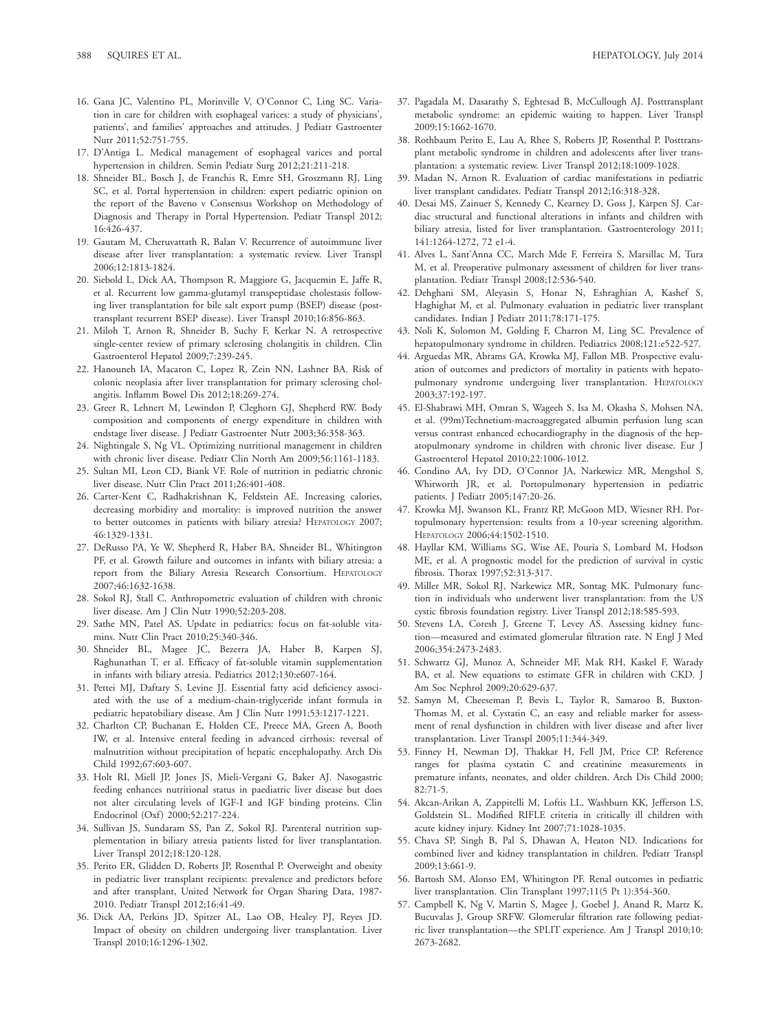16. Gana JC, Valentino PL, Morinville V, O'Connor C, Ling SC. Variation in care for children with esophageal varices: a study of physicians', patients', and families' approaches and attitudes. J Pediatr Gastroenter Nutr 2011;52:751-755.
17. D'Antiga L. Medical management of esophageal varices and portal hypertension in children. Semin Pediatr Surg 2012;21:211-218.
18. Shneider BL, Bosch J, de Franchis R, Emre SH, Groszmann RJ, Ling SC, et al. Portal hypertension in children: expert pediatric opinion on the report of the Baveno v Consensus Workshop on Methodology of Diagnosis and Therapy in Portal Hypertension. Pediatr Transpl 2012; 16:426-437.
19. Gautam M, Cheruvattath R, Balan V. Recurrence of autoimmune liver disease after liver transplantation: a systematic review. Liver Transpl 2006;12:1813-1824.
20. Siebold L, Dick AA, Thompson R, Maggiore G, Jacquemin E, Jaffe R, et al. Recurrent low gamma-glutamyl transpeptidase cholestasis following liver transplantation for bile salt export pump (BSEP) disease (posttransplant recurrent BSEP disease). Liver Transpl 2010;16:856-863.
21. Miloh T, Arnon R, Shneider B, Suchy F, Kerkar N. A retrospective single-center review of primary sclerosing cholangitis in children. Clin Gastroenterol Hepatol 2009;7:239-245.
22. Hanouneh IA, Macaron C, Lopez R, Zein NN, Lashner BA. Risk of colonic neoplasia after liver transplantation for primary sclerosing cholangitis. Inflamm Bowel Dis 2012;18:269-274.
23. Greer R, Lehnert M, Lewindon P, Cleghorn GJ, Shepherd RW. Body composition and components of energy expenditure in children with endstage liver disease. J Pediatr Gastroenter Nutr 2003;36:358-363.
24. Nightingale S, Ng VL. Optimizing nutritional management in children with chronic liver disease. Pediatr Clin North Am 2009;56:1161-1183.
25. Sultan MI, Leon CD, Biank VF. Role of nutrition in pediatric chronic liver disease. Nutr Clin Pract 2011;26:401-408.
26. Carter-Kent C, Radhakrishnan K, Feldstein AE. Increasing calories, decreasing morbidity and mortality: is improved nutrition the answer to better outcomes in patients with biliary atresia? HEPATOLOGY 2007; 46:1329-1331.
27. DeRusso PA, Ye W, Shepherd R, Haber BA, Shneider BL, Whitington PF, et al. Growth failure and outcomes in infants with biliary atresia: a report from the Biliary Atresia Research Consortium. HEPATOLOGY 2007;46:1632-1638.
28. Sokol RJ, Stall C. Anthropometric evaluation of children with chronic liver disease. Am J Clin Nutr 1990;52:203-208.
29. Sathe MN, Patel AS. Update in pediatrics: focus on fat-soluble vitamins. Nutr Clin Pract 2010;25:340-346.
30. Shneider BL, Magee JC, Bezerra JA, Haber B, Karpen SJ, Raghunathan T, et al. Efficacy of fat-soluble vitamin supplementation in infants with biliary atresia. Pediatrics 2012;130:e607-164.
31. Pettei MJ, Daftary S, Levine JJ. Essential fatty acid deficiency associated with the use of a medium-chain-triglyceride infant formula in pediatric hepatobiliary disease. Am J Clin Nutr 1991;53:1217-1221.
32. Charlton CP, Buchanan E, Holden CE, Preece MA, Green A, Booth IW, et al. Intensive enteral feeding in advanced cirrhosis: reversal of malnutrition without precipitation of hepatic encephalopathy. Arch Dis Child 1992;67:603-607.
33. Holt RI, Miell JP, Jones JS, Mieli-Vergani G, Baker AJ. Nasogastric feeding enhances nutritional status in paediatric liver disease but does not alter circulating levels of IGF-I and IGF binding proteins. Clin Endocrinol (Oxf) 2000;52:217-224.
34. Sullivan JS, Sundaram SS, Pan Z, Sokol RJ. Parenteral nutrition supplementation in biliary atresia patients listed for liver transplantation. Liver Transpl 2012;18:120-128.
35. Perito ER, Glidden D, Roberts JP, Rosenthal P. Overweight and obesity in pediatric liver transplant recipients: prevalence and predictors before and after transplant, United Network for Organ Sharing Data, 1987-2010. Pediatr Transpl 2012;16:41-49.
36. Dick AA, Perkins JD, Spitzer AL, Lao OB, Healey PJ, Reyes JD. Impact of obesity on children undergoing liver transplantation. Liver Transpl 2010;16:1296-1302.
37. Pagadala M, Dasarathy S, Eghtesad B, McCullough AJ. Posttransplant metabolic syndrome: an epidemic waiting to happen. Liver Transpl 2009;15:1662-1670.
38. Rothbaum Perito E, Lau A, Rhee S, Roberts JP, Rosenthal P. Posttransplant metabolic syndrome in children and adolescents after liver transplantation: a systematic review. Liver Transpl 2012;18:1009-1028.
39. Madan N, Arnon R. Evaluation of cardiac manifestations in pediatric liver transplant candidates. Pediatr Transpl 2012;16:318-328.
40. Desai MS, Zainuer S, Kennedy C, Kearney D, Goss J, Karpen SJ. Cardiac structural and functional alterations in infants and children with biliary atresia, listed for liver transplantation. Gastroenterology 2011; 141:1264-1272, 72 e1-4.
41. Alves L, Sant'Anna CC, March Mde F, Ferreira S, Marsillac M, Tura M, et al. Preoperative pulmonary assessment of children for liver transplantation. Pediatr Transpl 2008;12:536-540.
42. Dehghani SM, Aleyasin S, Honar N, Eshraghian A, Kashef S, Haghighat M, et al. Pulmonary evaluation in pediatric liver transplant candidates. Indian J Pediatr 2011;78:171-175.
43. Noli K, Solomon M, Golding F, Charron M, Ling SC. Prevalence of hepatopulmonary syndrome in children. Pediatrics 2008;121:e522-527.
44. Arguedas MR, Abrams GA, Krowka MJ, Fallon MB. Prospective evaluation of outcomes and predictors of mortality in patients with hepatopulmonary syndrome undergoing liver transplantation. HEPATOLOGY 2003;37:192-197.
45. El-Shabrawi MH, Omran S, Wageeh S, Isa M, Okasha S, Mohsen NA, et al. (99m)Technetium-macroaggregated albumin perfusion lung scan versus contrast enhanced echocardiography in the diagnosis of the hepatopulmonary syndrome in children with chronic liver disease. Eur J Gastroenterol Hepatol 2010;22:1006-1012.
46. Condino AA, Ivy DD, O'Connor JA, Narkewicz MR, Mengshol S, Whitworth JR, et al. Portopulmonary hypertension in pediatric patients. J Pediatr 2005;147:20-26.
47. Krowka MJ, Swanson KL, Frantz RP, McGoon MD, Wiesner RH. Portopulmonary hypertension: results from a 10-year screening algorithm. HEPATOLOGY 2006;44:1502-1510.
48. Hayllar KM, Williams SG, Wise AE, Pouria S, Lombard M, Hodson ME, et al. A prognostic model for the prediction of survival in cystic fibrosis. Thorax 1997;52:313-317.
49. Miller MR, Sokol RJ, Narkewicz MR, Sontag MK. Pulmonary function in individuals who underwent liver transplantation: from the US cystic fibrosis foundation registry. Liver Transpl 2012;18:585-593.
50. Stevens LA, Coresh J, Greene T, Levey AS. Assessing kidney function—measured and estimated glomerular filtration rate. N Engl J Med 2006;354:2473-2483.
51. Schwartz GJ, Munoz A, Schneider MF, Mak RH, Kaskel F, Warady BA, et al. New equations to estimate GFR in children with CKD. J Am Soc Nephrol 2009;20:629-637.
52. Samyn M, Cheeseman P, Bevis L, Taylor R, Samaroo B, Buxton-Thomas M, et al. Cystatin C, an easy and reliable marker for assessment of renal dysfunction in children with liver disease and after liver transplantation. Liver Transpl 2005;11:344-349.
53. Finney H, Newman DJ, Thakkar H, Fell JM, Price CP. Reference ranges for plasma cystatin C and creatinine measurements in premature infants, neonates, and older children. Arch Dis Child 2000; 82:71-5.
54. Akcan-Arikan A, Zappitelli M, Loftis LL, Washburn KK, Jefferson LS, Goldstein SL. Modified RIFLE criteria in critically ill children with acute kidney injury. Kidney Int 2007;71:1028-1035.
55. Chava SP, Singh B, Pal S, Dhawan A, Heaton ND. Indications for combined liver and kidney transplantation in children. Pediatr Transpl 2009;13:661-9.
56. Bartosh SM, Alonso EM, Whitington PF. Renal outcomes in pediatric liver transplantation. Clin Transplant 1997;11(5 Pt 1):354-360.
57. Campbell K, Ng V, Martin S, Magee J, Goebel J, Anand R, Martz K, Bucuvalas J, Group SRFW. Glomerular filtration rate following pediatric liver transplantation—the SPLIT experience. Am J Transpl 2010;10: 2673-2682.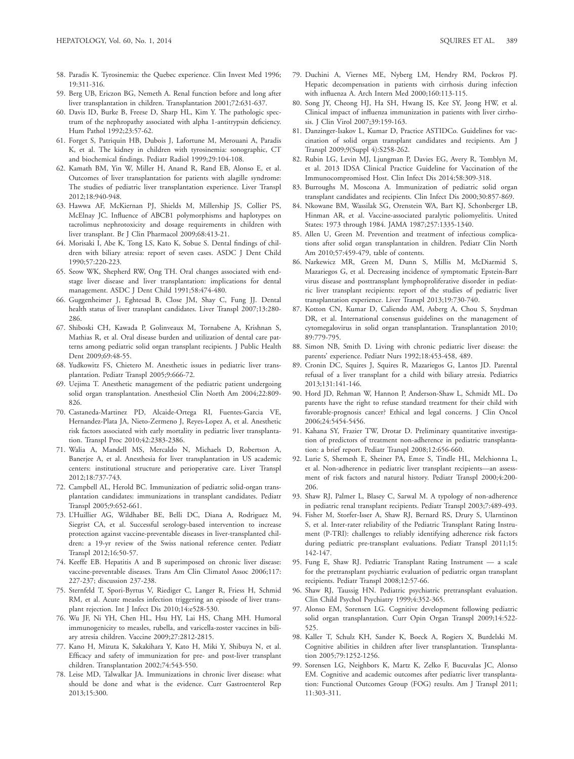58. Paradis K. Tyrosinemia: the Quebec experience. Clin Invest Med 1996; 19:311-316.
59. Berg UB, Ericzon BG, Nemeth A. Renal function before and long after liver transplantation in children. Transplantation 2001;72:631-637.
60. Davis ID, Burke B, Freese D, Sharp HL, Kim Y. The pathologic spectrum of the nephropathy associated with alpha 1-antitrypsin deficiency. Hum Pathol 1992;23:57-62.
61. Forget S, Patriquin HB, Dubois J, Lafortune M, Merouani A, Paradis K, et al. The kidney in children with tyrosinemia: sonographic, CT and biochemical findings. Pediatr Radiol 1999;29:104-108.
62. Kamath BM, Yin W, Miller H, Anand R, Rand EB, Alonso E, et al. Outcomes of liver transplantation for patients with alagille syndrome: The studies of pediatric liver transplantation experience. Liver Transpl 2012;18:940-948.
63. Hawwa AF, McKiernan PJ, Shields M, Millership JS, Collier PS, McElnay JC. Influence of ABCB1 polymorphisms and haplotypes on tacrolimus nephrotoxicity and dosage requirements in children with liver transplant. Br J Clin Pharmacol 2009;68:413-21.
64. Morisaki I, Abe K, Tong LS, Kato K, Sobue S. Dental findings of children with biliary atresia: report of seven cases. ASDC J Dent Child 1990;57:220-223.
65. Seow WK, Shepherd RW, Ong TH. Oral changes associated with end-stage liver disease and liver transplantation: implications for dental management. ASDC J Dent Child 1991;58:474-480.
66. Guggenheimer J, Eghtesad B, Close JM, Shay C, Fung JJ. Dental health status of liver transplant candidates. Liver Transpl 2007;13:280-286.
67. Shiboski CH, Kawada P, Golinveaux M, Tornabene A, Krishnan S, Mathias R, et al. Oral disease burden and utilization of dental care patterns among pediatric solid organ transplant recipients. J Public Health Dent 2009;69:48-55.
68. Yudkowitz FS, Chietero M. Anesthetic issues in pediatric liver transplantation. Pediatr Transpl 2005;9:666-72.
69. Uejima T. Anesthetic management of the pediatric patient undergoing solid organ transplantation. Anesthesiol Clin North Am 2004;22:809-826.
70. Castaneda-Martinez PD, Alcaide-Ortega RI, Fuentes-Garcia VE, Hernandez-Plata JA, Nieto-Zermeno J, Reyes-Lopez A, et al. Anesthetic risk factors associated with early mortality in pediatric liver transplantation. Transpl Proc 2010;42:2383-2386.
71. Walia A, Mandell MS, Mercaldo N, Michaels D, Robertson A, Banerjee A, et al. Anesthesia for liver transplantation in US academic centers: institutional structure and perioperative care. Liver Transpl 2012;18:737-743.
72. Campbell AL, Herold BC. Immunization of pediatric solid-organ transplantation candidates: immunizations in transplant candidates. Pediatr Transpl 2005;9:652-661.
73. L'Huillier AG, Wildhaber BE, Belli DC, Diana A, Rodriguez M, Siegrist CA, et al. Successful serology-based intervention to increase protection against vaccine-preventable diseases in liver-transplanted children: a 19-yr review of the Swiss national reference center. Pediatr Transpl 2012;16:50-57.
74. Keeffe EB. Hepatitis A and B superimposed on chronic liver disease: vaccine-preventable diseases. Trans Am Clin Climatol Assoc 2006;117: 227-237; discussion 237-238.
75. Sternfeld T, Spori-Byrtus V, Riediger C, Langer R, Friess H, Schmid RM, et al. Acute measles infection triggering an episode of liver transplant rejection. Int J Infect Dis 2010;14:e528-530.
76. Wu JF, Ni YH, Chen HL, Hsu HY, Lai HS, Chang MH. Humoral immunogenicity to measles, rubella, and varicella-zoster vaccines in biliary atresia children. Vaccine 2009;27:2812-2815.
77. Kano H, Mizuta K, Sakakihara Y, Kato H, Miki Y, Shibuya N, et al. Efficacy and safety of immunization for pre- and post-liver transplant children. Transplantation 2002;74:543-550.
78. Leise MD, Talwalkar JA. Immunizations in chronic liver disease: what should be done and what is the evidence. Curr Gastroenterol Rep 2013;15:300.
79. Duchini A, Viernes ME, Nyberg LM, Hendry RM, Pockros PJ. Hepatic decompensation in patients with cirrhosis during infection with influenza A. Arch Intern Med 2000;160:113-115.
80. Song JY, Cheong HJ, Ha SH, Hwang IS, Kee SY, Jeong HW, et al. Clinical impact of influenza immunization in patients with liver cirrhosis. J Clin Virol 2007;39:159-163.
81. Danzinger-Isakov L, Kumar D, Practice ASTIDCo. Guidelines for vaccination of solid organ transplant candidates and recipients. Am J Transpl 2009;9(Suppl 4):S258-262.
82. Rubin LG, Levin MJ, Ljungman P, Davies EG, Avery R, Tomblyn M, et al. 2013 IDSA Clinical Practice Guideline for Vaccination of the Immunocompromised Host. Clin Infect Dis 2014;58:309-318.
83. Burroughs M, Moscona A. Immunization of pediatric solid organ transplant candidates and recipients. Clin Infect Dis 2000;30:857-869.
84. Nkowane BM, Wassilak SG, Orenstein WA, Bart KJ, Schonberger LB, Hinman AR, et al. Vaccine-associated paralytic poliomyelitis. United States: 1973 through 1984. JAMA 1987;257:1335-1340.
85. Allen U, Green M. Prevention and treatment of infectious complications after solid organ transplantation in children. Pediatr Clin North Am 2010;57:459-479, table of contents.
86. Narkewicz MR, Green M, Dunn S, Millis M, McDiarmid S, Mazariegos G, et al. Decreasing incidence of symptomatic Epstein-Barr virus disease and posttransplant lymphoproliferative disorder in pediatric liver transplant recipients: report of the studies of pediatric liver transplantation experience. Liver Transpl 2013;19:730-740.
87. Kotton CN, Kumar D, Caliendo AM, Asberg A, Chou S, Snydman DR, et al. International consensus guidelines on the management of cytomegalovirus in solid organ transplantation. Transplantation 2010; 89:779-795.
88. Simon NB, Smith D. Living with chronic pediatric liver disease: the parents' experience. Pediatr Nurs 1992;18:453-458, 489.
89. Cronin DC, Squires J, Squires R, Mazariegos G, Lantos JD. Parental refusal of a liver transplant for a child with biliary atresia. Pediatrics 2013;131:141-146.
90. Hord JD, Rehman W, Hannon P, Anderson-Shaw L, Schmidt ML. Do parents have the right to refuse standard treatment for their child with favorable-prognosis cancer? Ethical and legal concerns. J Clin Oncol 2006;24:5454-5456.
91. Kahana SY, Frazier TW, Drotar D. Preliminary quantitative investigation of predictors of treatment non-adherence in pediatric transplantation: a brief report. Pediatr Transpl 2008;12:656-660.
92. Lurie S, Shemesh E, Sheiner PA, Emre S, Tindle HL, Melchionna L, et al. Non-adherence in pediatric liver transplant recipients—an assessment of risk factors and natural history. Pediatr Transpl 2000;4:200-206.
93. Shaw RJ, Palmer L, Blasey C, Sarwal M. A typology of non-adherence in pediatric renal transplant recipients. Pediatr Transpl 2003;7:489-493.
94. Fisher M, Storfer-Isser A, Shaw RJ, Bernard RS, Drury S, Ularntinon S, et al. Inter-rater reliability of the Pediatric Transplant Rating Instrument (P-TRI): challenges to reliably identifying adherence risk factors during pediatric pre-transplant evaluations. Pediatr Transpl 2011;15: 142-147.
95. Fung E, Shaw RJ. Pediatric Transplant Rating Instrument — a scale for the pretransplant psychiatric evaluation of pediatric organ transplant recipients. Pediatr Transpl 2008;12:57-66.
96. Shaw RJ, Taussig HN. Pediatric psychiatric pretransplant evaluation. Clin Child Psychol Psychiatry 1999;4:352-365.
97. Alonso EM, Sorensen LG. Cognitive development following pediatric solid organ transplantation. Curr Opin Organ Transpl 2009;14:522-525.
98. Kaller T, Schulz KH, Sander K, Boeck A, Rogiers X, Burdelski M. Cognitive abilities in children after liver transplantation. Transplantation 2005;79:1252-1256.
99. Sorensen LG, Neighbors K, Martz K, Zelko F, Bucuvalas JC, Alonso EM. Cognitive and academic outcomes after pediatric liver transplantation: Functional Outcomes Group (FOG) results. Am J Transpl 2011; 11:303-311.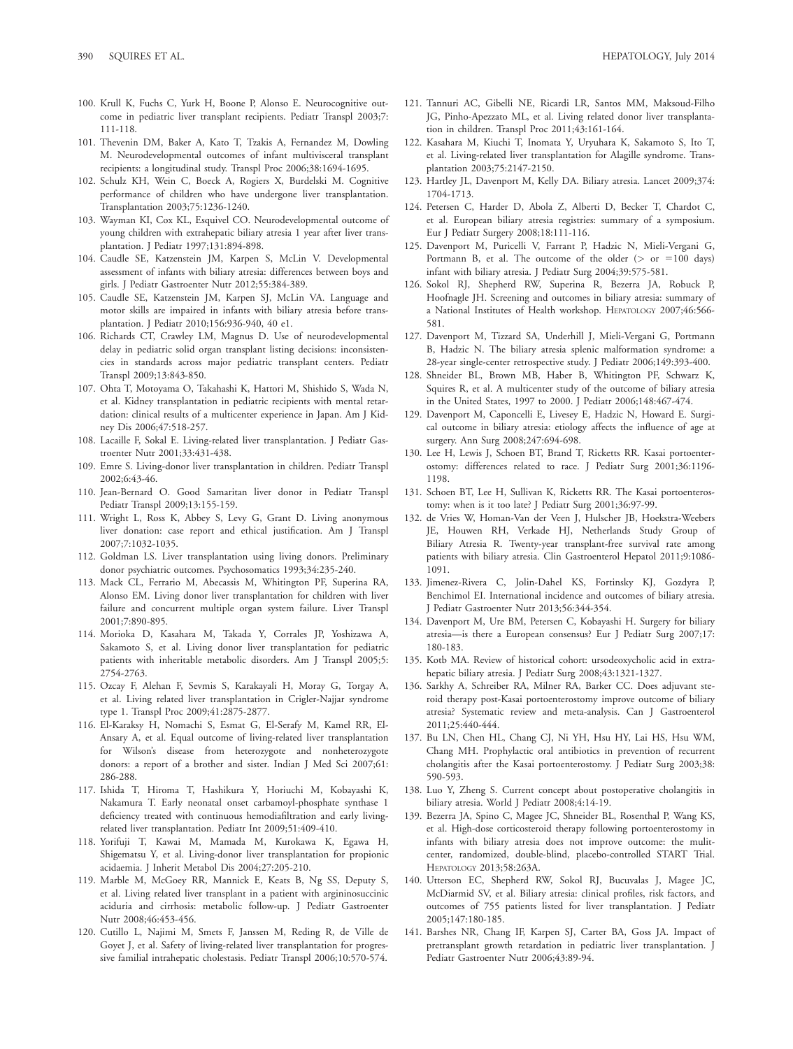100. Krull K, Fuchs C, Yurk H, Boone P, Alonso E. Neurocognitive outcome in pediatric liver transplant recipients. Pediatr Transpl 2003;7: 111-118.
101. Thevenin DM, Baker A, Kato T, Tzakis A, Fernandez M, Dowling M. Neurodevelopmental outcomes of infant multivisceral transplant recipients: a longitudinal study. Transpl Proc 2006;38:1694-1695.
102. Schulz KH, Wein C, Boeck A, Rogiers X, Burdelski M. Cognitive performance of children who have undergone liver transplantation. Transplantation 2003;75:1236-1240.
103. Wayman KI, Cox KL, Esquivel CO. Neurodevelopmental outcome of young children with extrahepatic biliary atresia 1 year after liver transplantation. J Pediatr 1997;131:894-898.
104. Caudle SE, Katzenstein JM, Karpen S, McLin V. Developmental assessment of infants with biliary atresia: differences between boys and girls. J Pediatr Gastroenter Nutr 2012;55:384-389.
105. Caudle SE, Katzenstein JM, Karpen SJ, McLin VA. Language and motor skills are impaired in infants with biliary atresia before transplantation. J Pediatr 2010;156:936-940, 40 e1.
106. Richards CT, Crawley LM, Magnus D. Use of neurodevelopmental delay in pediatric solid organ transplant listing decisions: inconsistencies in standards across major pediatric transplant centers. Pediatr Transpl 2009;13:843-850.
107. Ohta T, Motoyama O, Takahashi K, Hattori M, Shishido S, Wada N, et al. Kidney transplantation in pediatric recipients with mental retardation: clinical results of a multicenter experience in Japan. Am J Kidney Dis 2006;47:518-257.
108. Lacaille F, Sokal E. Living-related liver transplantation. J Pediatr Gastroenter Nutr 2001;33:431-438.
109. Emre S. Living-donor liver transplantation in children. Pediatr Transpl 2002;6:43-46.
110. Jean-Bernard O. Good Samaritan liver donor in Pediatr Transpl Pediatr Transpl 2009;13:155-159.
111. Wright L, Ross K, Abbey S, Levy G, Grant D. Living anonymous liver donation: case report and ethical justification. Am J Transpl 2007;7:1032-1035.
112. Goldman LS. Liver transplantation using living donors. Preliminary donor psychiatric outcomes. Psychosomatics 1993;34:235-240.
113. Mack CL, Ferrario M, Abecassis M, Whitington PF, Superina RA, Alonso EM. Living donor liver transplantation for children with liver failure and concurrent multiple organ system failure. Liver Transpl 2001;7:890-895.
114. Morioka D, Kasahara M, Takada Y, Corrales JP, Yoshizawa A, Sakamoto S, et al. Living donor liver transplantation for pediatric patients with inheritable metabolic disorders. Am J Transpl 2005;5: 2754-2763.
115. Ozcay F, Alehan F, Sevmis S, Karakayali H, Moray G, Torgay A, et al. Living related liver transplantation in Crigler-Najjar syndrome type 1. Transpl Proc 2009;41:2875-2877.
116. El-Karaksy H, Nomachi S, Esmat G, El-Serafy M, Kamel RR, El-Ansary A, et al. Equal outcome of living-related liver transplantation for Wilson's disease from heterozygote and nonheterozygote donors: a report of a brother and sister. Indian J Med Sci 2007;61: 286-288.
117. Ishida T, Hiroma T, Hashikura Y, Horiuchi M, Kobayashi K, Nakamura T. Early neonatal onset carbamoyl-phosphate synthase 1 deficiency treated with continuous hemodiafiltration and early living-related liver transplantation. Pediatr Int 2009;51:409-410.
118. Yorifuji T, Kawai M, Mamada M, Kurokawa K, Egawa H, Shigematsu Y, et al. Living-donor liver transplantation for propionic acidaemia. J Inherit Metabol Dis 2004;27:205-210.
119. Marble M, McGoey RR, Mannick E, Keats B, Ng SS, Deputy S, et al. Living related liver transplant in a patient with argininosuccinic aciduria and cirrhosis: metabolic follow-up. J Pediatr Gastroenter Nutr 2008;46:453-456.
120. Cutillo L, Najimi M, Smets F, Janssen M, Reding R, de Ville de Goyet J, et al. Safety of living-related liver transplantation for progressive familial intrahepatic cholestasis. Pediatr Transpl 2006;10:570-574.
121. Tannuri AC, Gibelli NE, Ricardi LR, Santos MM, Maksoud-Filho JG, Pinho-Apezzato ML, et al. Living related donor liver transplantation in children. Transpl Proc 2011;43:161-164.
122. Kasahara M, Kiuchi T, Inomata Y, Uryuhara K, Sakamoto S, Ito T, et al. Living-related liver transplantation for Alagille syndrome. Transplantation 2003;75:2147-2150.
123. Hartley JL, Davenport M, Kelly DA. Biliary atresia. Lancet 2009;374: 1704-1713.
124. Petersen C, Harder D, Abola Z, Alberti D, Becker T, Chardot C, et al. European biliary atresia registries: summary of a symposium. Eur J Pediatr Surgery 2008;18:111-116.
125. Davenport M, Puricelli V, Farrant P, Hadzic N, Mieli-Vergani G, Portmann B, et al. The outcome of the older (> or =100 days) infant with biliary atresia. J Pediatr Surg 2004;39:575-581.
126. Sokol RJ, Shepherd RW, Superina R, Bezerra JA, Robuck P, Hoofnagle JH. Screening and outcomes in biliary atresia: summary of a National Institutes of Health workshop. HEPATOLOGY 2007;46:566-581.
127. Davenport M, Tizzard SA, Underhill J, Mieli-Vergani G, Portmann B, Hadzic N. The biliary atresia splenic malformation syndrome: a 28-year single-center retrospective study. J Pediatr 2006;149:393-400.
128. Shneider BL, Brown MB, Haber B, Whitington PF, Schwarz K, Squires R, et al. A multicenter study of the outcome of biliary atresia in the United States, 1997 to 2000. J Pediatr 2006;148:467-474.
129. Davenport M, Caponcelli E, Livesey E, Hadzic N, Howard E. Surgical outcome in biliary atresia: etiology affects the influence of age at surgery. Ann Surg 2008;247:694-698.
130. Lee H, Lewis J, Schoen BT, Brand T, Ricketts RR. Kasai portoenterostomy: differences related to race. J Pediatr Surg 2001;36:1196-1198.
131. Schoen BT, Lee H, Sullivan K, Ricketts RR. The Kasai portoenterostomy: when is it too late? J Pediatr Surg 2001;36:97-99.
132. de Vries W, Homan-Van der Veen J, Hulscher JB, Hoekstra-Weebers JE, Houwen RH, Verkade HJ, Netherlands Study Group of Biliary Atresia R. Twenty-year transplant-free survival rate among patients with biliary atresia. Clin Gastroenterol Hepatol 2011;9:1086-1091.
133. Jimenez-Rivera C, Jolin-Dahel KS, Fortinsky KJ, Gozdyra P, Benchimol EI. International incidence and outcomes of biliary atresia. J Pediatr Gastroenter Nutr 2013;56:344-354.
134. Davenport M, Ure BM, Petersen C, Kobayashi H. Surgery for biliary atresia—is there a European consensus? Eur J Pediatr Surg 2007;17: 180-183.
135. Kotb MA. Review of historical cohort: ursodeoxycholic acid in extrahepatic biliary atresia. J Pediatr Surg 2008;43:1321-1327.
136. Sarkhy A, Schreiber RA, Milner RA, Barker CC. Does adjuvant steroid therapy post-Kasai portoenterostomy improve outcome of biliary atresia? Systematic review and meta-analysis. Can J Gastroenterol 2011;25:440-444.
137. Bu LN, Chen HL, Chang CJ, Ni YH, Hsu HY, Lai HS, Hsu WM, Chang MH. Prophylactic oral antibiotics in prevention of recurrent cholangitis after the Kasai portoenterostomy. J Pediatr Surg 2003;38: 590-593.
138. Luo Y, Zheng S. Current concept about postoperative cholangitis in biliary atresia. World J Pediatr 2008;4:14-19.
139. Bezerra JA, Spino C, Magee JC, Shneider BL, Rosenthal P, Wang KS, et al. High-dose corticosteroid therapy following portoenterostomy in infants with biliary atresia does not improve outcome: the mulitcenter, randomized, double-blind, placebo-controlled START Trial. HEPATOLOGY 2013;58:263A.
140. Utterson EC, Shepherd RW, Sokol RJ, Bucuvalas J, Magee JC, McDiarmid SV, et al. Biliary atresia: clinical profiles, risk factors, and outcomes of 755 patients listed for liver transplantation. J Pediatr 2005;147:180-185.
141. Barshes NR, Chang IF, Karpen SJ, Carter BA, Goss JA. Impact of pretransplant growth retardation in pediatric liver transplantation. J Pediatr Gastroenter Nutr 2006;43:89-94.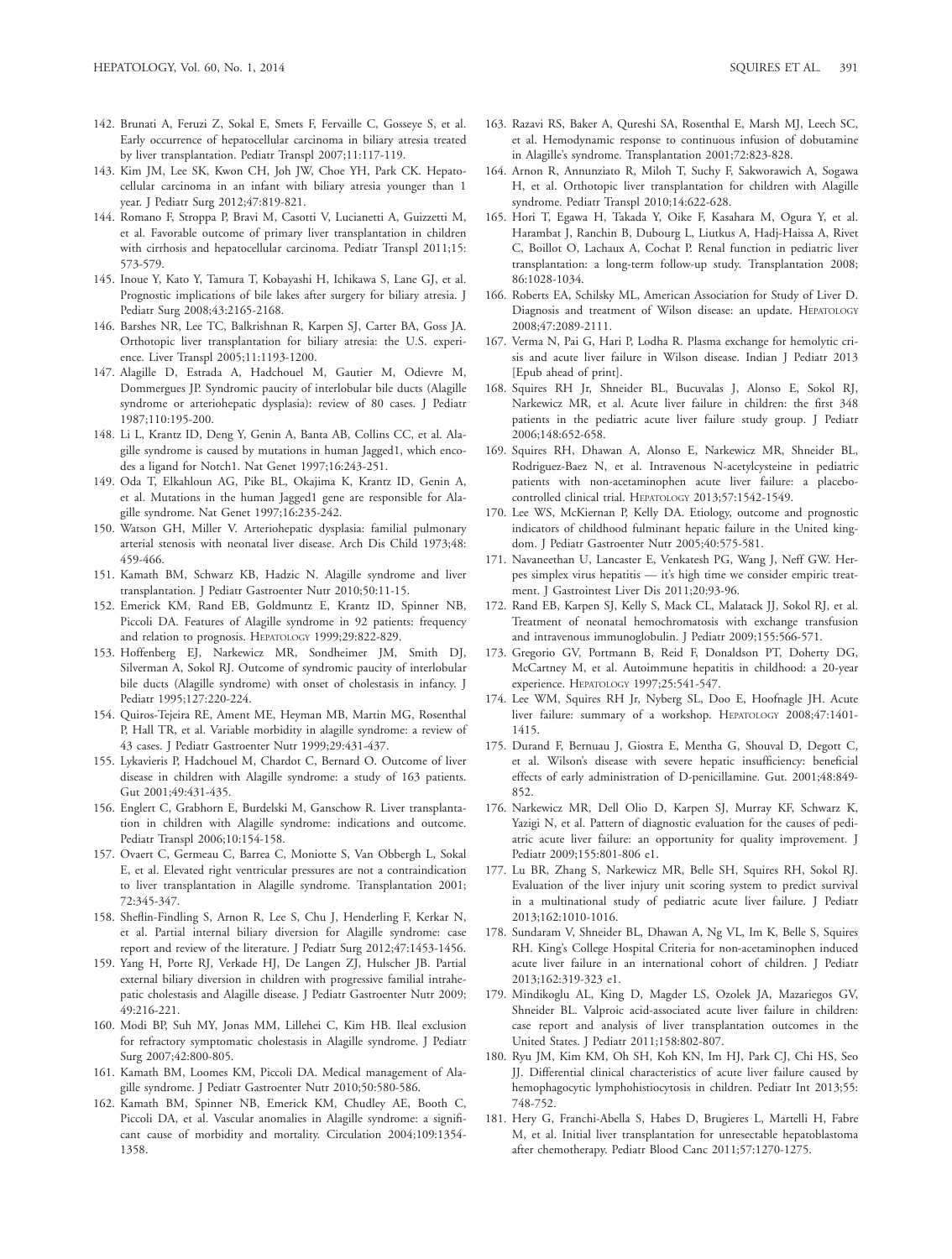142. Brunati A, Feruzi Z, Sokal E, Smets F, Fervaille C, Gosseye S, et al. Early occurrence of hepatocellular carcinoma in biliary atresia treated by liver transplantation. Pediatr Transpl 2007;11:117-119.
143. Kim JM, Lee SK, Kwon CH, Joh JW, Choe YH, Park CK. Hepatocellular carcinoma in an infant with biliary atresia younger than 1 year. J Pediatr Surg 2012;47:819-821.
144. Romano F, Stroppa P, Bravi M, Casotti V, Lucianetti A, Guizzetti M, et al. Favorable outcome of primary liver transplantation in children with cirrhosis and hepatocellular carcinoma. Pediatr Transpl 2011;15: 573-579.
145. Inoue Y, Kato Y, Tamura T, Kobayashi H, Ichikawa S, Lane GJ, et al. Prognostic implications of bile lakes after surgery for biliary atresia. J Pediatr Surg 2008;43:2165-2168.
146. Barshes NR, Lee TC, Balkrishnan R, Karpen SJ, Carter BA, Goss JA. Orthotopic liver transplantation for biliary atresia: the U.S. experience. Liver Transpl 2005;11:1193-1200.
147. Alagille D, Estrada A, Hadchouel M, Gautier M, Odievre M, Dommergues JP. Syndromic paucity of interlobular bile ducts (Alagille syndrome or arteriohepatic dysplasia): review of 80 cases. J Pediatr 1987;110:195-200.
148. Li L, Krantz ID, Deng Y, Genin A, Banta AB, Collins CC, et al. Alagille syndrome is caused by mutations in human Jagged1, which encodes a ligand for Notch1. Nat Genet 1997;16:243-251.
149. Oda T, Elkahloun AG, Pike BL, Okajima K, Krantz ID, Genin A, et al. Mutations in the human Jagged1 gene are responsible for Alagille syndrome. Nat Genet 1997;16:235-242.
150. Watson GH, Miller V. Arteriohepatic dysplasia: familial pulmonary arterial stenosis with neonatal liver disease. Arch Dis Child 1973;48: 459-466.
151. Kamath BM, Schwarz KB, Hadzic N. Alagille syndrome and liver transplantation. J Pediatr Gastroenter Nutr 2010;50:11-15.
152. Emerick KM, Rand EB, Goldmuntz E, Krantz ID, Spinner NB, Piccoli DA. Features of Alagille syndrome in 92 patients: frequency and relation to prognosis. HEPATOLOGY 1999;29:822-829.
153. Hoffenberg EJ, Narkewicz MR, Sondheimer JM, Smith DJ, Silverman A, Sokol RJ. Outcome of syndromic paucity of interlobular bile ducts (Alagille syndrome) with onset of cholestasis in infancy. J Pediatr 1995;127:220-224.
154. Quiros-Tejeira RE, Ament ME, Heyman MB, Martin MG, Rosenthal P, Hall TR, et al. Variable morbidity in alagille syndrome: a review of 43 cases. J Pediatr Gastroenter Nutr 1999;29:431-437.
155. Lykavieris P, Hadchouel M, Chardot C, Bernard O. Outcome of liver disease in children with Alagille syndrome: a study of 163 patients. Gut 2001;49:431-435.
156. Englert C, Grabhorn E, Burdelski M, Ganschow R. Liver transplantation in children with Alagille syndrome: indications and outcome. Pediatr Transpl 2006;10:154-158.
157. Ovaert C, Germeau C, Barrea C, Moniotte S, Van Obbergh L, Sokal E, et al. Elevated right ventricular pressures are not a contraindication to liver transplantation in Alagille syndrome. Transplantation 2001; 72:345-347.
158. Sheflin-Findling S, Arnon R, Lee S, Chu J, Henderling F, Kerkar N, et al. Partial internal biliary diversion for Alagille syndrome: case report and review of the literature. J Pediatr Surg 2012;47:1453-1456.
159. Yang H, Porte RJ, Verkade HJ, De Langen ZJ, Hulscher JB. Partial external biliary diversion in children with progressive familial intrahepatic cholestasis and Alagille disease. J Pediatr Gastroenter Nutr 2009; 49:216-221.
160. Modi BP, Suh MY, Jonas MM, Lillehei C, Kim HB. Ileal exclusion for refractory symptomatic cholestasis in Alagille syndrome. J Pediatr Surg 2007;42:800-805.
161. Kamath BM, Loomes KM, Piccoli DA. Medical management of Alagille syndrome. J Pediatr Gastroenter Nutr 2010;50:580-586.
162. Kamath BM, Spinner NB, Emerick KM, Chudley AE, Booth C, Piccoli DA, et al. Vascular anomalies in Alagille syndrome: a significant cause of morbidity and mortality. Circulation 2004;109:1354-1358.
163. Razavi RS, Baker A, Qureshi SA, Rosenthal E, Marsh MJ, Leech SC, et al. Hemodynamic response to continuous infusion of dobutamine in Alagille's syndrome. Transplantation 2001;72:823-828.
164. Arnon R, Annunziato R, Miloh T, Suchy F, Sakworawich A, Sogawa H, et al. Orthotopic liver transplantation for children with Alagille syndrome. Pediatr Transpl 2010;14:622-628.
165. Hori T, Egawa H, Takada Y, Oike F, Kasahara M, Ogura Y, et al. Harambat J, Ranchin B, Dubourg L, Liutkus A, Hadj-Haissa A, Rivet C, Boillot O, Lachaux A, Cochat P. Renal function in pediatric liver transplantation: a long-term follow-up study. Transplantation 2008; 86:1028-1034.
166. Roberts EA, Schilsky ML, American Association for Study of Liver D. Diagnosis and treatment of Wilson disease: an update. HEPATOLOGY 2008;47:2089-2111.
167. Verma N, Pai G, Hari P, Lodha R. Plasma exchange for hemolytic crisis and acute liver failure in Wilson disease. Indian J Pediatr 2013 [Epub ahead of print].
168. Squires RH Jr, Shneider BL, Bucuvalas J, Alonso E, Sokol RJ, Narkewicz MR, et al. Acute liver failure in children: the first 348 patients in the pediatric acute liver failure study group. J Pediatr 2006;148:652-658.
169. Squires RH, Dhawan A, Alonso E, Narkewicz MR, Shneider BL, Rodriguez-Baez N, et al. Intravenous N-acetylcysteine in pediatric patients with non-acetaminophen acute liver failure: a placebo-controlled clinical trial. HEPATOLOGY 2013;57:1542-1549.
170. Lee WS, McKiernan P, Kelly DA. Etiology, outcome and prognostic indicators of childhood fulminant hepatic failure in the United kingdom. J Pediatr Gastroenter Nutr 2005;40:575-581.
171. Navaneethan U, Lancaster E, Venkatesh PG, Wang J, Neff GW. Herpes simplex virus hepatitis — it's high time we consider empiric treatment. J Gastrointest Liver Dis 2011;20:93-96.
172. Rand EB, Karpen SJ, Kelly S, Mack CL, Malatack JJ, Sokol RJ, et al. Treatment of neonatal hemochromatosis with exchange transfusion and intravenous immunoglobulin. J Pediatr 2009;155:566-571.
173. Gregorio GV, Portmann B, Reid F, Donaldson PT, Doherty DG, McCartney M, et al. Autoimmune hepatitis in childhood: a 20-year experience. HEPATOLOGY 1997;25:541-547.
174. Lee WM, Squires RH Jr, Nyberg SL, Doo E, Hoofnagle JH. Acute liver failure: summary of a workshop. HEPATOLOGY 2008;47:1401-1415.
175. Durand F, Bernuau J, Giostra E, Mentha G, Shouval D, Degott C, et al. Wilson's disease with severe hepatic insufficiency: beneficial effects of early administration of D-penicillamine. Gut. 2001;48:849-852.
176. Narkewicz MR, Dell Olio D, Karpen SJ, Murray KF, Schwarz K, Yazigi N, et al. Pattern of diagnostic evaluation for the causes of pediatric acute liver failure: an opportunity for quality improvement. J Pediatr 2009;155:801-806 e1.
177. Lu BR, Zhang S, Narkewicz MR, Belle SH, Squires RH, Sokol RJ. Evaluation of the liver injury unit scoring system to predict survival in a multinational study of pediatric acute liver failure. J Pediatr 2013;162:1010-1016.
178. Sundaram V, Shneider BL, Dhawan A, Ng VL, Im K, Belle S, Squires RH. King's College Hospital Criteria for non-acetaminophen induced acute liver failure in an international cohort of children. J Pediatr 2013;162:319-323 e1.
179. Mindikoglu AL, King D, Magder LS, Ozolek JA, Mazariegos GV, Shneider BL. Valproic acid-associated acute liver failure in children: case report and analysis of liver transplantation outcomes in the United States. J Pediatr 2011;158:802-807.
180. Ryu JM, Kim KM, Oh SH, Koh KN, Im HJ, Park CJ, Chi HS, Seo JJ. Differential clinical characteristics of acute liver failure caused by hemophagocytic lymphohistiocytosis in children. Pediatr Int 2013;55: 748-752.
181. Hery G, Franchi-Abella S, Habes D, Brugieres L, Martelli H, Fabre M, et al. Initial liver transplantation for unresectable hepatoblastoma after chemotherapy. Pediatr Blood Canc 2011;57:1270-1275.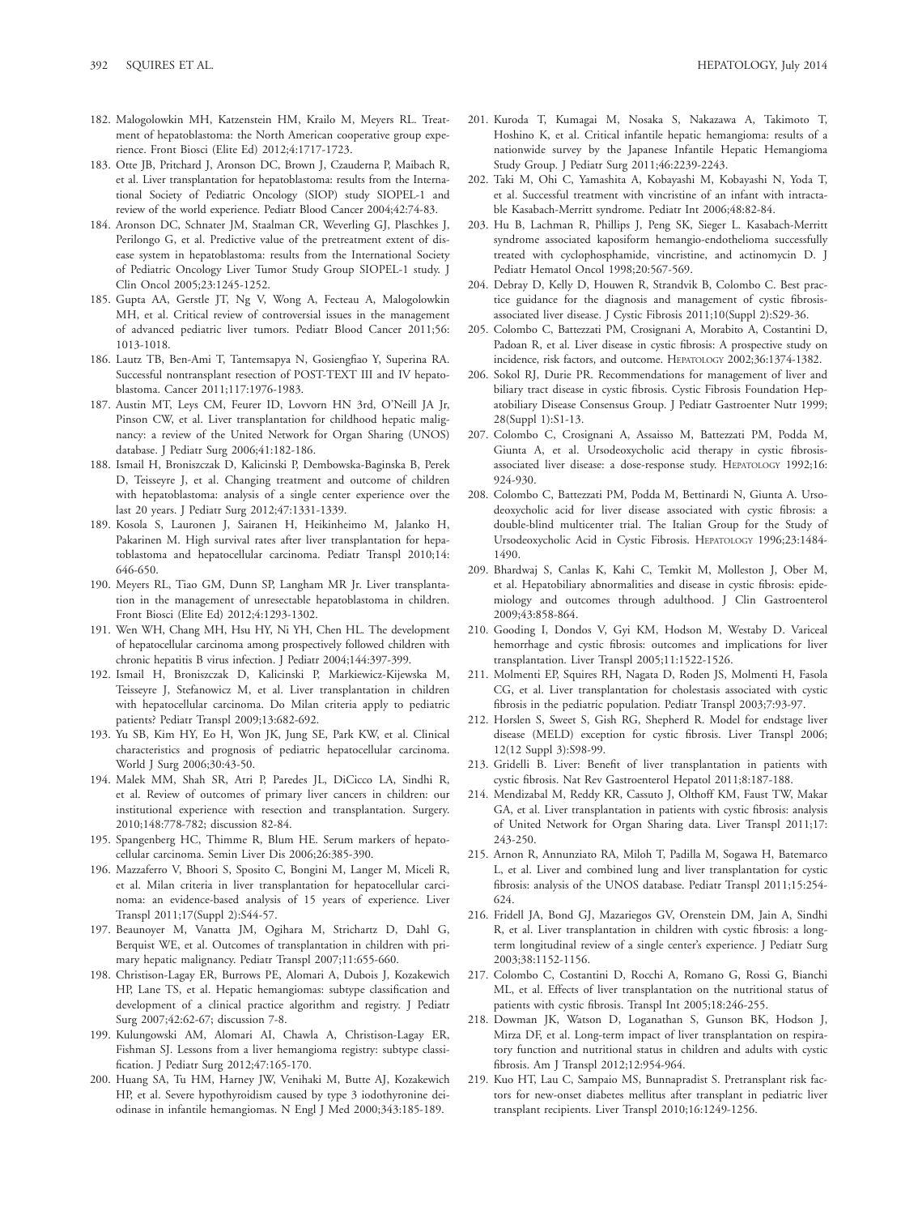182. Malogolowkin MH, Katzenstein HM, Krailo M, Meyers RL. Treatment of hepatoblastoma: the North American cooperative group experience. Front Biosci (Elite Ed) 2012;4:1717-1723.
183. Otte JB, Pritchard J, Aronson DC, Brown J, Czauderna P, Maibach R, et al. Liver transplantation for hepatoblastoma: results from the International Society of Pediatric Oncology (SIOP) study SIOPEL-1 and review of the world experience. Pediatr Blood Cancer 2004;42:74-83.
184. Aronson DC, Schnater JM, Staalman CR, Weverling GJ, Plaschkes J, Perilongo G, et al. Predictive value of the pretreatment extent of disease system in hepatoblastoma: results from the International Society of Pediatric Oncology Liver Tumor Study Group SIOPEL-1 study. J Clin Oncol 2005;23:1245-1252.
185. Gupta AA, Gerstle JT, Ng V, Wong A, Fecteau A, Malogolowkin MH, et al. Critical review of controversial issues in the management of advanced pediatric liver tumors. Pediatr Blood Cancer 2011;56:1013-1018.
186. Lautz TB, Ben-Ami T, Tantemsapya N, Gosiengfiao Y, Superina RA. Successful nontransplant resection of POST-TEXT III and IV hepatoblastoma. Cancer 2011;117:1976-1983.
187. Austin MT, Leys CM, Feurer ID, Lovvorn HN 3rd, O'Neill JA Jr, Pinson CW, et al. Liver transplantation for childhood hepatic malignancy: a review of the United Network for Organ Sharing (UNOS) database. J Pediatr Surg 2006;41:182-186.
188. Ismail H, Broniszczak D, Kalicinski P, Dembowska-Baginska B, Perek D, Teisseyre J, et al. Changing treatment and outcome of children with hepatoblastoma: analysis of a single center experience over the last 20 years. J Pediatr Surg 2012;47:1331-1339.
189. Kosola S, Lauronen J, Sairanen H, Heikinheimo M, Jalanko H, Pakarinen M. High survival rates after liver transplantation for hepatoblastoma and hepatocellular carcinoma. Pediatr Transpl 2010;14:646-650.
190. Meyers RL, Tiao GM, Dunn SP, Langham MR Jr. Liver transplantation in the management of unresectable hepatoblastoma in children. Front Biosci (Elite Ed) 2012;4:1293-1302.
191. Wen WH, Chang MH, Hsu HY, Ni YH, Chen HL. The development of hepatocellular carcinoma among prospectively followed children with chronic hepatitis B virus infection. J Pediatr 2004;144:397-399.
192. Ismail H, Broniszczak D, Kalicinski P, Markiewicz-Kijewska M, Teisseyre J, Stefanowicz M, et al. Liver transplantation in children with hepatocellular carcinoma. Do Milan criteria apply to pediatric patients? Pediatr Transpl 2009;13:682-692.
193. Yu SB, Kim HY, Eo H, Won JK, Jung SE, Park KW, et al. Clinical characteristics and prognosis of pediatric hepatocellular carcinoma. World J Surg 2006;30:43-50.
194. Malek MM, Shah SR, Atri P, Paredes JL, DiCicco LA, Sindhi R, et al. Review of outcomes of primary liver cancers in children: our institutional experience with resection and transplantation. Surgery. 2010;148:778-782; discussion 82-84.
195. Spangenberg HC, Thimme R, Blum HE. Serum markers of hepatocellular carcinoma. Semin Liver Dis 2006;26:385-390.
196. Mazzaferro V, Bhoori S, Sposito C, Bongini M, Langer M, Miceli R, et al. Milan criteria in liver transplantation for hepatocellular carcinoma: an evidence-based analysis of 15 years of experience. Liver Transpl 2011;17(Suppl 2):S44-57.
197. Beaunoyer M, Vanatta JM, Ogihara M, Strichartz D, Dahl G, Berquist WE, et al. Outcomes of transplantation in children with primary hepatic malignancy. Pediatr Transpl 2007;11:655-660.
198. Christison-Lagay ER, Burrows PE, Alomari A, Dubois J, Kozakewich HP, Lane TS, et al. Hepatic hemangiomas: subtype classification and development of a clinical practice algorithm and registry. J Pediatr Surg 2007;42:62-67; discussion 7-8.
199. Kulungowski AM, Alomari AI, Chawla A, Christison-Lagay ER, Fishman SJ. Lessons from a liver hemangioma registry: subtype classification. J Pediatr Surg 2012;47:165-170.
200. Huang SA, Tu HM, Harney JW, Venihaki M, Butte AJ, Kozakewich HP, et al. Severe hypothyroidism caused by type 3 iodothyronine deiodinase in infantile hemangiomas. N Engl J Med 2000;343:185-189.
201. Kuroda T, Kumagai M, Nosaka S, Nakazawa A, Takimoto T, Hoshino K, et al. Critical infantile hepatic hemangioma: results of a nationwide survey by the Japanese Infantile Hepatic Hemangioma Study Group. J Pediatr Surg 2011;46:2239-2243.
202. Taki M, Ohi C, Yamashita A, Kobayashi M, Kobayashi N, Yoda T, et al. Successful treatment with vincristine of an infant with intractable Kasabach-Merritt syndrome. Pediatr Int 2006;48:82-84.
203. Hu B, Lachman R, Phillips J, Peng SK, Sieger L. Kasabach-Merritt syndrome associated kaposiform hemangio-endothelioma successfully treated with cyclophosphamide, vincristine, and actinomycin D. J Pediatr Hematol Oncol 1998;20:567-569.
204. Debray D, Kelly D, Houwen R, Strandvik B, Colombo C. Best practice guidance for the diagnosis and management of cystic fibrosis-associated liver disease. J Cystic Fibrosis 2011;10(Suppl 2):S29-36.
205. Colombo C, Battezzati PM, Crosignani A, Morabito A, Costantini D, Padoan R, et al. Liver disease in cystic fibrosis: A prospective study on incidence, risk factors, and outcome. HEPATOLOGY 2002;36:1374-1382.
206. Sokol RJ, Durie PR. Recommendations for management of liver and biliary tract disease in cystic fibrosis. Cystic Fibrosis Foundation Hepatobiliary Disease Consensus Group. J Pediatr Gastroenter Nutr 1999;28(Suppl 1):S1-13.
207. Colombo C, Crosignani A, Assaisso M, Battezzati PM, Podda M, Giunta A, et al. Ursodeoxycholic acid therapy in cystic fibrosis-associated liver disease: a dose-response study. HEPATOLOGY 1992;16:924-930.
208. Colombo C, Battezzati PM, Podda M, Bettinardi N, Giunta A. Ursodeoxycholic acid for liver disease associated with cystic fibrosis: a double-blind multicenter trial. The Italian Group for the Study of Ursodeoxycholic Acid in Cystic Fibrosis. HEPATOLOGY 1996;23:1484-1490.
209. Bhardwaj S, Canlas K, Kahi C, Temkit M, Molleston J, Ober M, et al. Hepatobiliary abnormalities and disease in cystic fibrosis: epidemiology and outcomes through adulthood. J Clin Gastroenterol 2009;43:858-864.
210. Gooding I, Dondos V, Gyi KM, Hodson M, Westaby D. Variceal hemorrhage and cystic fibrosis: outcomes and implications for liver transplantation. Liver Transpl 2005;11:1522-1526.
211. Molmenti EP, Squires RH, Nagata D, Roden JS, Molmenti H, Fasola CG, et al. Liver transplantation for cholestasis associated with cystic fibrosis in the pediatric population. Pediatr Transpl 2003;7:93-97.
212. Horslen S, Sweet S, Gish RG, Shepherd R. Model for endstage liver disease (MELD) exception for cystic fibrosis. Liver Transpl 2006;12(12 Suppl 3):S98-99.
213. Gridelli B. Liver: Benefit of liver transplantation in patients with cystic fibrosis. Nat Rev Gastroenterol Hepatol 2011;8:187-188.
214. Mendizabal M, Reddy KR, Cassuto J, Olthoff KM, Faust TW, Makar GA, et al. Liver transplantation in patients with cystic fibrosis: analysis of United Network for Organ Sharing data. Liver Transpl 2011;17:243-250.
215. Arnon R, Annunziato RA, Miloh T, Padilla M, Sogawa H, Batemarco L, et al. Liver and combined lung and liver transplantation for cystic fibrosis: analysis of the UNOS database. Pediatr Transpl 2011;15:254-624.
216. Fridell JA, Bond GJ, Mazariegos GV, Orenstein DM, Jain A, Sindhi R, et al. Liver transplantation in children with cystic fibrosis: a long-term longitudinal review of a single center's experience. J Pediatr Surg 2003;38:1152-1156.
217. Colombo C, Costantini D, Rocchi A, Romano G, Rossi G, Bianchi ML, et al. Effects of liver transplantation on the nutritional status of patients with cystic fibrosis. Transpl Int 2005;18:246-255.
218. Dowman JK, Watson D, Loganathan S, Gunson BK, Hodson J, Mirza DF, et al. Long-term impact of liver transplantation on respiratory function and nutritional status in children and adults with cystic fibrosis. Am J Transpl 2012;12:954-964.
219. Kuo HT, Lau C, Sampaio MS, Bunnapradist S. Pretransplant risk factors for new-onset diabetes mellitus after transplant in pediatric liver transplant recipients. Liver Transpl 2010;16:1249-1256.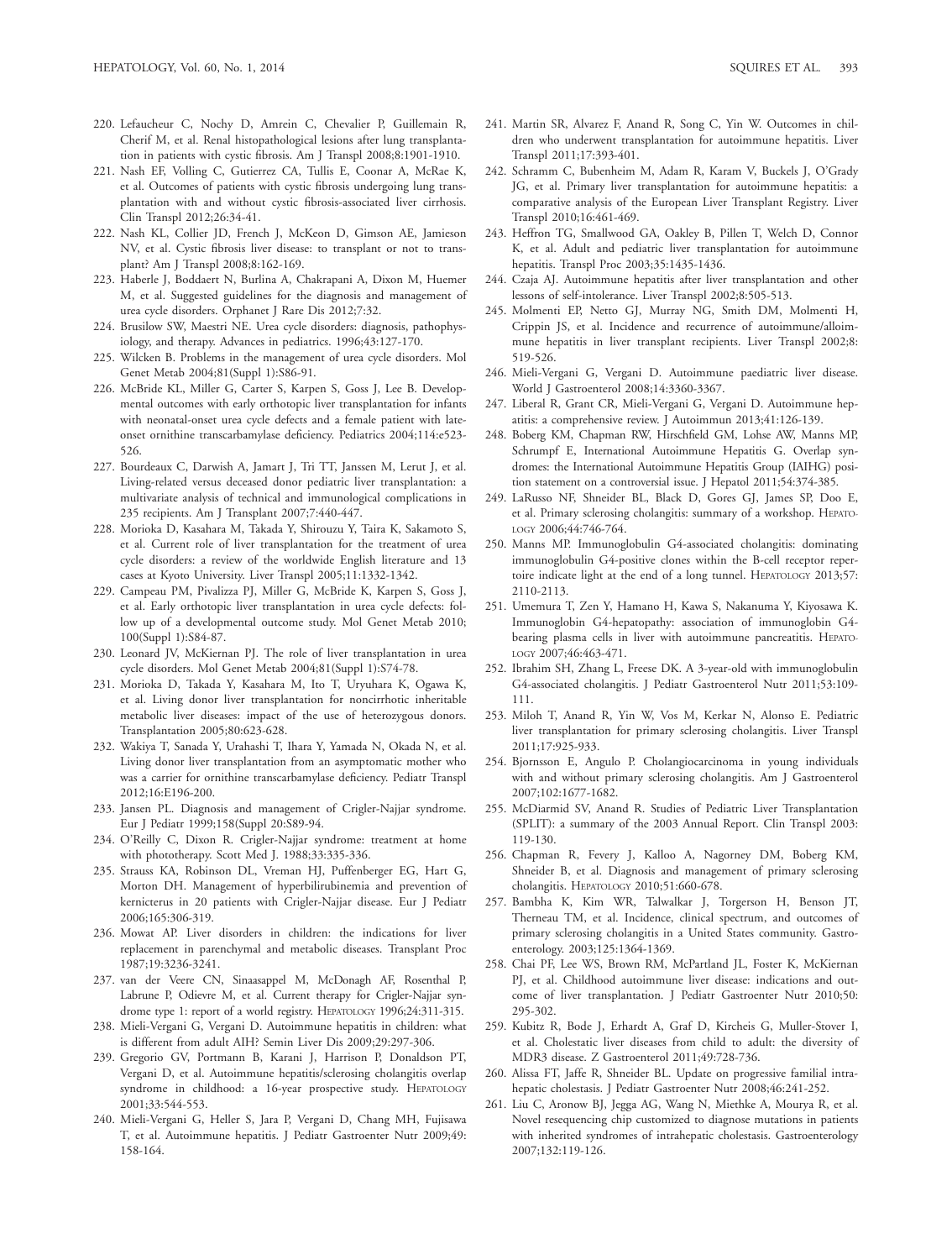220. Lefaucheur C, Nochy D, Amrein C, Chevalier P, Guillemain R, Cherif M, et al. Renal histopathological lesions after lung transplantation in patients with cystic fibrosis. Am J Transpl 2008;8:1901-1910.

221. Nash EF, Volling C, Gutierrez CA, Tullis E, Coonar A, McRae K, et al. Outcomes of patients with cystic fibrosis undergoing lung transplantation with and without cystic fibrosis-associated liver cirrhosis. Clin Transpl 2012;26:34-41.

222. Nash KL, Collier JD, French J, McKeon D, Gimson AE, Jamieson NV, et al. Cystic fibrosis liver disease: to transplant or not to transplant? Am J Transpl 2008;8:162-169.

223. Haberle J, Boddaert N, Burlina A, Chakrapani A, Dixon M, Huemer M, et al. Suggested guidelines for the diagnosis and management of urea cycle disorders. Orphanet J Rare Dis 2012;7:32.

224. Brusilow SW, Maestri NE. Urea cycle disorders: diagnosis, pathophysiology, and therapy. Advances in pediatrics. 1996;43:127-170.

225. Wilcken B. Problems in the management of urea cycle disorders. Mol Genet Metab 2004;81(Suppl 1):S86-91.

226. McBride KL, Miller G, Carter S, Karpen S, Goss J, Lee B. Developmental outcomes with early orthotopic liver transplantation for infants with neonatal-onset urea cycle defects and a female patient with late-onset ornithine transcarbamylase deficiency. Pediatrics 2004;114:e523-526.

227. Bourdeaux C, Darwish A, Jamart J, Tri TT, Janssen M, Lerut J, et al. Living-related versus deceased donor pediatric liver transplantation: a multivariate analysis of technical and immunological complications in 235 recipients. Am J Transplant 2007;7:440-447.

228. Morioka D, Kasahara M, Takada Y, Shirouzu Y, Taira K, Sakamoto S, et al. Current role of liver transplantation for the treatment of urea cycle disorders: a review of the worldwide English literature and 13 cases at Kyoto University. Liver Transpl 2005;11:1332-1342.

229. Campeau PM, Pivalizza PJ, Miller G, McBride K, Karpen S, Goss J, et al. Early orthotopic liver transplantation in urea cycle defects: follow up of a developmental outcome study. Mol Genet Metab 2010;100(Suppl 1):S84-87.

230. Leonard JV, McKiernan PJ. The role of liver transplantation in urea cycle disorders. Mol Genet Metab 2004;81(Suppl 1):S74-78.

231. Morioka D, Takada Y, Kasahara M, Ito T, Uryuhara K, Ogawa K, et al. Living donor liver transplantation for noncirrhotic inheritable metabolic liver diseases: impact of the use of heterozygous donors. Transplantation 2005;80:623-628.

232. Wakiya T, Sanada Y, Urahashi T, Ihara Y, Yamada N, Okada N, et al. Living donor liver transplantation from an asymptomatic mother who was a carrier for ornithine transcarbamylase deficiency. Pediatr Transpl 2012;16:E196-200.

233. Jansen PL. Diagnosis and management of Crigler-Najjar syndrome. Eur J Pediatr 1999;158(Suppl 20:S89-94.

234. O'Reilly C, Dixon R. Crigler-Najjar syndrome: treatment at home with phototherapy. Scott Med J. 1988;33:335-336.

235. Strauss KA, Robinson DL, Vreman HJ, Puffenberger EG, Hart G, Morton DH. Management of hyperbilirubinemia and prevention of kernicterus in 20 patients with Crigler-Najjar disease. Eur J Pediatr 2006;165:306-319.

236. Mowat AP. Liver disorders in children: the indications for liver replacement in parenchymal and metabolic diseases. Transplant Proc 1987;19:3236-3241.

237. van der Veere CN, Sinaasappel M, McDonagh AF, Rosenthal P, Labrune P, Odievre M, et al. Current therapy for Crigler-Najjar syndrome type 1: report of a world registry. HEPATOLOGY 1996;24:311-315.

238. Mieli-Vergani G, Vergani D. Autoimmune hepatitis in children: what is different from adult AIH? Semin Liver Dis 2009;29:297-306.

239. Gregorio GV, Portmann B, Karani J, Harrison P, Donaldson PT, Vergani D, et al. Autoimmune hepatitis/sclerosing cholangitis overlap syndrome in childhood: a 16-year prospective study. HEPATOLOGY 2001;33:544-553.

240. Mieli-Vergani G, Heller S, Jara P, Vergani D, Chang MH, Fujisawa T, et al. Autoimmune hepatitis. J Pediatr Gastroenter Nutr 2009;49:158-164.

241. Martin SR, Alvarez F, Anand R, Song C, Yin W. Outcomes in children who underwent transplantation for autoimmune hepatitis. Liver Transpl 2011;17:393-401.

242. Schramm C, Bubenheim M, Adam R, Karam V, Buckels J, O'Grady JG, et al. Primary liver transplantation for autoimmune hepatitis: a comparative analysis of the European Liver Transplant Registry. Liver Transpl 2010;16:461-469.

243. Heffron TG, Smallwood GA, Oakley B, Pillen T, Welch D, Connor K, et al. Adult and pediatric liver transplantation for autoimmune hepatitis. Transpl Proc 2003;35:1435-1436.

244. Czaja AJ. Autoimmune hepatitis after liver transplantation and other lessons of self-intolerance. Liver Transpl 2002;8:505-513.

245. Molmenti EP, Netto GJ, Murray NG, Smith DM, Molmenti H, Crippin JS, et al. Incidence and recurrence of autoimmune/alloimmune hepatitis in liver transplant recipients. Liver Transpl 2002;8:519-526.

246. Mieli-Vergani G, Vergani D. Autoimmune paediatric liver disease. World J Gastroenterol 2008;14:3360-3367.

247. Liberal R, Grant CR, Mieli-Vergani G, Vergani D. Autoimmune hepatitis: a comprehensive review. J Autoimmun 2013;41:126-139.

248. Boberg KM, Chapman RW, Hirschfield GM, Lohse AW, Manns MP, Schrumpf E, International Autoimmune Hepatitis G. Overlap syndromes: the International Autoimmune Hepatitis Group (IAIHG) position statement on a controversial issue. J Hepatol 2011;54:374-385.

249. LaRusso NF, Shneider BL, Black D, Gores GJ, James SP, Doo E, et al. Primary sclerosing cholangitis: summary of a workshop. HEPATOLOGY 2006;44:746-764.

250. Manns MP. Immunoglobulin G4-associated cholangitis: dominating immunoglobulin G4-positive clones within the B-cell receptor repertoire indicate light at the end of a long tunnel. HEPATOLOGY 2013;57:2110-2113.

251. Umemura T, Zen Y, Hamano H, Kawa S, Nakanuma Y, Kiyosawa K. Immunoglobin G4-hepatopathy: association of immunoglobin G4-bearing plasma cells in liver with autoimmune pancreatitis. HEPATOLOGY 2007;46:463-471.

252. Ibrahim SH, Zhang L, Freese DK. A 3-year-old with immunoglobulin G4-associated cholangitis. J Pediatr Gastroenterol Nutr 2011;53:109-111.

253. Miloh T, Anand R, Yin W, Vos M, Kerkar N, Alonso E. Pediatric liver transplantation for primary sclerosing cholangitis. Liver Transpl 2011;17:925-933.

254. Bjornsson E, Angulo P. Cholangiocarcinoma in young individuals with and without primary sclerosing cholangitis. Am J Gastroenterol 2007;102:1677-1682.

255. McDiarmid SV, Anand R. Studies of Pediatric Liver Transplantation (SPLIT): a summary of the 2003 Annual Report. Clin Transpl 2003:119-130.

256. Chapman R, Fevery J, Kalloo A, Nagorney DM, Boberg KM, Shneider B, et al. Diagnosis and management of primary sclerosing cholangitis. HEPATOLOGY 2010;51:660-678.

257. Bambha K, Kim WR, Talwalkar J, Torgerson H, Benson JT, Therneau TM, et al. Incidence, clinical spectrum, and outcomes of primary sclerosing cholangitis in a United States community. Gastroenterology. 2003;125:1364-1369.

258. Chai PF, Lee WS, Brown RM, McPartland JL, Foster K, McKiernan PJ, et al. Childhood autoimmune liver disease: indications and outcome of liver transplantation. J Pediatr Gastroenter Nutr 2010;50:295-302.

259. Kubitz R, Bode J, Erhardt A, Graf D, Kircheis G, Muller-Stover I, et al. Cholestatic liver diseases from child to adult: the diversity of MDR3 disease. Z Gastroenterol 2011;49:728-736.

260. Alissa FT, Jaffe R, Shneider BL. Update on progressive familial intrahepatic cholestasis. J Pediatr Gastroenter Nutr 2008;46:241-252.

261. Liu C, Aronow BJ, Jegga AG, Wang N, Miethke A, Mourya R, et al. Novel resequencing chip customized to diagnose mutations in patients with inherited syndromes of intrahepatic cholestasis. Gastroenterology 2007;132:119-126.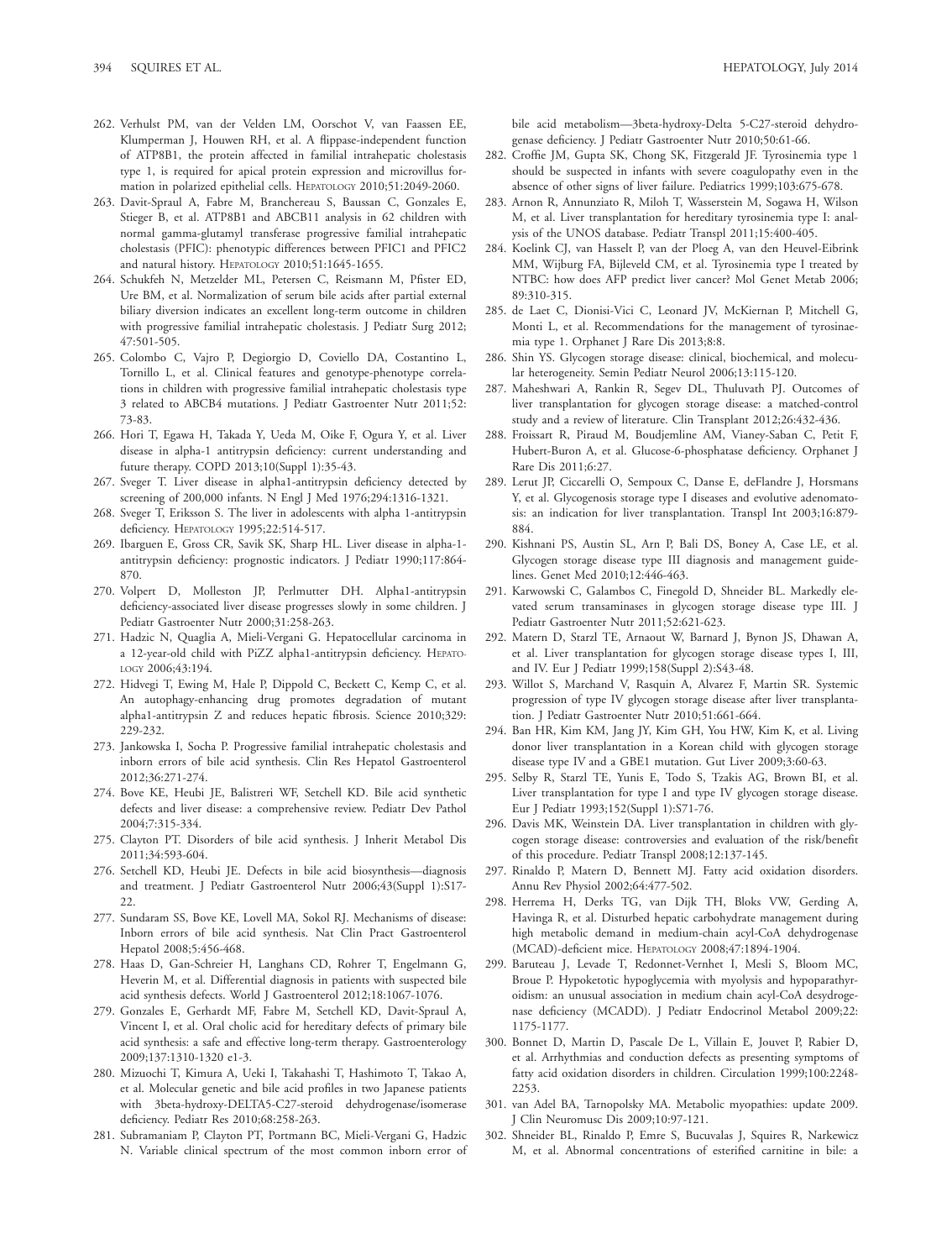262. Verhulst PM, van der Velden LM, Oorschot V, van Faassen EE, Klumperman J, Houwen RH, et al. A flippase-independent function of ATP8B1, the protein affected in familial intrahepatic cholestasis type 1, is required for apical protein expression and microvillus formation in polarized epithelial cells. HEPATOLOGY 2010;51:2049-2060.
263. Davit-Spraul A, Fabre M, Branchereau S, Baussan C, Gonzales E, Stieger B, et al. ATP8B1 and ABCB11 analysis in 62 children with normal gamma-glutamyl transferase progressive familial intrahepatic cholestasis (PFIC): phenotypic differences between PFIC1 and PFIC2 and natural history. HEPATOLOGY 2010;51:1645-1655.
264. Schukfeh N, Metzelder ML, Petersen C, Reismann M, Pfister ED, Ure BM, et al. Normalization of serum bile acids after partial external biliary diversion indicates an excellent long-term outcome in children with progressive familial intrahepatic cholestasis. J Pediatr Surg 2012;47:501-505.
265. Colombo C, Vajro P, Degiorgio D, Coviello DA, Costantino L, Tornillo L, et al. Clinical features and genotype-phenotype correlations in children with progressive familial intrahepatic cholestasis type 3 related to ABCB4 mutations. J Pediatr Gastroenter Nutr 2011;52:73-83.
266. Hori T, Egawa H, Takada Y, Ueda M, Oike F, Ogura Y, et al. Liver disease in alpha-1 antitrypsin deficiency: current understanding and future therapy. COPD 2013;10(Suppl 1):35-43.
267. Sveger T. Liver disease in alpha1-antitrypsin deficiency detected by screening of 200,000 infants. N Engl J Med 1976;294:1316-1321.
268. Sveger T, Eriksson S. The liver in adolescents with alpha 1-antitrypsin deficiency. HEPATOLOGY 1995;22:514-517.
269. Ibarguen E, Gross CR, Savik SK, Sharp HL. Liver disease in alpha-1-antitrypsin deficiency: prognostic indicators. J Pediatr 1990;117:864-870.
270. Volpert D, Molleston JP, Perlmutter DH. Alpha1-antitrypsin deficiency-associated liver disease progresses slowly in some children. J Pediatr Gastroenter Nutr 2000;31:258-263.
271. Hadzic N, Quaglia A, Mieli-Vergani G. Hepatocellular carcinoma in a 12-year-old child with PiZZ alpha1-antitrypsin deficiency. HEPATOLOGY 2006;43:194.
272. Hidvegi T, Ewing M, Hale P, Dippold C, Beckett C, Kemp C, et al. An autophagy-enhancing drug promotes degradation of mutant alpha1-antitrypsin Z and reduces hepatic fibrosis. Science 2010;329:229-232.
273. Jankowska I, Socha P. Progressive familial intrahepatic cholestasis and inborn errors of bile acid synthesis. Clin Res Hepatol Gastroenterol 2012;36:271-274.
274. Bove KE, Heubi JE, Balistreri WF, Setchell KD. Bile acid synthetic defects and liver disease: a comprehensive review. Pediatr Dev Pathol 2004;7:315-334.
275. Clayton PT. Disorders of bile acid synthesis. J Inherit Metabol Dis 2011;34:593-604.
276. Setchell KD, Heubi JE. Defects in bile acid biosynthesis—diagnosis and treatment. J Pediatr Gastroenterol Nutr 2006;43(Suppl 1):S17-22.
277. Sundaram SS, Bove KE, Lovell MA, Sokol RJ. Mechanisms of disease: Inborn errors of bile acid synthesis. Nat Clin Pract Gastroenterol Hepatol 2008;5:456-468.
278. Haas D, Gan-Schreier H, Langhans CD, Rohrer T, Engelmann G, Heverin M, et al. Differential diagnosis in patients with suspected bile acid synthesis defects. World J Gastroenterol 2012;18:1067-1076.
279. Gonzales E, Gerhardt MF, Fabre M, Setchell KD, Davit-Spraul A, Vincent I, et al. Oral cholic acid for hereditary defects of primary bile acid synthesis: a safe and effective long-term therapy. Gastroenterology 2009;137:1310-1320 e1-3.
280. Mizuochi T, Kimura A, Ueki I, Takahashi T, Hashimoto T, Takao A, et al. Molecular genetic and bile acid profiles in two Japanese patients with 3beta-hydroxy-DELTA5-C27-steroid dehydrogenase/isomerase deficiency. Pediatr Res 2010;68:258-263.
281. Subramaniam P, Clayton PT, Portmann BC, Mieli-Vergani G, Hadzic N. Variable clinical spectrum of the most common inborn error of bile acid metabolism—3beta-hydroxy-Delta 5-C27-steroid dehydrogenase deficiency. J Pediatr Gastroenter Nutr 2010;50:61-66.
282. Croffie JM, Gupta SK, Chong SK, Fitzgerald JF. Tyrosinemia type 1 should be suspected in infants with severe coagulopathy even in the absence of other signs of liver failure. Pediatrics 1999;103:675-678.
283. Arnon R, Annunziato R, Miloh T, Wasserstein M, Sogawa H, Wilson M, et al. Liver transplantation for hereditary tyrosinemia type I: analysis of the UNOS database. Pediatr Transpl 2011;15:400-405.
284. Koelink CJ, van Hasselt P, van der Ploeg A, van den Heuvel-Eibrink MM, Wijburg FA, Bijleveld CM, et al. Tyrosinemia type I treated by NTBC: how does AFP predict liver cancer? Mol Genet Metab 2006;89:310-315.
285. de Laet C, Dionisi-Vici C, Leonard JV, McKiernan P, Mitchell G, Monti L, et al. Recommendations for the management of tyrosinaemia type 1. Orphanet J Rare Dis 2013;8:8.
286. Shin YS. Glycogen storage disease: clinical, biochemical, and molecular heterogeneity. Semin Pediatr Neurol 2006;13:115-120.
287. Maheshwari A, Rankin R, Segev DL, Thuluvath PJ. Outcomes of liver transplantation for glycogen storage disease: a matched-control study and a review of literature. Clin Transplant 2012;26:432-436.
288. Froissart R, Piraud M, Boudjemline AM, Vianey-Saban C, Petit F, Hubert-Buron A, et al. Glucose-6-phosphatase deficiency. Orphanet J Rare Dis 2011;6:27.
289. Lerut JP, Ciccarelli O, Sempoux C, Danse E, deFlandre J, Horsmans Y, et al. Glycogenosis storage type I diseases and evolutive adenomatosis: an indication for liver transplantation. Transpl Int 2003;16:879-884.
290. Kishnani PS, Austin SL, Arn P, Bali DS, Boney A, Case LE, et al. Glycogen storage disease type III diagnosis and management guidelines. Genet Med 2010;12:446-463.
291. Karwowski C, Galambos C, Finegold D, Shneider BL. Markedly elevated serum transaminases in glycogen storage disease type III. J Pediatr Gastroenter Nutr 2011;52:621-623.
292. Matern D, Starzl TE, Arnaout W, Barnard J, Bynon JS, Dhawan A, et al. Liver transplantation for glycogen storage disease types I, III, and IV. Eur J Pediatr 1999;158(Suppl 2):S43-48.
293. Willot S, Marchand V, Rasquin A, Alvarez F, Martin SR. Systemic progression of type IV glycogen storage disease after liver transplantation. J Pediatr Gastroenter Nutr 2010;51:661-664.
294. Ban HR, Kim KM, Jang JY, Kim GH, You HW, Kim K, et al. Living donor liver transplantation in a Korean child with glycogen storage disease type IV and a GBE1 mutation. Gut Liver 2009;3:60-63.
295. Selby R, Starzl TE, Yunis E, Todo S, Tzakis AG, Brown BI, et al. Liver transplantation for type I and type IV glycogen storage disease. Eur J Pediatr 1993;152(Suppl 1):S71-76.
296. Davis MK, Weinstein DA. Liver transplantation in children with glycogen storage disease: controversies and evaluation of the risk/benefit of this procedure. Pediatr Transpl 2008;12:137-145.
297. Rinaldo P, Matern D, Bennett MJ. Fatty acid oxidation disorders. Annu Rev Physiol 2002;64:477-502.
298. Herrema H, Derks TG, van Dijk TH, Bloks VW, Gerding A, Havinga R, et al. Disturbed hepatic carbohydrate management during high metabolic demand in medium-chain acyl-CoA dehydrogenase (MCAD)-deficient mice. HEPATOLOGY 2008;47:1894-1904.
299. Baruteau J, Levade T, Redonnet-Vernhet I, Mesli S, Bloom MC, Broue P. Hypoketotic hypoglycemia with myolysis and hypoparathyroidism: an unusual association in medium chain acyl-CoA desydrogenase deficiency (MCADD). J Pediatr Endocrinol Metabol 2009;22:1175-1177.
300. Bonnet D, Martin D, Pascale De L, Villain E, Jouvet P, Rabier D, et al. Arrhythmias and conduction defects as presenting symptoms of fatty acid oxidation disorders in children. Circulation 1999;100:2248-2253.
301. van Adel BA, Tarnopolsky MA. Metabolic myopathies: update 2009. J Clin Neuromusc Dis 2009;10:97-121.
302. Shneider BL, Rinaldo P, Emre S, Bucuvalas J, Squires R, Narkewicz M, et al. Abnormal concentrations of esterified carnitine in bile: a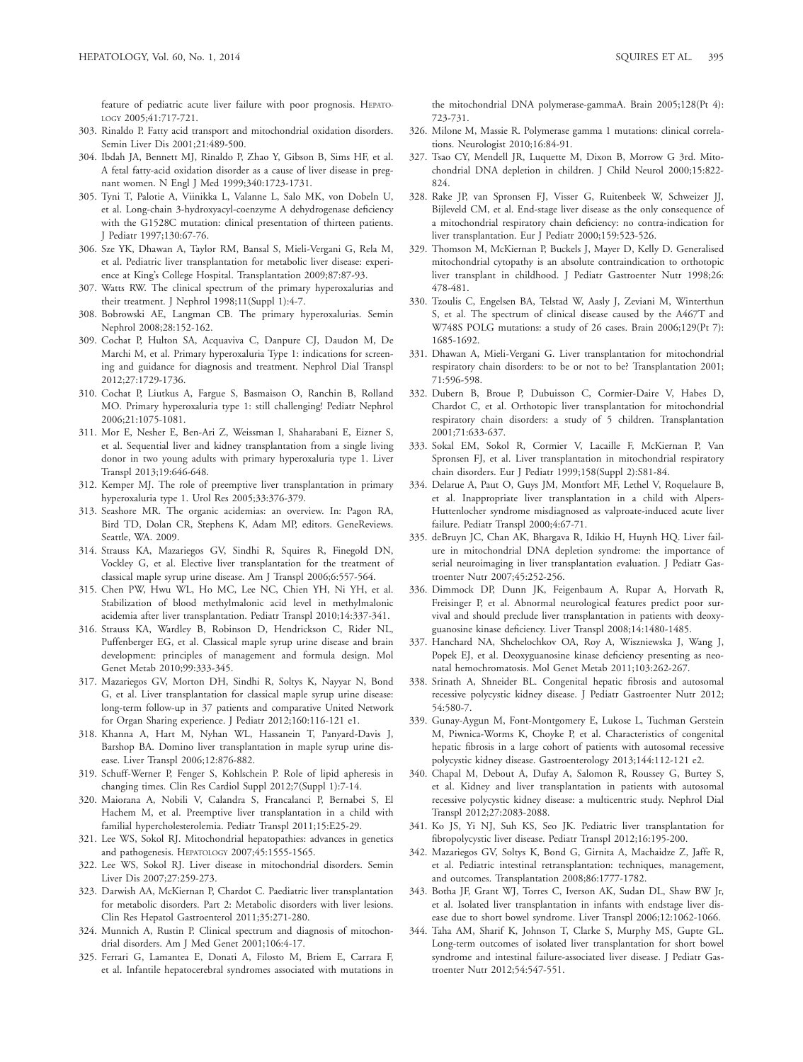feature of pediatric acute liver failure with poor prognosis. HEPATOLOGY 2005;41:717-721.

303. Rinaldo P. Fatty acid transport and mitochondrial oxidation disorders. Semin Liver Dis 2001;21:489-500.
304. Ibdah JA, Bennett MJ, Rinaldo P, Zhao Y, Gibson B, Sims HF, et al. A fetal fatty-acid oxidation disorder as a cause of liver disease in pregnant women. N Engl J Med 1999;340:1723-1731.
305. Tyni T, Palotie A, Viinikka L, Valanne L, Salo MK, von Dobeln U, et al. Long-chain 3-hydroxyacyl-coenzyme A dehydrogenase deficiency with the G1528C mutation: clinical presentation of thirteen patients. J Pediatr 1997;130:67-76.
306. Sze YK, Dhawan A, Taylor RM, Bansal S, Mieli-Vergani G, Rela M, et al. Pediatric liver transplantation for metabolic liver disease: experience at King's College Hospital. Transplantation 2009;87:87-93.
307. Watts RW. The clinical spectrum of the primary hyperoxalurias and their treatment. J Nephrol 1998;11(Suppl 1):4-7.
308. Bobrowski AE, Langman CB. The primary hyperoxalurias. Semin Nephrol 2008;28:152-162.
309. Cochat P, Hulton SA, Acquaviva C, Danpure CJ, Daudon M, De Marchi M, et al. Primary hyperoxaluria Type 1: indications for screening and guidance for diagnosis and treatment. Nephrol Dial Transpl 2012;27:1729-1736.
310. Cochat P, Liutkus A, Fargue S, Basmaison O, Ranchin B, Rolland MO. Primary hyperoxaluria type 1: still challenging! Pediatr Nephrol 2006;21:1075-1081.
311. Mor E, Nesher E, Ben-Ari Z, Weissman I, Shaharabani E, Eizner S, et al. Sequential liver and kidney transplantation from a single living donor in two young adults with primary hyperoxaluria type 1. Liver Transpl 2013;19:646-648.
312. Kemper MJ. The role of preemptive liver transplantation in primary hyperoxaluria type 1. Urol Res 2005;33:376-379.
313. Seashore MR. The organic acidemias: an overview. In: Pagon RA, Bird TD, Dolan CR, Stephens K, Adam MP, editors. GeneReviews. Seattle, WA. 2009.
314. Strauss KA, Mazariegos GV, Sindhi R, Squires R, Finegold DN, Vockley G, et al. Elective liver transplantation for the treatment of classical maple syrup urine disease. Am J Transpl 2006;6:557-564.
315. Chen PW, Hwu WL, Ho MC, Lee NC, Chien YH, Ni YH, et al. Stabilization of blood methylmalonic acid level in methylmalonic acidemia after liver transplantation. Pediatr Transpl 2010;14:337-341.
316. Strauss KA, Wardley B, Robinson D, Hendrickson C, Rider NL, Puffenberger EG, et al. Classical maple syrup urine disease and brain development: principles of management and formula design. Mol Genet Metab 2010;99:333-345.
317. Mazariegos GV, Morton DH, Sindhi R, Soltys K, Nayyar N, Bond G, et al. Liver transplantation for classical maple syrup urine disease: long-term follow-up in 37 patients and comparative United Network for Organ Sharing experience. J Pediatr 2012;160:116-121 e1.
318. Khanna A, Hart M, Nyhan WL, Hassanein T, Panyard-Davis J, Barshop BA. Domino liver transplantation in maple syrup urine disease. Liver Transpl 2006;12:876-882.
319. Schuff-Werner P, Fenger S, Kohlschein P. Role of lipid apheresis in changing times. Clin Res Cardiol Suppl 2012;7(Suppl 1):7-14.
320. Maiorana A, Nobili V, Calandra S, Francalanci P, Bernabei S, El Hachem M, et al. Preemptive liver transplantation in a child with familial hypercholesterolemia. Pediatr Transpl 2011;15:E25-29.
321. Lee WS, Sokol RJ. Mitochondrial hepatopathies: advances in genetics and pathogenesis. HEPATOLOGY 2007;45:1555-1565.
322. Lee WS, Sokol RJ. Liver disease in mitochondrial disorders. Semin Liver Dis 2007;27:259-273.
323. Darwish AA, McKiernan P, Chardot C. Paediatric liver transplantation for metabolic disorders. Part 2: Metabolic disorders with liver lesions. Clin Res Hepatol Gastroenterol 2011;35:271-280.
324. Munnich A, Rustin P. Clinical spectrum and diagnosis of mitochondrial disorders. Am J Med Genet 2001;106:4-17.
325. Ferrari G, Lamantea E, Donati A, Filosto M, Briem E, Carrara F, et al. Infantile hepatocerebral syndromes associated with mutations in the mitochondrial DNA polymerase-gammaA. Brain 2005;128(Pt 4): 723-731.
326. Milone M, Massie R. Polymerase gamma 1 mutations: clinical correlations. Neurologist 2010;16:84-91.
327. Tsao CY, Mendell JR, Luquette M, Dixon B, Morrow G 3rd. Mitochondrial DNA depletion in children. J Child Neurol 2000;15:822-824.
328. Rake JP, van Spronsen FJ, Visser G, Ruitenbeek W, Schweizer JJ, Bijleveld CM, et al. End-stage liver disease as the only consequence of a mitochondrial respiratory chain deficiency: no contra-indication for liver transplantation. Eur J Pediatr 2000;159:523-526.
329. Thomson M, McKiernan P, Buckels J, Mayer D, Kelly D. Generalised mitochondrial cytopathy is an absolute contraindication to orthotopic liver transplant in childhood. J Pediatr Gastroenter Nutr 1998;26: 478-481.
330. Tzoulis C, Engelsen BA, Telstad W, Aasly J, Zeviani M, Winterthun S, et al. The spectrum of clinical disease caused by the A467T and W748S POLG mutations: a study of 26 cases. Brain 2006;129(Pt 7): 1685-1692.
331. Dhawan A, Mieli-Vergani G. Liver transplantation for mitochondrial respiratory chain disorders: to be or not to be? Transplantation 2001; 71:596-598.
332. Dubern B, Broue P, Dubuisson C, Cormier-Daire V, Habes D, Chardot C, et al. Orthotopic liver transplantation for mitochondrial respiratory chain disorders: a study of 5 children. Transplantation 2001;71:633-637.
333. Sokal EM, Sokol R, Cormier V, Lacaille F, McKiernan P, Van Spronsen FJ, et al. Liver transplantation in mitochondrial respiratory chain disorders. Eur J Pediatr 1999;158(Suppl 2):S81-84.
334. Delarue A, Paut O, Guys JM, Montfort MF, Lethel V, Roquelaure B, et al. Inappropriate liver transplantation in a child with Alpers-Huttenlocher syndrome misdiagnosed as valproate-induced acute liver failure. Pediatr Transpl 2000;4:67-71.
335. deBruyn JC, Chan AK, Bhargava R, Idikio H, Huynh HQ. Liver failure in mitochondrial DNA depletion syndrome: the importance of serial neuroimaging in liver transplantation evaluation. J Pediatr Gastroenter Nutr 2007;45:252-256.
336. Dimmock DP, Dunn JK, Feigenbaum A, Rupar A, Horvath R, Freisinger P, et al. Abnormal neurological features predict poor survival and should preclude liver transplantation in patients with deoxyguanosine kinase deficiency. Liver Transpl 2008;14:1480-1485.
337. Hanchard NA, Shchelochkov OA, Roy A, Wiszniewska J, Wang J, Popek EJ, et al. Deoxyguanosine kinase deficiency presenting as neonatal hemochromatosis. Mol Genet Metab 2011;103:262-267.
338. Srinath A, Shneider BL. Congenital hepatic fibrosis and autosomal recessive polycystic kidney disease. J Pediatr Gastroenter Nutr 2012; 54:580-7.
339. Gunay-Aygun M, Font-Montgomery E, Lukose L, Tuchman Gerstein M, Piwnica-Worms K, Choyke P, et al. Characteristics of congenital hepatic fibrosis in a large cohort of patients with autosomal recessive polycystic kidney disease. Gastroenterology 2013;144:112-121 e2.
340. Chapal M, Debout A, Dufay A, Salomon R, Roussey G, Burtey S, et al. Kidney and liver transplantation in patients with autosomal recessive polycystic kidney disease: a multicentric study. Nephrol Dial Transpl 2012;27:2083-2088.
341. Ko JS, Yi NJ, Suh KS, Seo JK. Pediatric liver transplantation for fibropolycystic liver disease. Pediatr Transpl 2012;16:195-200.
342. Mazariegos GV, Soltys K, Bond G, Girnita A, Machaidze Z, Jaffe R, et al. Pediatric intestinal retransplantation: techniques, management, and outcomes. Transplantation 2008;86:1777-1782.
343. Botha JF, Grant WJ, Torres C, Iverson AK, Sudan DL, Shaw BW Jr, et al. Isolated liver transplantation in infants with endstage liver disease due to short bowel syndrome. Liver Transpl 2006;12:1062-1066.
344. Taha AM, Sharif K, Johnson T, Clarke S, Murphy MS, Gupte GL. Long-term outcomes of isolated liver transplantation for short bowel syndrome and intestinal failure-associated liver disease. J Pediatr Gastroenter Nutr 2012;54:547-551.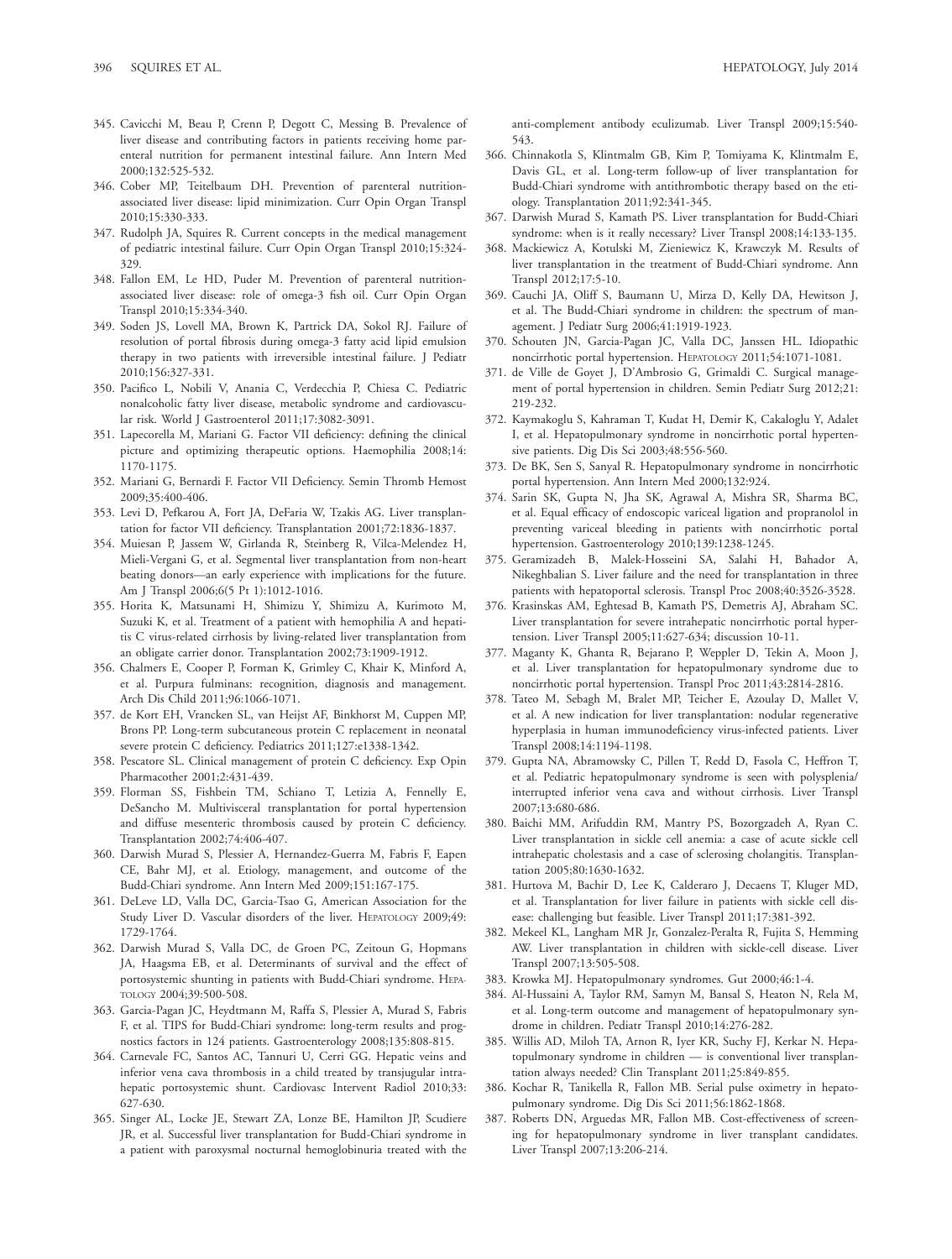345. Cavicchi M, Beau P, Crenn P, Degott C, Messing B. Prevalence of liver disease and contributing factors in patients receiving home parenteral nutrition for permanent intestinal failure. Ann Intern Med 2000;132:525-532.
346. Cober MP, Teitelbaum DH. Prevention of parenteral nutrition-associated liver disease: lipid minimization. Curr Opin Organ Transpl 2010;15:330-333.
347. Rudolph JA, Squires R. Current concepts in the medical management of pediatric intestinal failure. Curr Opin Organ Transpl 2010;15:324-329.
348. Fallon EM, Le HD, Puder M. Prevention of parenteral nutrition-associated liver disease: role of omega-3 fish oil. Curr Opin Organ Transpl 2010;15:334-340.
349. Soden JS, Lovell MA, Brown K, Partrick DA, Sokol RJ. Failure of resolution of portal fibrosis during omega-3 fatty acid lipid emulsion therapy in two patients with irreversible intestinal failure. J Pediatr 2010;156:327-331.
350. Pacifico L, Nobili V, Anania C, Verdecchia P, Chiesa C. Pediatric nonalcoholic fatty liver disease, metabolic syndrome and cardiovascular risk. World J Gastroenterol 2011;17:3082-3091.
351. Lapecorella M, Mariani G. Factor VII deficiency: defining the clinical picture and optimizing therapeutic options. Haemophilia 2008;14:1170-1175.
352. Mariani G, Bernardi F. Factor VII Deficiency. Semin Thromb Hemost 2009;35:400-406.
353. Levi D, Pefkarou A, Fort JA, DeFaria W, Tzakis AG. Liver transplantation for factor VII deficiency. Transplantation 2001;72:1836-1837.
354. Muiesan P, Jassem W, Girlanda R, Steinberg R, Vilca-Melendez H, Mieli-Vergani G, et al. Segmental liver transplantation from non-heart beating donors—an early experience with implications for the future. Am J Transpl 2006;6(5 Pt 1):1012-1016.
355. Horita K, Matsunami H, Shimizu Y, Shimizu A, Kurimoto M, Suzuki K, et al. Treatment of a patient with hemophilia A and hepatitis C virus-related cirrhosis by living-related liver transplantation from an obligate carrier donor. Transplantation 2002;73:1909-1912.
356. Chalmers E, Cooper P, Forman K, Grimley C, Khair K, Minford A, et al. Purpura fulminans: recognition, diagnosis and management. Arch Dis Child 2011;96:1066-1071.
357. de Kort EH, Vrancken SL, van Heijst AF, Binkhorst M, Cuppen MP, Brons PP. Long-term subcutaneous protein C replacement in neonatal severe protein C deficiency. Pediatrics 2011;127:e1338-1342.
358. Pescatore SL. Clinical management of protein C deficiency. Exp Opin Pharmacother 2001;2:431-439.
359. Florman SS, Fishbein TM, Schiano T, Letizia A, Fennelly E, DeSancho M. Multivisceral transplantation for portal hypertension and diffuse mesenteric thrombosis caused by protein C deficiency. Transplantation 2002;74:406-407.
360. Darwish Murad S, Plessier A, Hernandez-Guerra M, Fabris F, Eapen CE, Bahr MJ, et al. Etiology, management, and outcome of the Budd-Chiari syndrome. Ann Intern Med 2009;151:167-175.
361. DeLeve LD, Valla DC, Garcia-Tsao G, American Association for the Study Liver D. Vascular disorders of the liver. HEPATOLOGY 2009;49:1729-1764.
362. Darwish Murad S, Valla DC, de Groen PC, Zeitoun G, Hopmans JA, Haagsma EB, et al. Determinants of survival and the effect of portosystemic shunting in patients with Budd-Chiari syndrome. HEPATOLOGY 2004;39:500-508.
363. Garcia-Pagan JC, Heydtmann M, Raffa S, Plessier A, Murad S, Fabris F, et al. TIPS for Budd-Chiari syndrome: long-term results and prognostics factors in 124 patients. Gastroenterology 2008;135:808-815.
364. Carnevale FC, Santos AC, Tannuri U, Cerri GG. Hepatic veins and inferior vena cava thrombosis in a child treated by transjugular intrahepatic portosystemic shunt. Cardiovasc Intervent Radiol 2010;33:627-630.
365. Singer AL, Locke JE, Stewart ZA, Lonze BE, Hamilton JP, Scudiere JR, et al. Successful liver transplantation for Budd-Chiari syndrome in a patient with paroxysmal nocturnal hemoglobinuria treated with the anti-complement antibody eculizumab. Liver Transpl 2009;15:540-543.
366. Chinnakotla S, Klintmalm GB, Kim P, Tomiyama K, Klintmalm E, Davis GL, et al. Long-term follow-up of liver transplantation for Budd-Chiari syndrome with antithrombotic therapy based on the etiology. Transplantation 2011;92:341-345.
367. Darwish Murad S, Kamath PS. Liver transplantation for Budd-Chiari syndrome: when is it really necessary? Liver Transpl 2008;14:133-135.
368. Mackiewicz A, Kotulski M, Zieniewicz K, Krawczyk M. Results of liver transplantation in the treatment of Budd-Chiari syndrome. Ann Transpl 2012;17:5-10.
369. Cauchi JA, Oliff S, Baumann U, Mirza D, Kelly DA, Hewitson J, et al. The Budd-Chiari syndrome in children: the spectrum of management. J Pediatr Surg 2006;41:1919-1923.
370. Schouten JN, Garcia-Pagan JC, Valla DC, Janssen HL. Idiopathic noncirrhotic portal hypertension. HEPATOLOGY 2011;54:1071-1081.
371. de Ville de Goyet J, D'Ambrosio G, Grimaldi C. Surgical management of portal hypertension in children. Semin Pediatr Surg 2012;21:219-232.
372. Kaymakoglu S, Kahraman T, Kudat H, Demir K, Cakaloglu Y, Adalet I, et al. Hepatopulmonary syndrome in noncirrhotic portal hypertensive patients. Dig Dis Sci 2003;48:556-560.
373. De BK, Sen S, Sanyal R. Hepatopulmonary syndrome in noncirrhotic portal hypertension. Ann Intern Med 2000;132:924.
374. Sarin SK, Gupta N, Jha SK, Agrawal A, Mishra SR, Sharma BC, et al. Equal efficacy of endoscopic variceal ligation and propranolol in preventing variceal bleeding in patients with noncirrhotic portal hypertension. Gastroenterology 2010;139:1238-1245.
375. Geramizadeh B, Malek-Hosseini SA, Salahi H, Bahador A, Nikeghbalian S. Liver failure and the need for transplantation in three patients with hepatoportal sclerosis. Transpl Proc 2008;40:3526-3528.
376. Krasinskas AM, Eghtesad B, Kamath PS, Demetris AJ, Abraham SC. Liver transplantation for severe intrahepatic noncirrhotic portal hypertension. Liver Transpl 2005;11:627-634; discussion 10-11.
377. Maganty K, Ghanta R, Bejarano P, Weppler D, Tekin A, Moon J, et al. Liver transplantation for hepatopulmonary syndrome due to noncirrhotic portal hypertension. Transpl Proc 2011;43:2814-2816.
378. Tateo M, Sebagh M, Bralet MP, Teicher E, Azoulay D, Mallet V, et al. A new indication for liver transplantation: nodular regenerative hyperplasia in human immunodeficiency virus-infected patients. Liver Transpl 2008;14:1194-1198.
379. Gupta NA, Abramowsky C, Pillen T, Redd D, Fasola C, Heffron T, et al. Pediatric hepatopulmonary syndrome is seen with polysplenia/interrupted inferior vena cava and without cirrhosis. Liver Transpl 2007;13:680-686.
380. Baichi MM, Arifuddin RM, Mantry PS, Bozorgzadeh A, Ryan C. Liver transplantation in sickle cell anemia: a case of acute sickle cell intrahepatic cholestasis and a case of sclerosing cholangitis. Transplantation 2005;80:1630-1632.
381. Hurtova M, Bachir D, Lee K, Calderaro J, Decaens T, Kluger MD, et al. Transplantation for liver failure in patients with sickle cell disease: challenging but feasible. Liver Transpl 2011;17:381-392.
382. Mekeel KL, Langham MR Jr, Gonzalez-Peralta R, Fujita S, Hemming AW. Liver transplantation in children with sickle-cell disease. Liver Transpl 2007;13:505-508.
383. Krowka MJ. Hepatopulmonary syndromes. Gut 2000;46:1-4.
384. Al-Hussaini A, Taylor RM, Samyn M, Bansal S, Heaton N, Rela M, et al. Long-term outcome and management of hepatopulmonary syndrome in children. Pediatr Transpl 2010;14:276-282.
385. Willis AD, Miloh TA, Arnon R, Iyer KR, Suchy FJ, Kerkar N. Hepatopulmonary syndrome in children — is conventional liver transplantation always needed? Clin Transplant 2011;25:849-855.
386. Kochar R, Tanikella R, Fallon MB. Serial pulse oximetry in hepatopulmonary syndrome. Dig Dis Sci 2011;56:1862-1868.
387. Roberts DN, Arguedas MR, Fallon MB. Cost-effectiveness of screening for hepatopulmonary syndrome in liver transplant candidates. Liver Transpl 2007;13:206-214.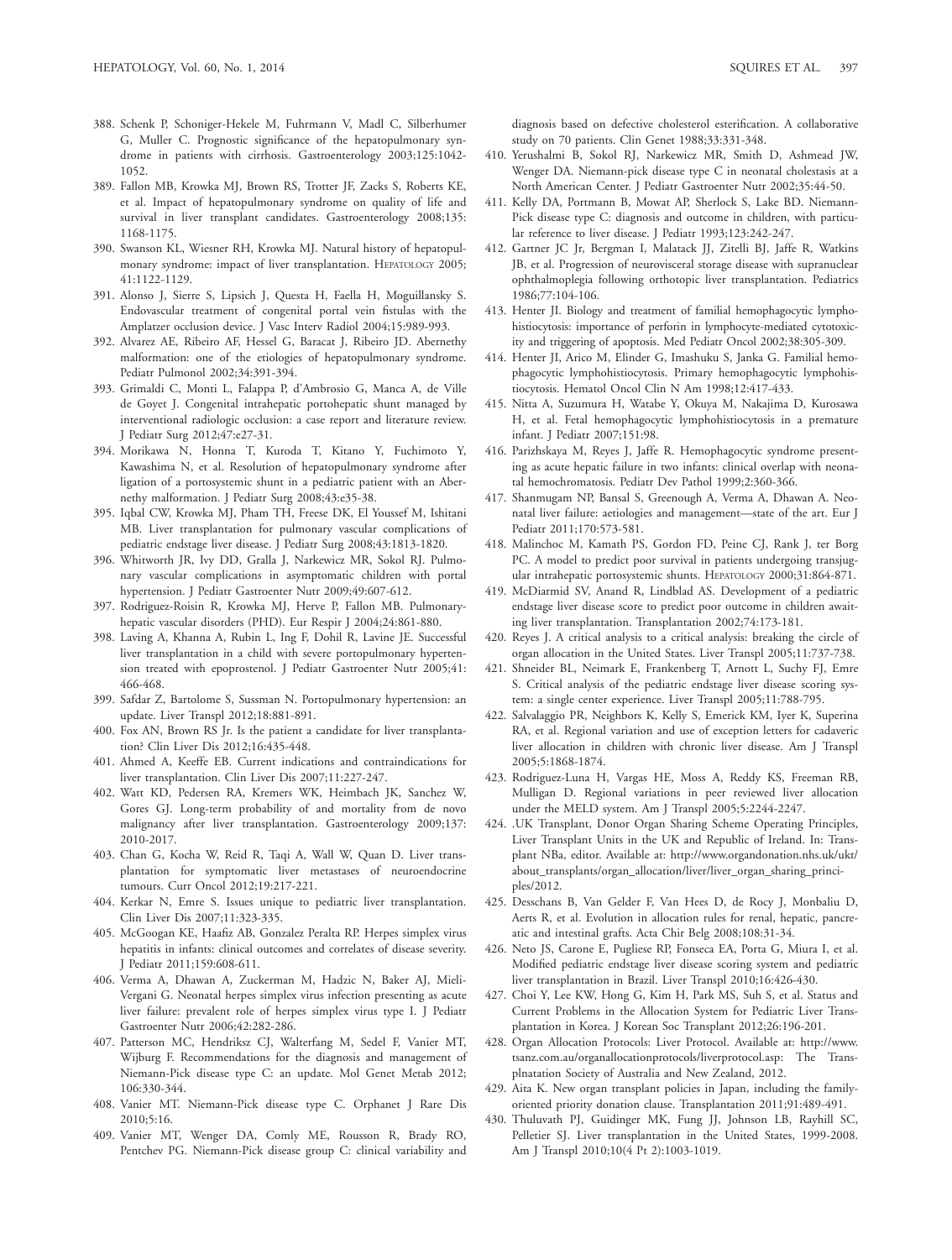388. Schenk P, Schoniger-Hekele M, Fuhrmann V, Madl C, Silberhumer G, Muller C. Prognostic significance of the hepatopulmonary syndrome in patients with cirrhosis. Gastroenterology 2003;125:1042-1052.
389. Fallon MB, Krowka MJ, Brown RS, Trotter JF, Zacks S, Roberts KE, et al. Impact of hepatopulmonary syndrome on quality of life and survival in liver transplant candidates. Gastroenterology 2008;135: 1168-1175.
390. Swanson KL, Wiesner RH, Krowka MJ. Natural history of hepatopulmonary syndrome: impact of liver transplantation. HEPATOLOGY 2005; 41:1122-1129.
391. Alonso J, Sierre S, Lipsich J, Questa H, Faella H, Moguillansky S. Endovascular treatment of congenital portal vein fistulas with the Amplatzer occlusion device. J Vasc Interv Radiol 2004;15:989-993.
392. Alvarez AE, Ribeiro AF, Hessel G, Baracat J, Ribeiro JD. Abernethy malformation: one of the etiologies of hepatopulmonary syndrome. Pediatr Pulmonol 2002;34:391-394.
393. Grimaldi C, Monti L, Falappa P, d'Ambrosio G, Manca A, de Ville de Goyet J. Congenital intrahepatic portohepatic shunt managed by interventional radiologic occlusion: a case report and literature review. J Pediatr Surg 2012;47:e27-31.
394. Morikawa N, Honna T, Kuroda T, Kitano Y, Fuchimoto Y, Kawashima N, et al. Resolution of hepatopulmonary syndrome after ligation of a portosystemic shunt in a pediatric patient with an Abernethy malformation. J Pediatr Surg 2008;43:e35-38.
395. Iqbal CW, Krowka MJ, Pham TH, Freese DK, El Youssef M, Ishitani MB. Liver transplantation for pulmonary vascular complications of pediatric endstage liver disease. J Pediatr Surg 2008;43:1813-1820.
396. Whitworth JR, Ivy DD, Gralla J, Narkewicz MR, Sokol RJ. Pulmonary vascular complications in asymptomatic children with portal hypertension. J Pediatr Gastroenter Nutr 2009;49:607-612.
397. Rodriguez-Roisin R, Krowka MJ, Herve P, Fallon MB. Pulmonary-hepatic vascular disorders (PHD). Eur Respir J 2004;24:861-880.
398. Laving A, Khanna A, Rubin L, Ing F, Dohil R, Lavine JE. Successful liver transplantation in a child with severe portopulmonary hypertension treated with epoprostenol. J Pediatr Gastroenter Nutr 2005;41: 466-468.
399. Safdar Z, Bartolome S, Sussman N. Portopulmonary hypertension: an update. Liver Transpl 2012;18:881-891.
400. Fox AN, Brown RS Jr. Is the patient a candidate for liver transplantation? Clin Liver Dis 2012;16:435-448.
401. Ahmed A, Keeffe EB. Current indications and contraindications for liver transplantation. Clin Liver Dis 2007;11:227-247.
402. Watt KD, Pedersen RA, Kremers WK, Heimbach JK, Sanchez W, Gores GJ. Long-term probability of and mortality from de novo malignancy after liver transplantation. Gastroenterology 2009;137: 2010-2017.
403. Chan G, Kocha W, Reid R, Taqi A, Wall W, Quan D. Liver transplantation for symptomatic liver metastases of neuroendocrine tumours. Curr Oncol 2012;19:217-221.
404. Kerkar N, Emre S. Issues unique to pediatric liver transplantation. Clin Liver Dis 2007;11:323-335.
405. McGoogan KE, Haafiz AB, Gonzalez Peralta RP. Herpes simplex virus hepatitis in infants: clinical outcomes and correlates of disease severity. J Pediatr 2011;159:608-611.
406. Verma A, Dhawan A, Zuckerman M, Hadzic N, Baker AJ, Mieli-Vergani G. Neonatal herpes simplex virus infection presenting as acute liver failure: prevalent role of herpes simplex virus type I. J Pediatr Gastroenter Nutr 2006;42:282-286.
407. Patterson MC, Hendriksz CJ, Walterfang M, Sedel F, Vanier MT, Wijburg F. Recommendations for the diagnosis and management of Niemann-Pick disease type C: an update. Mol Genet Metab 2012; 106:330-344.
408. Vanier MT. Niemann-Pick disease type C. Orphanet J Rare Dis 2010;5:16.
409. Vanier MT, Wenger DA, Comly ME, Rousson R, Brady RO, Pentchev PG. Niemann-Pick disease group C: clinical variability and diagnosis based on defective cholesterol esterification. A collaborative study on 70 patients. Clin Genet 1988;33:331-348.
410. Yerushalmi B, Sokol RJ, Narkewicz MR, Smith D, Ashmead JW, Wenger DA. Niemann-pick disease type C in neonatal cholestasis at a North American Center. J Pediatr Gastroenter Nutr 2002;35:44-50.
411. Kelly DA, Portmann B, Mowat AP, Sherlock S, Lake BD. Niemann-Pick disease type C: diagnosis and outcome in children, with particular reference to liver disease. J Pediatr 1993;123:242-247.
412. Gartner JC Jr, Bergman I, Malatack JJ, Zitelli BJ, Jaffe R, Watkins JB, et al. Progression of neurovisceral storage disease with supranuclear ophthalmoplegia following orthotopic liver transplantation. Pediatrics 1986;77:104-106.
413. Henter JI. Biology and treatment of familial hemophagocytic lymphohistiocytosis: importance of perforin in lymphocyte-mediated cytotoxicity and triggering of apoptosis. Med Pediatr Oncol 2002;38:305-309.
414. Henter JI, Arico M, Elinder G, Imashuku S, Janka G. Familial hemophagocytic lymphohistiocytosis. Primary hemophagocytic lymphohistiocytosis. Hematol Oncol Clin N Am 1998;12:417-433.
415. Nitta A, Suzumura H, Watabe Y, Okuya M, Nakajima D, Kurosawa H, et al. Fetal hemophagocytic lymphohistiocytosis in a premature infant. J Pediatr 2007;151:98.
416. Parizhskaya M, Reyes J, Jaffe R. Hemophagocytic syndrome presenting as acute hepatic failure in two infants: clinical overlap with neonatal hemochromatosis. Pediatr Dev Pathol 1999;2:360-366.
417. Shanmugam NP, Bansal S, Greenough A, Verma A, Dhawan A. Neonatal liver failure: aetiologies and management—state of the art. Eur J Pediatr 2011;170:573-581.
418. Malinchoc M, Kamath PS, Gordon FD, Peine CJ, Rank J, ter Borg PC. A model to predict poor survival in patients undergoing transjugular intrahepatic portosystemic shunts. HEPATOLOGY 2000;31:864-871.
419. McDiarmid SV, Anand R, Lindblad AS. Development of a pediatric endstage liver disease score to predict poor outcome in children awaiting liver transplantation. Transplantation 2002;74:173-181.
420. Reyes J. A critical analysis to a critical analysis: breaking the circle of organ allocation in the United States. Liver Transpl 2005;11:737-738.
421. Shneider BL, Neimark E, Frankenberg T, Arnott L, Suchy FJ, Emre S. Critical analysis of the pediatric endstage liver disease scoring system: a single center experience. Liver Transpl 2005;11:788-795.
422. Salvalaggio PR, Neighbors K, Kelly S, Emerick KM, Iyer K, Superina RA, et al. Regional variation and use of exception letters for cadaveric liver allocation in children with chronic liver disease. Am J Transpl 2005;5:1868-1874.
423. Rodriguez-Luna H, Vargas HE, Moss A, Reddy KS, Freeman RB, Mulligan D. Regional variations in peer reviewed liver allocation under the MELD system. Am J Transpl 2005;5:2244-2247.
424. .UK Transplant, Donor Organ Sharing Scheme Operating Principles, Liver Transplant Units in the UK and Republic of Ireland. In: Transplant NBa, editor. Available at: http://www.organdonation.nhs.uk/ukt/about_transplants/organ_allocation/liver/liver_organ_sharing_principles/2012.
425. Desschans B, Van Gelder F, Van Hees D, de Rocy J, Monbaliu D, Aerts R, et al. Evolution in allocation rules for renal, hepatic, pancreatic and intestinal grafts. Acta Chir Belg 2008;108:31-34.
426. Neto JS, Carone E, Pugliese RP, Fonseca EA, Porta G, Miura I, et al. Modified pediatric endstage liver disease scoring system and pediatric liver transplantation in Brazil. Liver Transpl 2010;16:426-430.
427. Choi Y, Lee KW, Hong G, Kim H, Park MS, Suh S, et al. Status and Current Problems in the Allocation System for Pediatric Liver Transplantation in Korea. J Korean Soc Transplant 2012;26:196-201.
428. Organ Allocation Protocols: Liver Protocol. Available at: http://www.tsanz.com.au/organallocationprotocols/liverprotocol.asp: The Transplnatation Society of Australia and New Zealand, 2012.
429. Aita K. New organ transplant policies in Japan, including the family-oriented priority donation clause. Transplantation 2011;91:489-491.
430. Thuluvath PJ, Guidinger MK, Fung JJ, Johnson LB, Rayhill SC, Pelletier SJ. Liver transplantation in the United States, 1999-2008. Am J Transpl 2010;10(4 Pt 2):1003-1019.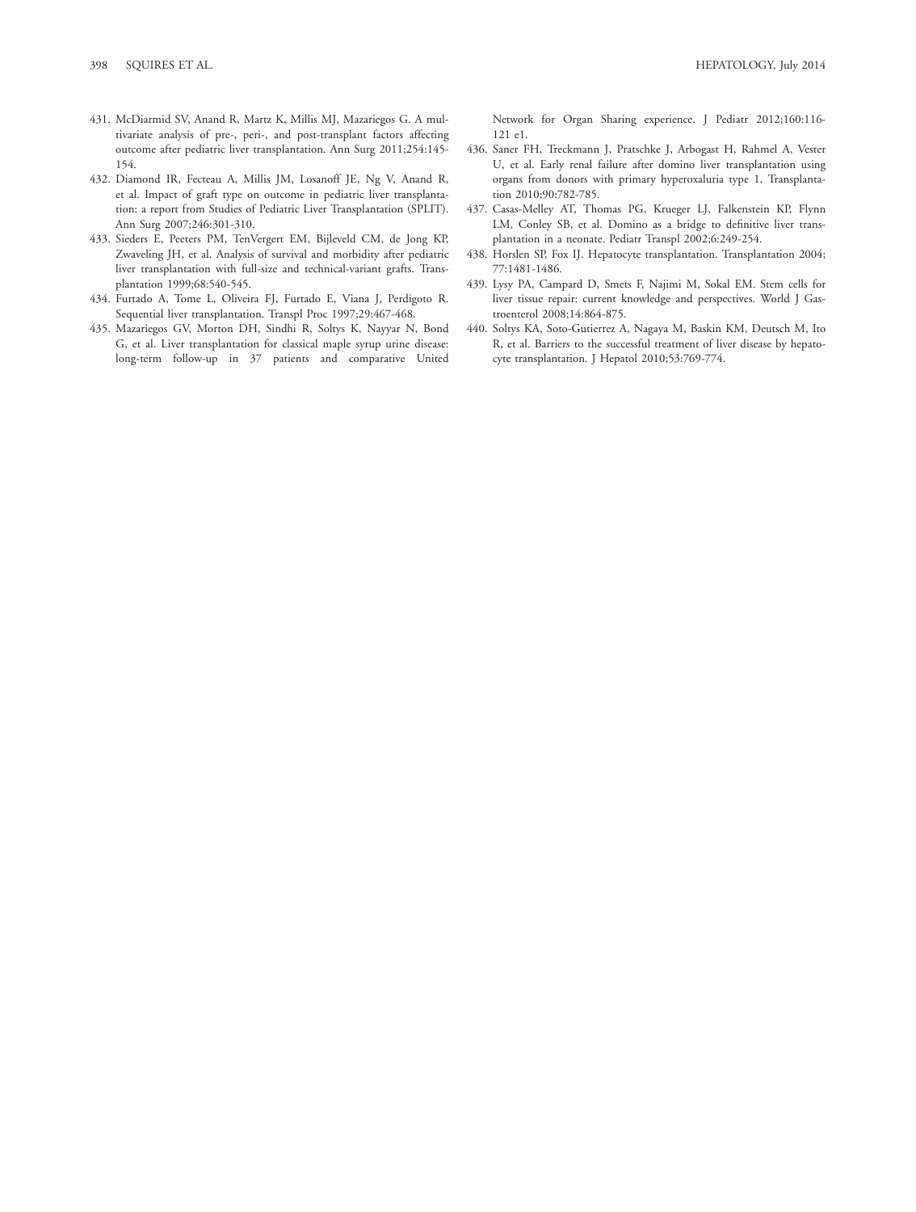431. McDiarmid SV, Anand R, Martz K, Millis MJ, Mazariegos G. A multivariate analysis of pre-, peri-, and post-transplant factors affecting outcome after pediatric liver transplantation. Ann Surg 2011;254:145-154.
432. Diamond IR, Fecteau A, Millis JM, Losanoff JE, Ng V, Anand R, et al. Impact of graft type on outcome in pediatric liver transplantation: a report from Studies of Pediatric Liver Transplantation (SPLIT). Ann Surg 2007;246:301-310.
433. Sieders E, Peeters PM, TenVergert EM, Bijleveld CM, de Jong KP, Zwaveling JH, et al. Analysis of survival and morbidity after pediatric liver transplantation with full-size and technical-variant grafts. Transplantation 1999;68:540-545.
434. Furtado A, Tome L, Oliveira FJ, Furtado E, Viana J, Perdigoto R. Sequential liver transplantation. Transpl Proc 1997;29:467-468.
435. Mazariegos GV, Morton DH, Sindhi R, Soltys K, Nayyar N, Bond G, et al. Liver transplantation for classical maple syrup urine disease: long-term follow-up in 37 patients and comparative United Network for Organ Sharing experience. J Pediatr 2012;160:116-121 e1.
436. Saner FH, Treckmann J, Pratschke J, Arbogast H, Rahmel A, Vester U, et al. Early renal failure after domino liver transplantation using organs from donors with primary hyperoxaluria type 1. Transplantation 2010;90:782-785.
437. Casas-Melley AT, Thomas PG, Krueger LJ, Falkenstein KP, Flynn LM, Conley SB, et al. Domino as a bridge to definitive liver transplantation in a neonate. Pediatr Transpl 2002;6:249-254.
438. Horslen SP, Fox IJ. Hepatocyte transplantation. Transplantation 2004; 77:1481-1486.
439. Lysy PA, Campard D, Smets F, Najimi M, Sokal EM. Stem cells for liver tissue repair: current knowledge and perspectives. World J Gastroenterol 2008;14:864-875.
440. Soltys KA, Soto-Gutierrez A, Nagaya M, Baskin KM, Deutsch M, Ito R, et al. Barriers to the successful treatment of liver disease by hepatocyte transplantation. J Hepatol 2010;53:769-774.